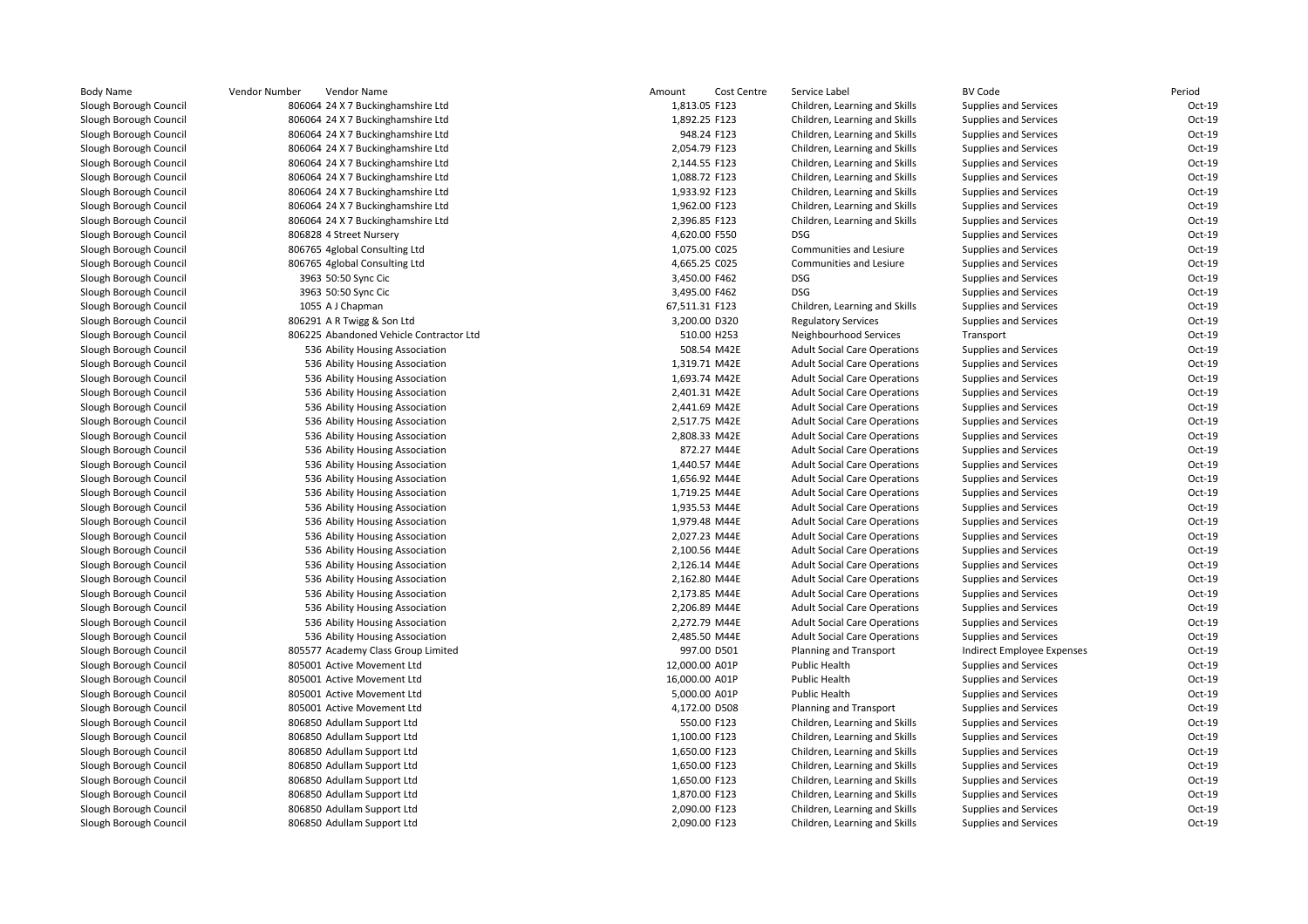| Body Name | Vendor Number | Vendor Name | Amount | Cost Centre | Service Label | BV Code | Period |
|---|---|---|---|---|---|---|---|
| Slough Borough Council | 806064 | 24 X 7 Buckinghamshire Ltd | 1,813.05 | F123 | Children, Learning and Skills | Supplies and Services | Oct-19 |
| Slough Borough Council | 806064 | 24 X 7 Buckinghamshire Ltd | 1,892.25 | F123 | Children, Learning and Skills | Supplies and Services | Oct-19 |
| Slough Borough Council | 806064 | 24 X 7 Buckinghamshire Ltd | 948.24 | F123 | Children, Learning and Skills | Supplies and Services | Oct-19 |
| Slough Borough Council | 806064 | 24 X 7 Buckinghamshire Ltd | 2,054.79 | F123 | Children, Learning and Skills | Supplies and Services | Oct-19 |
| Slough Borough Council | 806064 | 24 X 7 Buckinghamshire Ltd | 2,144.55 | F123 | Children, Learning and Skills | Supplies and Services | Oct-19 |
| Slough Borough Council | 806064 | 24 X 7 Buckinghamshire Ltd | 1,088.72 | F123 | Children, Learning and Skills | Supplies and Services | Oct-19 |
| Slough Borough Council | 806064 | 24 X 7 Buckinghamshire Ltd | 1,933.92 | F123 | Children, Learning and Skills | Supplies and Services | Oct-19 |
| Slough Borough Council | 806064 | 24 X 7 Buckinghamshire Ltd | 1,962.00 | F123 | Children, Learning and Skills | Supplies and Services | Oct-19 |
| Slough Borough Council | 806064 | 24 X 7 Buckinghamshire Ltd | 2,396.85 | F123 | Children, Learning and Skills | Supplies and Services | Oct-19 |
| Slough Borough Council | 806828 | 4 Street Nursery | 4,620.00 | F550 | DSG | Supplies and Services | Oct-19 |
| Slough Borough Council | 806765 | 4global Consulting Ltd | 1,075.00 | C025 | Communities and Lesiure | Supplies and Services | Oct-19 |
| Slough Borough Council | 806765 | 4global Consulting Ltd | 4,665.25 | C025 | Communities and Lesiure | Supplies and Services | Oct-19 |
| Slough Borough Council | 3963 | 50:50 Sync Cic | 3,450.00 | F462 | DSG | Supplies and Services | Oct-19 |
| Slough Borough Council | 3963 | 50:50 Sync Cic | 3,495.00 | F462 | DSG | Supplies and Services | Oct-19 |
| Slough Borough Council | 1055 | A J Chapman | 67,511.31 | F123 | Children, Learning and Skills | Supplies and Services | Oct-19 |
| Slough Borough Council | 806291 | A R Twigg & Son Ltd | 3,200.00 | D320 | Regulatory Services | Supplies and Services | Oct-19 |
| Slough Borough Council | 806225 | Abandoned Vehicle Contractor Ltd | 510.00 | H253 | Neighbourhood Services | Transport | Oct-19 |
| Slough Borough Council | 536 | Ability Housing Association | 508.54 | M42E | Adult Social Care Operations | Supplies and Services | Oct-19 |
| Slough Borough Council | 536 | Ability Housing Association | 1,319.71 | M42E | Adult Social Care Operations | Supplies and Services | Oct-19 |
| Slough Borough Council | 536 | Ability Housing Association | 1,693.74 | M42E | Adult Social Care Operations | Supplies and Services | Oct-19 |
| Slough Borough Council | 536 | Ability Housing Association | 2,401.31 | M42E | Adult Social Care Operations | Supplies and Services | Oct-19 |
| Slough Borough Council | 536 | Ability Housing Association | 2,441.69 | M42E | Adult Social Care Operations | Supplies and Services | Oct-19 |
| Slough Borough Council | 536 | Ability Housing Association | 2,517.75 | M42E | Adult Social Care Operations | Supplies and Services | Oct-19 |
| Slough Borough Council | 536 | Ability Housing Association | 2,808.33 | M42E | Adult Social Care Operations | Supplies and Services | Oct-19 |
| Slough Borough Council | 536 | Ability Housing Association | 872.27 | M44E | Adult Social Care Operations | Supplies and Services | Oct-19 |
| Slough Borough Council | 536 | Ability Housing Association | 1,440.57 | M44E | Adult Social Care Operations | Supplies and Services | Oct-19 |
| Slough Borough Council | 536 | Ability Housing Association | 1,656.92 | M44E | Adult Social Care Operations | Supplies and Services | Oct-19 |
| Slough Borough Council | 536 | Ability Housing Association | 1,719.25 | M44E | Adult Social Care Operations | Supplies and Services | Oct-19 |
| Slough Borough Council | 536 | Ability Housing Association | 1,935.53 | M44E | Adult Social Care Operations | Supplies and Services | Oct-19 |
| Slough Borough Council | 536 | Ability Housing Association | 1,979.48 | M44E | Adult Social Care Operations | Supplies and Services | Oct-19 |
| Slough Borough Council | 536 | Ability Housing Association | 2,027.23 | M44E | Adult Social Care Operations | Supplies and Services | Oct-19 |
| Slough Borough Council | 536 | Ability Housing Association | 2,100.56 | M44E | Adult Social Care Operations | Supplies and Services | Oct-19 |
| Slough Borough Council | 536 | Ability Housing Association | 2,126.14 | M44E | Adult Social Care Operations | Supplies and Services | Oct-19 |
| Slough Borough Council | 536 | Ability Housing Association | 2,162.80 | M44E | Adult Social Care Operations | Supplies and Services | Oct-19 |
| Slough Borough Council | 536 | Ability Housing Association | 2,173.85 | M44E | Adult Social Care Operations | Supplies and Services | Oct-19 |
| Slough Borough Council | 536 | Ability Housing Association | 2,206.89 | M44E | Adult Social Care Operations | Supplies and Services | Oct-19 |
| Slough Borough Council | 536 | Ability Housing Association | 2,272.79 | M44E | Adult Social Care Operations | Supplies and Services | Oct-19 |
| Slough Borough Council | 536 | Ability Housing Association | 2,485.50 | M44E | Adult Social Care Operations | Supplies and Services | Oct-19 |
| Slough Borough Council | 805577 | Academy Class Group Limited | 997.00 | D501 | Planning and Transport | Indirect Employee Expenses | Oct-19 |
| Slough Borough Council | 805001 | Active Movement Ltd | 12,000.00 | A01P | Public Health | Supplies and Services | Oct-19 |
| Slough Borough Council | 805001 | Active Movement Ltd | 16,000.00 | A01P | Public Health | Supplies and Services | Oct-19 |
| Slough Borough Council | 805001 | Active Movement Ltd | 5,000.00 | A01P | Public Health | Supplies and Services | Oct-19 |
| Slough Borough Council | 805001 | Active Movement Ltd | 4,172.00 | D508 | Planning and Transport | Supplies and Services | Oct-19 |
| Slough Borough Council | 806850 | Adullam Support Ltd | 550.00 | F123 | Children, Learning and Skills | Supplies and Services | Oct-19 |
| Slough Borough Council | 806850 | Adullam Support Ltd | 1,100.00 | F123 | Children, Learning and Skills | Supplies and Services | Oct-19 |
| Slough Borough Council | 806850 | Adullam Support Ltd | 1,650.00 | F123 | Children, Learning and Skills | Supplies and Services | Oct-19 |
| Slough Borough Council | 806850 | Adullam Support Ltd | 1,650.00 | F123 | Children, Learning and Skills | Supplies and Services | Oct-19 |
| Slough Borough Council | 806850 | Adullam Support Ltd | 1,650.00 | F123 | Children, Learning and Skills | Supplies and Services | Oct-19 |
| Slough Borough Council | 806850 | Adullam Support Ltd | 1,870.00 | F123 | Children, Learning and Skills | Supplies and Services | Oct-19 |
| Slough Borough Council | 806850 | Adullam Support Ltd | 2,090.00 | F123 | Children, Learning and Skills | Supplies and Services | Oct-19 |
| Slough Borough Council | 806850 | Adullam Support Ltd | 2,090.00 | F123 | Children, Learning and Skills | Supplies and Services | Oct-19 |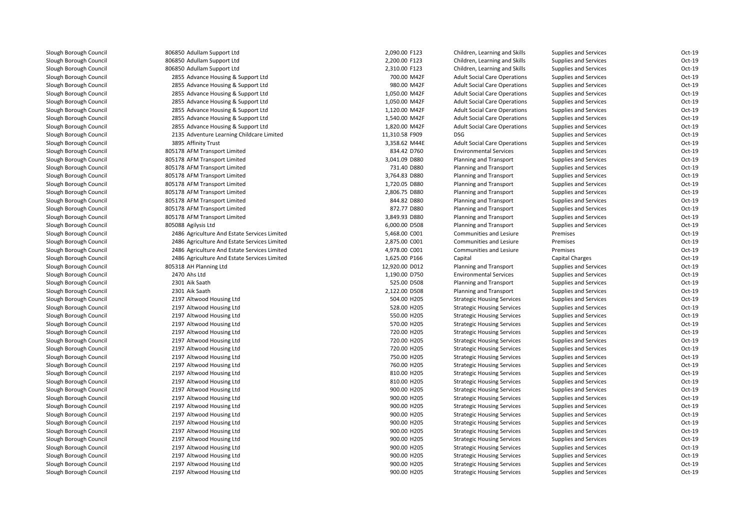| | | | | | | | |
|---|---|---|---|---|---|---|---|
| Slough Borough Council | 806850 | Adullam Support Ltd | 2,090.00 | F123 | Children, Learning and Skills | Supplies and Services | Oct-19 |
| Slough Borough Council | 806850 | Adullam Support Ltd | 2,200.00 | F123 | Children, Learning and Skills | Supplies and Services | Oct-19 |
| Slough Borough Council | 806850 | Adullam Support Ltd | 2,310.00 | F123 | Children, Learning and Skills | Supplies and Services | Oct-19 |
| Slough Borough Council | 2855 | Advance Housing & Support Ltd | 700.00 | M42F | Adult Social Care Operations | Supplies and Services | Oct-19 |
| Slough Borough Council | 2855 | Advance Housing & Support Ltd | 980.00 | M42F | Adult Social Care Operations | Supplies and Services | Oct-19 |
| Slough Borough Council | 2855 | Advance Housing & Support Ltd | 1,050.00 | M42F | Adult Social Care Operations | Supplies and Services | Oct-19 |
| Slough Borough Council | 2855 | Advance Housing & Support Ltd | 1,050.00 | M42F | Adult Social Care Operations | Supplies and Services | Oct-19 |
| Slough Borough Council | 2855 | Advance Housing & Support Ltd | 1,120.00 | M42F | Adult Social Care Operations | Supplies and Services | Oct-19 |
| Slough Borough Council | 2855 | Advance Housing & Support Ltd | 1,540.00 | M42F | Adult Social Care Operations | Supplies and Services | Oct-19 |
| Slough Borough Council | 2855 | Advance Housing & Support Ltd | 1,820.00 | M42F | Adult Social Care Operations | Supplies and Services | Oct-19 |
| Slough Borough Council | 2135 | Adventure Learning Childcare Limited | 11,310.58 | F909 | DSG | Supplies and Services | Oct-19 |
| Slough Borough Council | 3895 | Affinity Trust | 3,358.62 | M44E | Adult Social Care Operations | Supplies and Services | Oct-19 |
| Slough Borough Council | 805178 | AFM Transport Limited | 834.42 | D760 | Environmental Services | Supplies and Services | Oct-19 |
| Slough Borough Council | 805178 | AFM Transport Limited | 3,041.09 | D880 | Planning and Transport | Supplies and Services | Oct-19 |
| Slough Borough Council | 805178 | AFM Transport Limited | 731.40 | D880 | Planning and Transport | Supplies and Services | Oct-19 |
| Slough Borough Council | 805178 | AFM Transport Limited | 3,764.83 | D880 | Planning and Transport | Supplies and Services | Oct-19 |
| Slough Borough Council | 805178 | AFM Transport Limited | 1,720.05 | D880 | Planning and Transport | Supplies and Services | Oct-19 |
| Slough Borough Council | 805178 | AFM Transport Limited | 2,806.75 | D880 | Planning and Transport | Supplies and Services | Oct-19 |
| Slough Borough Council | 805178 | AFM Transport Limited | 844.82 | D880 | Planning and Transport | Supplies and Services | Oct-19 |
| Slough Borough Council | 805178 | AFM Transport Limited | 872.77 | D880 | Planning and Transport | Supplies and Services | Oct-19 |
| Slough Borough Council | 805178 | AFM Transport Limited | 3,849.93 | D880 | Planning and Transport | Supplies and Services | Oct-19 |
| Slough Borough Council | 805088 | Agilysis Ltd | 6,000.00 | D508 | Planning and Transport | Supplies and Services | Oct-19 |
| Slough Borough Council | 2486 | Agriculture And Estate Services Limited | 5,468.00 | C001 | Communities and Lesiure | Premises | Oct-19 |
| Slough Borough Council | 2486 | Agriculture And Estate Services Limited | 2,875.00 | C001 | Communities and Lesiure | Premises | Oct-19 |
| Slough Borough Council | 2486 | Agriculture And Estate Services Limited | 4,978.00 | C001 | Communities and Lesiure | Premises | Oct-19 |
| Slough Borough Council | 2486 | Agriculture And Estate Services Limited | 1,625.00 | P166 | Capital | Capital Charges | Oct-19 |
| Slough Borough Council | 805318 | AH Planning Ltd | 12,920.00 | D012 | Planning and Transport | Supplies and Services | Oct-19 |
| Slough Borough Council | 2470 | Ahs Ltd | 1,190.00 | D750 | Environmental Services | Supplies and Services | Oct-19 |
| Slough Borough Council | 2301 | Aik Saath | 525.00 | D508 | Planning and Transport | Supplies and Services | Oct-19 |
| Slough Borough Council | 2301 | Aik Saath | 2,122.00 | D508 | Planning and Transport | Supplies and Services | Oct-19 |
| Slough Borough Council | 2197 | Altwood Housing Ltd | 504.00 | H205 | Strategic Housing Services | Supplies and Services | Oct-19 |
| Slough Borough Council | 2197 | Altwood Housing Ltd | 528.00 | H205 | Strategic Housing Services | Supplies and Services | Oct-19 |
| Slough Borough Council | 2197 | Altwood Housing Ltd | 550.00 | H205 | Strategic Housing Services | Supplies and Services | Oct-19 |
| Slough Borough Council | 2197 | Altwood Housing Ltd | 570.00 | H205 | Strategic Housing Services | Supplies and Services | Oct-19 |
| Slough Borough Council | 2197 | Altwood Housing Ltd | 720.00 | H205 | Strategic Housing Services | Supplies and Services | Oct-19 |
| Slough Borough Council | 2197 | Altwood Housing Ltd | 720.00 | H205 | Strategic Housing Services | Supplies and Services | Oct-19 |
| Slough Borough Council | 2197 | Altwood Housing Ltd | 720.00 | H205 | Strategic Housing Services | Supplies and Services | Oct-19 |
| Slough Borough Council | 2197 | Altwood Housing Ltd | 750.00 | H205 | Strategic Housing Services | Supplies and Services | Oct-19 |
| Slough Borough Council | 2197 | Altwood Housing Ltd | 760.00 | H205 | Strategic Housing Services | Supplies and Services | Oct-19 |
| Slough Borough Council | 2197 | Altwood Housing Ltd | 810.00 | H205 | Strategic Housing Services | Supplies and Services | Oct-19 |
| Slough Borough Council | 2197 | Altwood Housing Ltd | 810.00 | H205 | Strategic Housing Services | Supplies and Services | Oct-19 |
| Slough Borough Council | 2197 | Altwood Housing Ltd | 900.00 | H205 | Strategic Housing Services | Supplies and Services | Oct-19 |
| Slough Borough Council | 2197 | Altwood Housing Ltd | 900.00 | H205 | Strategic Housing Services | Supplies and Services | Oct-19 |
| Slough Borough Council | 2197 | Altwood Housing Ltd | 900.00 | H205 | Strategic Housing Services | Supplies and Services | Oct-19 |
| Slough Borough Council | 2197 | Altwood Housing Ltd | 900.00 | H205 | Strategic Housing Services | Supplies and Services | Oct-19 |
| Slough Borough Council | 2197 | Altwood Housing Ltd | 900.00 | H205 | Strategic Housing Services | Supplies and Services | Oct-19 |
| Slough Borough Council | 2197 | Altwood Housing Ltd | 900.00 | H205 | Strategic Housing Services | Supplies and Services | Oct-19 |
| Slough Borough Council | 2197 | Altwood Housing Ltd | 900.00 | H205 | Strategic Housing Services | Supplies and Services | Oct-19 |
| Slough Borough Council | 2197 | Altwood Housing Ltd | 900.00 | H205 | Strategic Housing Services | Supplies and Services | Oct-19 |
| Slough Borough Council | 2197 | Altwood Housing Ltd | 900.00 | H205 | Strategic Housing Services | Supplies and Services | Oct-19 |
| Slough Borough Council | 2197 | Altwood Housing Ltd | 900.00 | H205 | Strategic Housing Services | Supplies and Services | Oct-19 |
| Slough Borough Council | 2197 | Altwood Housing Ltd | 900.00 | H205 | Strategic Housing Services | Supplies and Services | Oct-19 |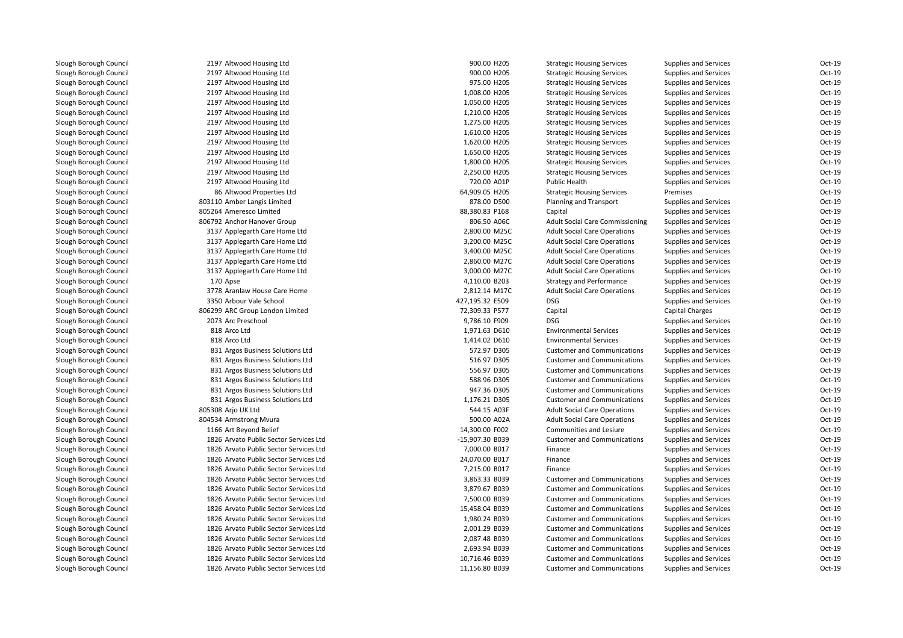| | | | | | | | |
|---|---|---|---|---|---|---|---|
| Slough Borough Council | 2197 | Altwood Housing Ltd | 900.00 | H205 | Strategic Housing Services | Supplies and Services | Oct-19 |
| Slough Borough Council | 2197 | Altwood Housing Ltd | 900.00 | H205 | Strategic Housing Services | Supplies and Services | Oct-19 |
| Slough Borough Council | 2197 | Altwood Housing Ltd | 975.00 | H205 | Strategic Housing Services | Supplies and Services | Oct-19 |
| Slough Borough Council | 2197 | Altwood Housing Ltd | 1,008.00 | H205 | Strategic Housing Services | Supplies and Services | Oct-19 |
| Slough Borough Council | 2197 | Altwood Housing Ltd | 1,050.00 | H205 | Strategic Housing Services | Supplies and Services | Oct-19 |
| Slough Borough Council | 2197 | Altwood Housing Ltd | 1,210.00 | H205 | Strategic Housing Services | Supplies and Services | Oct-19 |
| Slough Borough Council | 2197 | Altwood Housing Ltd | 1,275.00 | H205 | Strategic Housing Services | Supplies and Services | Oct-19 |
| Slough Borough Council | 2197 | Altwood Housing Ltd | 1,610.00 | H205 | Strategic Housing Services | Supplies and Services | Oct-19 |
| Slough Borough Council | 2197 | Altwood Housing Ltd | 1,620.00 | H205 | Strategic Housing Services | Supplies and Services | Oct-19 |
| Slough Borough Council | 2197 | Altwood Housing Ltd | 1,650.00 | H205 | Strategic Housing Services | Supplies and Services | Oct-19 |
| Slough Borough Council | 2197 | Altwood Housing Ltd | 1,800.00 | H205 | Strategic Housing Services | Supplies and Services | Oct-19 |
| Slough Borough Council | 2197 | Altwood Housing Ltd | 2,250.00 | H205 | Strategic Housing Services | Supplies and Services | Oct-19 |
| Slough Borough Council | 2197 | Altwood Housing Ltd | 720.00 | A01P | Public Health | Supplies and Services | Oct-19 |
| Slough Borough Council | 86 | Altwood Properties Ltd | 64,909.05 | H205 | Strategic Housing Services | Premises | Oct-19 |
| Slough Borough Council | 803110 | Amber Langis Limited | 878.00 | D500 | Planning and Transport | Supplies and Services | Oct-19 |
| Slough Borough Council | 805264 | Ameresco Limited | 88,380.83 | P168 | Capital | Supplies and Services | Oct-19 |
| Slough Borough Council | 806792 | Anchor Hanover Group | 806.50 | A06C | Adult Social Care Commissioning | Supplies and Services | Oct-19 |
| Slough Borough Council | 3137 | Applegarth Care Home Ltd | 2,800.00 | M25C | Adult Social Care Operations | Supplies and Services | Oct-19 |
| Slough Borough Council | 3137 | Applegarth Care Home Ltd | 3,200.00 | M25C | Adult Social Care Operations | Supplies and Services | Oct-19 |
| Slough Borough Council | 3137 | Applegarth Care Home Ltd | 3,400.00 | M25C | Adult Social Care Operations | Supplies and Services | Oct-19 |
| Slough Borough Council | 3137 | Applegarth Care Home Ltd | 2,860.00 | M27C | Adult Social Care Operations | Supplies and Services | Oct-19 |
| Slough Borough Council | 3137 | Applegarth Care Home Ltd | 3,000.00 | M27C | Adult Social Care Operations | Supplies and Services | Oct-19 |
| Slough Borough Council | 170 | Apse | 4,110.00 | B203 | Strategy and Performance | Supplies and Services | Oct-19 |
| Slough Borough Council | 3778 | Aranlaw House Care Home | 2,812.14 | M17C | Adult Social Care Operations | Supplies and Services | Oct-19 |
| Slough Borough Council | 3350 | Arbour Vale School | 427,195.32 | E509 | DSG | Supplies and Services | Oct-19 |
| Slough Borough Council | 806299 | ARC Group London Limited | 72,309.33 | P577 | Capital | Capital Charges | Oct-19 |
| Slough Borough Council | 2073 | Arc Preschool | 9,786.10 | F909 | DSG | Supplies and Services | Oct-19 |
| Slough Borough Council | 818 | Arco Ltd | 1,971.63 | D610 | Environmental Services | Supplies and Services | Oct-19 |
| Slough Borough Council | 818 | Arco Ltd | 1,414.02 | D610 | Environmental Services | Supplies and Services | Oct-19 |
| Slough Borough Council | 831 | Argos Business Solutions Ltd | 572.97 | D305 | Customer and Communications | Supplies and Services | Oct-19 |
| Slough Borough Council | 831 | Argos Business Solutions Ltd | 516.97 | D305 | Customer and Communications | Supplies and Services | Oct-19 |
| Slough Borough Council | 831 | Argos Business Solutions Ltd | 556.97 | D305 | Customer and Communications | Supplies and Services | Oct-19 |
| Slough Borough Council | 831 | Argos Business Solutions Ltd | 588.96 | D305 | Customer and Communications | Supplies and Services | Oct-19 |
| Slough Borough Council | 831 | Argos Business Solutions Ltd | 947.36 | D305 | Customer and Communications | Supplies and Services | Oct-19 |
| Slough Borough Council | 831 | Argos Business Solutions Ltd | 1,176.21 | D305 | Customer and Communications | Supplies and Services | Oct-19 |
| Slough Borough Council | 805308 | Arjo UK Ltd | 544.15 | A03F | Adult Social Care Operations | Supplies and Services | Oct-19 |
| Slough Borough Council | 804534 | Armstrong Mvura | 500.00 | A02A | Adult Social Care Operations | Supplies and Services | Oct-19 |
| Slough Borough Council | 1166 | Art Beyond Belief | 14,300.00 | F002 | Communities and Lesiure | Supplies and Services | Oct-19 |
| Slough Borough Council | 1826 | Arvato Public Sector Services Ltd | -15,907.30 | B039 | Customer and Communications | Supplies and Services | Oct-19 |
| Slough Borough Council | 1826 | Arvato Public Sector Services Ltd | 7,000.00 | B017 | Finance | Supplies and Services | Oct-19 |
| Slough Borough Council | 1826 | Arvato Public Sector Services Ltd | 24,070.00 | B017 | Finance | Supplies and Services | Oct-19 |
| Slough Borough Council | 1826 | Arvato Public Sector Services Ltd | 7,215.00 | B017 | Finance | Supplies and Services | Oct-19 |
| Slough Borough Council | 1826 | Arvato Public Sector Services Ltd | 3,863.33 | B039 | Customer and Communications | Supplies and Services | Oct-19 |
| Slough Borough Council | 1826 | Arvato Public Sector Services Ltd | 3,879.67 | B039 | Customer and Communications | Supplies and Services | Oct-19 |
| Slough Borough Council | 1826 | Arvato Public Sector Services Ltd | 7,500.00 | B039 | Customer and Communications | Supplies and Services | Oct-19 |
| Slough Borough Council | 1826 | Arvato Public Sector Services Ltd | 15,458.04 | B039 | Customer and Communications | Supplies and Services | Oct-19 |
| Slough Borough Council | 1826 | Arvato Public Sector Services Ltd | 1,980.24 | B039 | Customer and Communications | Supplies and Services | Oct-19 |
| Slough Borough Council | 1826 | Arvato Public Sector Services Ltd | 2,001.29 | B039 | Customer and Communications | Supplies and Services | Oct-19 |
| Slough Borough Council | 1826 | Arvato Public Sector Services Ltd | 2,087.48 | B039 | Customer and Communications | Supplies and Services | Oct-19 |
| Slough Borough Council | 1826 | Arvato Public Sector Services Ltd | 2,693.94 | B039 | Customer and Communications | Supplies and Services | Oct-19 |
| Slough Borough Council | 1826 | Arvato Public Sector Services Ltd | 10,716.46 | B039 | Customer and Communications | Supplies and Services | Oct-19 |
| Slough Borough Council | 1826 | Arvato Public Sector Services Ltd | 11,156.80 | B039 | Customer and Communications | Supplies and Services | Oct-19 |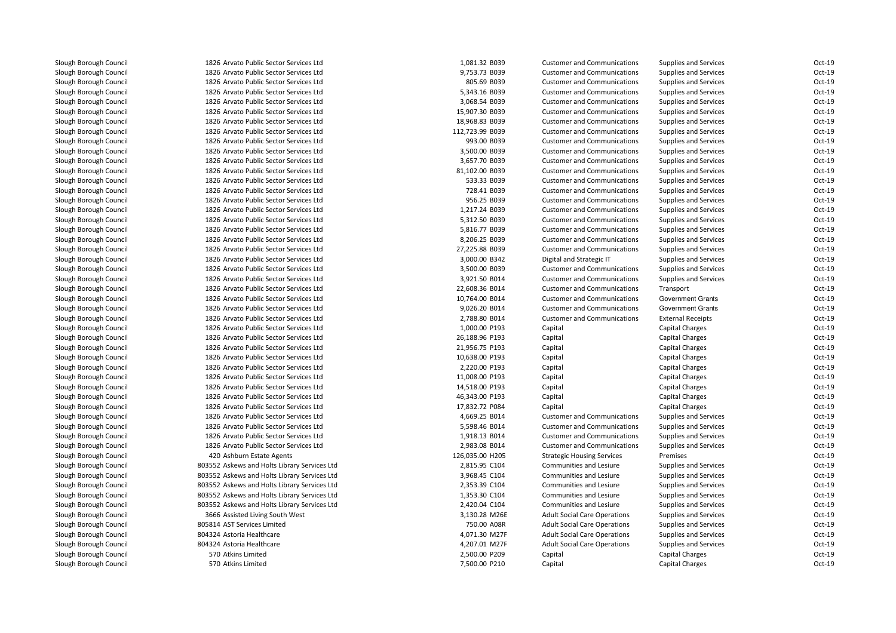| | | | | | | | |
|---|---|---|---|---|---|---|---|
| Slough Borough Council | 1826 | Arvato Public Sector Services Ltd | 1,081.32 | B039 | Customer and Communications | Supplies and Services | Oct-19 |
| Slough Borough Council | 1826 | Arvato Public Sector Services Ltd | 9,753.73 | B039 | Customer and Communications | Supplies and Services | Oct-19 |
| Slough Borough Council | 1826 | Arvato Public Sector Services Ltd | 805.69 | B039 | Customer and Communications | Supplies and Services | Oct-19 |
| Slough Borough Council | 1826 | Arvato Public Sector Services Ltd | 5,343.16 | B039 | Customer and Communications | Supplies and Services | Oct-19 |
| Slough Borough Council | 1826 | Arvato Public Sector Services Ltd | 3,068.54 | B039 | Customer and Communications | Supplies and Services | Oct-19 |
| Slough Borough Council | 1826 | Arvato Public Sector Services Ltd | 15,907.30 | B039 | Customer and Communications | Supplies and Services | Oct-19 |
| Slough Borough Council | 1826 | Arvato Public Sector Services Ltd | 18,968.83 | B039 | Customer and Communications | Supplies and Services | Oct-19 |
| Slough Borough Council | 1826 | Arvato Public Sector Services Ltd | 112,723.99 | B039 | Customer and Communications | Supplies and Services | Oct-19 |
| Slough Borough Council | 1826 | Arvato Public Sector Services Ltd | 993.00 | B039 | Customer and Communications | Supplies and Services | Oct-19 |
| Slough Borough Council | 1826 | Arvato Public Sector Services Ltd | 3,500.00 | B039 | Customer and Communications | Supplies and Services | Oct-19 |
| Slough Borough Council | 1826 | Arvato Public Sector Services Ltd | 3,657.70 | B039 | Customer and Communications | Supplies and Services | Oct-19 |
| Slough Borough Council | 1826 | Arvato Public Sector Services Ltd | 81,102.00 | B039 | Customer and Communications | Supplies and Services | Oct-19 |
| Slough Borough Council | 1826 | Arvato Public Sector Services Ltd | 533.33 | B039 | Customer and Communications | Supplies and Services | Oct-19 |
| Slough Borough Council | 1826 | Arvato Public Sector Services Ltd | 728.41 | B039 | Customer and Communications | Supplies and Services | Oct-19 |
| Slough Borough Council | 1826 | Arvato Public Sector Services Ltd | 956.25 | B039 | Customer and Communications | Supplies and Services | Oct-19 |
| Slough Borough Council | 1826 | Arvato Public Sector Services Ltd | 1,217.24 | B039 | Customer and Communications | Supplies and Services | Oct-19 |
| Slough Borough Council | 1826 | Arvato Public Sector Services Ltd | 5,312.50 | B039 | Customer and Communications | Supplies and Services | Oct-19 |
| Slough Borough Council | 1826 | Arvato Public Sector Services Ltd | 5,816.77 | B039 | Customer and Communications | Supplies and Services | Oct-19 |
| Slough Borough Council | 1826 | Arvato Public Sector Services Ltd | 8,206.25 | B039 | Customer and Communications | Supplies and Services | Oct-19 |
| Slough Borough Council | 1826 | Arvato Public Sector Services Ltd | 27,225.88 | B039 | Customer and Communications | Supplies and Services | Oct-19 |
| Slough Borough Council | 1826 | Arvato Public Sector Services Ltd | 3,000.00 | B342 | Digital and Strategic IT | Supplies and Services | Oct-19 |
| Slough Borough Council | 1826 | Arvato Public Sector Services Ltd | 3,500.00 | B039 | Customer and Communications | Supplies and Services | Oct-19 |
| Slough Borough Council | 1826 | Arvato Public Sector Services Ltd | 3,921.50 | B014 | Customer and Communications | Supplies and Services | Oct-19 |
| Slough Borough Council | 1826 | Arvato Public Sector Services Ltd | 22,608.36 | B014 | Customer and Communications | Transport | Oct-19 |
| Slough Borough Council | 1826 | Arvato Public Sector Services Ltd | 10,764.00 | B014 | Customer and Communications | Government Grants | Oct-19 |
| Slough Borough Council | 1826 | Arvato Public Sector Services Ltd | 9,026.20 | B014 | Customer and Communications | Government Grants | Oct-19 |
| Slough Borough Council | 1826 | Arvato Public Sector Services Ltd | 2,788.80 | B014 | Customer and Communications | External Receipts | Oct-19 |
| Slough Borough Council | 1826 | Arvato Public Sector Services Ltd | 1,000.00 | P193 | Capital | Capital Charges | Oct-19 |
| Slough Borough Council | 1826 | Arvato Public Sector Services Ltd | 26,188.96 | P193 | Capital | Capital Charges | Oct-19 |
| Slough Borough Council | 1826 | Arvato Public Sector Services Ltd | 21,956.75 | P193 | Capital | Capital Charges | Oct-19 |
| Slough Borough Council | 1826 | Arvato Public Sector Services Ltd | 10,638.00 | P193 | Capital | Capital Charges | Oct-19 |
| Slough Borough Council | 1826 | Arvato Public Sector Services Ltd | 2,220.00 | P193 | Capital | Capital Charges | Oct-19 |
| Slough Borough Council | 1826 | Arvato Public Sector Services Ltd | 11,008.00 | P193 | Capital | Capital Charges | Oct-19 |
| Slough Borough Council | 1826 | Arvato Public Sector Services Ltd | 14,518.00 | P193 | Capital | Capital Charges | Oct-19 |
| Slough Borough Council | 1826 | Arvato Public Sector Services Ltd | 46,343.00 | P193 | Capital | Capital Charges | Oct-19 |
| Slough Borough Council | 1826 | Arvato Public Sector Services Ltd | 17,832.72 | P084 | Capital | Capital Charges | Oct-19 |
| Slough Borough Council | 1826 | Arvato Public Sector Services Ltd | 4,669.25 | B014 | Customer and Communications | Supplies and Services | Oct-19 |
| Slough Borough Council | 1826 | Arvato Public Sector Services Ltd | 5,598.46 | B014 | Customer and Communications | Supplies and Services | Oct-19 |
| Slough Borough Council | 1826 | Arvato Public Sector Services Ltd | 1,918.13 | B014 | Customer and Communications | Supplies and Services | Oct-19 |
| Slough Borough Council | 1826 | Arvato Public Sector Services Ltd | 2,983.08 | B014 | Customer and Communications | Supplies and Services | Oct-19 |
| Slough Borough Council | 420 | Ashburn Estate Agents | 126,035.00 | H205 | Strategic Housing Services | Premises | Oct-19 |
| Slough Borough Council | 803552 | Askews and Holts Library Services Ltd | 2,815.95 | C104 | Communities and Lesiure | Supplies and Services | Oct-19 |
| Slough Borough Council | 803552 | Askews and Holts Library Services Ltd | 3,968.45 | C104 | Communities and Lesiure | Supplies and Services | Oct-19 |
| Slough Borough Council | 803552 | Askews and Holts Library Services Ltd | 2,353.39 | C104 | Communities and Lesiure | Supplies and Services | Oct-19 |
| Slough Borough Council | 803552 | Askews and Holts Library Services Ltd | 1,353.30 | C104 | Communities and Lesiure | Supplies and Services | Oct-19 |
| Slough Borough Council | 803552 | Askews and Holts Library Services Ltd | 2,420.04 | C104 | Communities and Lesiure | Supplies and Services | Oct-19 |
| Slough Borough Council | 3666 | Assisted Living South West | 3,130.28 | M26E | Adult Social Care Operations | Supplies and Services | Oct-19 |
| Slough Borough Council | 805814 | AST Services Limited | 750.00 | A08R | Adult Social Care Operations | Supplies and Services | Oct-19 |
| Slough Borough Council | 804324 | Astoria Healthcare | 4,071.30 | M27F | Adult Social Care Operations | Supplies and Services | Oct-19 |
| Slough Borough Council | 804324 | Astoria Healthcare | 4,207.01 | M27F | Adult Social Care Operations | Supplies and Services | Oct-19 |
| Slough Borough Council | 570 | Atkins Limited | 2,500.00 | P209 | Capital | Capital Charges | Oct-19 |
| Slough Borough Council | 570 | Atkins Limited | 7,500.00 | P210 | Capital | Capital Charges | Oct-19 |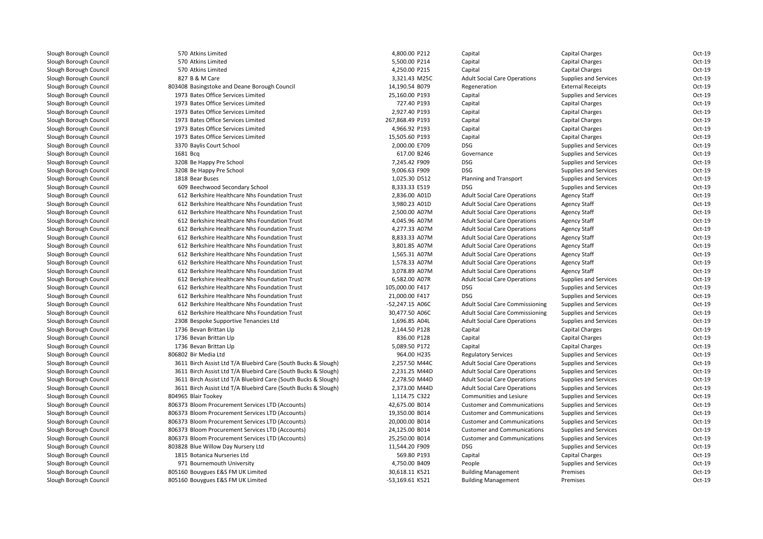| | | | | | | | |
|---|---|---|---|---|---|---|---|
| Slough Borough Council | 570 | Atkins Limited | 4,800.00 | P212 | Capital | Capital Charges | Oct-19 |
| Slough Borough Council | 570 | Atkins Limited | 5,500.00 | P214 | Capital | Capital Charges | Oct-19 |
| Slough Borough Council | 570 | Atkins Limited | 4,250.00 | P215 | Capital | Capital Charges | Oct-19 |
| Slough Borough Council | 827 | B & M Care | 3,321.43 | M25C | Adult Social Care Operations | Supplies and Services | Oct-19 |
| Slough Borough Council | 803408 | Basingstoke and Deane Borough Council | 14,190.54 | B079 | Regeneration | External Receipts | Oct-19 |
| Slough Borough Council | 1973 | Bates Office Services Limited | 25,160.00 | P193 | Capital | Supplies and Services | Oct-19 |
| Slough Borough Council | 1973 | Bates Office Services Limited | 727.40 | P193 | Capital | Capital Charges | Oct-19 |
| Slough Borough Council | 1973 | Bates Office Services Limited | 2,927.40 | P193 | Capital | Capital Charges | Oct-19 |
| Slough Borough Council | 1973 | Bates Office Services Limited | 267,868.49 | P193 | Capital | Capital Charges | Oct-19 |
| Slough Borough Council | 1973 | Bates Office Services Limited | 4,966.92 | P193 | Capital | Capital Charges | Oct-19 |
| Slough Borough Council | 1973 | Bates Office Services Limited | 15,505.60 | P193 | Capital | Capital Charges | Oct-19 |
| Slough Borough Council | 3370 | Baylis Court School | 2,000.00 | E709 | DSG | Supplies and Services | Oct-19 |
| Slough Borough Council | 1681 | Bcq | 617.00 | B246 | Governance | Supplies and Services | Oct-19 |
| Slough Borough Council | 3208 | Be Happy Pre School | 7,245.42 | F909 | DSG | Supplies and Services | Oct-19 |
| Slough Borough Council | 3208 | Be Happy Pre School | 9,006.63 | F909 | DSG | Supplies and Services | Oct-19 |
| Slough Borough Council | 1818 | Bear Buses | 1,025.30 | D512 | Planning and Transport | Supplies and Services | Oct-19 |
| Slough Borough Council | 609 | Beechwood Secondary School | 8,333.33 | E519 | DSG | Supplies and Services | Oct-19 |
| Slough Borough Council | 612 | Berkshire Healthcare Nhs Foundation Trust | 2,836.00 | A01D | Adult Social Care Operations | Agency Staff | Oct-19 |
| Slough Borough Council | 612 | Berkshire Healthcare Nhs Foundation Trust | 3,980.23 | A01D | Adult Social Care Operations | Agency Staff | Oct-19 |
| Slough Borough Council | 612 | Berkshire Healthcare Nhs Foundation Trust | 2,500.00 | A07M | Adult Social Care Operations | Agency Staff | Oct-19 |
| Slough Borough Council | 612 | Berkshire Healthcare Nhs Foundation Trust | 4,045.96 | A07M | Adult Social Care Operations | Agency Staff | Oct-19 |
| Slough Borough Council | 612 | Berkshire Healthcare Nhs Foundation Trust | 4,277.33 | A07M | Adult Social Care Operations | Agency Staff | Oct-19 |
| Slough Borough Council | 612 | Berkshire Healthcare Nhs Foundation Trust | 8,833.33 | A07M | Adult Social Care Operations | Agency Staff | Oct-19 |
| Slough Borough Council | 612 | Berkshire Healthcare Nhs Foundation Trust | 3,801.85 | A07M | Adult Social Care Operations | Agency Staff | Oct-19 |
| Slough Borough Council | 612 | Berkshire Healthcare Nhs Foundation Trust | 1,565.31 | A07M | Adult Social Care Operations | Agency Staff | Oct-19 |
| Slough Borough Council | 612 | Berkshire Healthcare Nhs Foundation Trust | 1,578.33 | A07M | Adult Social Care Operations | Agency Staff | Oct-19 |
| Slough Borough Council | 612 | Berkshire Healthcare Nhs Foundation Trust | 3,078.89 | A07M | Adult Social Care Operations | Agency Staff | Oct-19 |
| Slough Borough Council | 612 | Berkshire Healthcare Nhs Foundation Trust | 6,582.00 | A07R | Adult Social Care Operations | Supplies and Services | Oct-19 |
| Slough Borough Council | 612 | Berkshire Healthcare Nhs Foundation Trust | 105,000.00 | F417 | DSG | Supplies and Services | Oct-19 |
| Slough Borough Council | 612 | Berkshire Healthcare Nhs Foundation Trust | 21,000.00 | F417 | DSG | Supplies and Services | Oct-19 |
| Slough Borough Council | 612 | Berkshire Healthcare Nhs Foundation Trust | -52,247.15 | A06C | Adult Social Care Commissioning | Supplies and Services | Oct-19 |
| Slough Borough Council | 612 | Berkshire Healthcare Nhs Foundation Trust | 30,477.50 | A06C | Adult Social Care Commissioning | Supplies and Services | Oct-19 |
| Slough Borough Council | 2308 | Bespoke Supportive Tenancies Ltd | 1,696.85 | A04L | Adult Social Care Operations | Supplies and Services | Oct-19 |
| Slough Borough Council | 1736 | Bevan Brittan Llp | 2,144.50 | P128 | Capital | Capital Charges | Oct-19 |
| Slough Borough Council | 1736 | Bevan Brittan Llp | 836.00 | P128 | Capital | Capital Charges | Oct-19 |
| Slough Borough Council | 1736 | Bevan Brittan Llp | 5,089.50 | P172 | Capital | Capital Charges | Oct-19 |
| Slough Borough Council | 806802 | Bir Media Ltd | 964.00 | H235 | Regulatory Services | Supplies and Services | Oct-19 |
| Slough Borough Council | 3611 | Birch Assist Ltd T/A Bluebird Care (South Bucks & Slough) | 2,257.50 | M44C | Adult Social Care Operations | Supplies and Services | Oct-19 |
| Slough Borough Council | 3611 | Birch Assist Ltd T/A Bluebird Care (South Bucks & Slough) | 2,231.25 | M44D | Adult Social Care Operations | Supplies and Services | Oct-19 |
| Slough Borough Council | 3611 | Birch Assist Ltd T/A Bluebird Care (South Bucks & Slough) | 2,278.50 | M44D | Adult Social Care Operations | Supplies and Services | Oct-19 |
| Slough Borough Council | 3611 | Birch Assist Ltd T/A Bluebird Care (South Bucks & Slough) | 2,373.00 | M44D | Adult Social Care Operations | Supplies and Services | Oct-19 |
| Slough Borough Council | 804965 | Blair Tookey | 1,114.75 | C322 | Communities and Lesiure | Supplies and Services | Oct-19 |
| Slough Borough Council | 806373 | Bloom Procurement Services LTD (Accounts) | 42,675.00 | B014 | Customer and Communications | Supplies and Services | Oct-19 |
| Slough Borough Council | 806373 | Bloom Procurement Services LTD (Accounts) | 19,350.00 | B014 | Customer and Communications | Supplies and Services | Oct-19 |
| Slough Borough Council | 806373 | Bloom Procurement Services LTD (Accounts) | 20,000.00 | B014 | Customer and Communications | Supplies and Services | Oct-19 |
| Slough Borough Council | 806373 | Bloom Procurement Services LTD (Accounts) | 24,125.00 | B014 | Customer and Communications | Supplies and Services | Oct-19 |
| Slough Borough Council | 806373 | Bloom Procurement Services LTD (Accounts) | 25,250.00 | B014 | Customer and Communications | Supplies and Services | Oct-19 |
| Slough Borough Council | 803828 | Blue Willow Day Nursery Ltd | 11,544.20 | F909 | DSG | Supplies and Services | Oct-19 |
| Slough Borough Council | 1815 | Botanica Nurseries Ltd | 569.80 | P193 | Capital | Capital Charges | Oct-19 |
| Slough Borough Council | 971 | Bournemouth University | 4,750.00 | B409 | People | Supplies and Services | Oct-19 |
| Slough Borough Council | 805160 | Bouygues E&S FM UK Limited | 30,618.11 | K521 | Building Management | Premises | Oct-19 |
| Slough Borough Council | 805160 | Bouygues E&S FM UK Limited | -53,169.61 | K521 | Building Management | Premises | Oct-19 |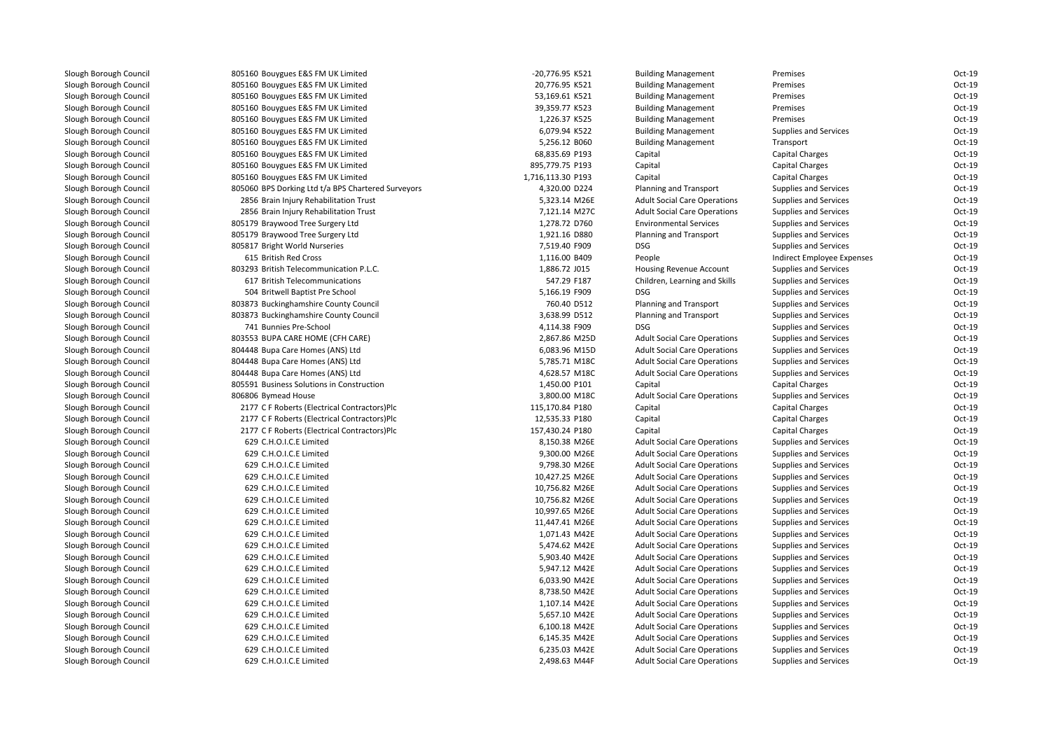| | | | | | | | |
|---|---|---|---|---|---|---|---|
| Slough Borough Council | 805160 Bouygues E&S FM UK Limited | -20,776.95 | K521 | Building Management | Premises | Oct-19 |
| Slough Borough Council | 805160 Bouygues E&S FM UK Limited | 20,776.95 | K521 | Building Management | Premises | Oct-19 |
| Slough Borough Council | 805160 Bouygues E&S FM UK Limited | 53,169.61 | K521 | Building Management | Premises | Oct-19 |
| Slough Borough Council | 805160 Bouygues E&S FM UK Limited | 39,359.77 | K523 | Building Management | Premises | Oct-19 |
| Slough Borough Council | 805160 Bouygues E&S FM UK Limited | 1,226.37 | K525 | Building Management | Premises | Oct-19 |
| Slough Borough Council | 805160 Bouygues E&S FM UK Limited | 6,079.94 | K522 | Building Management | Supplies and Services | Oct-19 |
| Slough Borough Council | 805160 Bouygues E&S FM UK Limited | 5,256.12 | B060 | Building Management | Transport | Oct-19 |
| Slough Borough Council | 805160 Bouygues E&S FM UK Limited | 68,835.69 | P193 | Capital | Capital Charges | Oct-19 |
| Slough Borough Council | 805160 Bouygues E&S FM UK Limited | 895,779.75 | P193 | Capital | Capital Charges | Oct-19 |
| Slough Borough Council | 805160 Bouygues E&S FM UK Limited | 1,716,113.30 | P193 | Capital | Capital Charges | Oct-19 |
| Slough Borough Council | 805060 BPS Dorking Ltd t/a BPS Chartered Surveyors | 4,320.00 | D224 | Planning and Transport | Supplies and Services | Oct-19 |
| Slough Borough Council | 2856 Brain Injury Rehabilitation Trust | 5,323.14 | M26E | Adult Social Care Operations | Supplies and Services | Oct-19 |
| Slough Borough Council | 2856 Brain Injury Rehabilitation Trust | 7,121.14 | M27C | Adult Social Care Operations | Supplies and Services | Oct-19 |
| Slough Borough Council | 805179 Braywood Tree Surgery Ltd | 1,278.72 | D760 | Environmental Services | Supplies and Services | Oct-19 |
| Slough Borough Council | 805179 Braywood Tree Surgery Ltd | 1,921.16 | D880 | Planning and Transport | Supplies and Services | Oct-19 |
| Slough Borough Council | 805817 Bright World Nurseries | 7,519.40 | F909 | DSG | Supplies and Services | Oct-19 |
| Slough Borough Council | 615 British Red Cross | 1,116.00 | B409 | People | Indirect Employee Expenses | Oct-19 |
| Slough Borough Council | 803293 British Telecommunication P.L.C. | 1,886.72 | J015 | Housing Revenue Account | Supplies and Services | Oct-19 |
| Slough Borough Council | 617 British Telecommunications | 547.29 | F187 | Children, Learning and Skills | Supplies and Services | Oct-19 |
| Slough Borough Council | 504 Britwell Baptist Pre School | 5,166.19 | F909 | DSG | Supplies and Services | Oct-19 |
| Slough Borough Council | 803873 Buckinghamshire County Council | 760.40 | D512 | Planning and Transport | Supplies and Services | Oct-19 |
| Slough Borough Council | 803873 Buckinghamshire County Council | 3,638.99 | D512 | Planning and Transport | Supplies and Services | Oct-19 |
| Slough Borough Council | 741 Bunnies Pre-School | 4,114.38 | F909 | DSG | Supplies and Services | Oct-19 |
| Slough Borough Council | 803553 BUPA CARE HOME (CFH CARE) | 2,867.86 | M25D | Adult Social Care Operations | Supplies and Services | Oct-19 |
| Slough Borough Council | 804448 Bupa Care Homes (ANS) Ltd | 6,083.96 | M15D | Adult Social Care Operations | Supplies and Services | Oct-19 |
| Slough Borough Council | 804448 Bupa Care Homes (ANS) Ltd | 5,785.71 | M18C | Adult Social Care Operations | Supplies and Services | Oct-19 |
| Slough Borough Council | 804448 Bupa Care Homes (ANS) Ltd | 4,628.57 | M18C | Adult Social Care Operations | Supplies and Services | Oct-19 |
| Slough Borough Council | 805591 Business Solutions in Construction | 1,450.00 | P101 | Capital | Capital Charges | Oct-19 |
| Slough Borough Council | 806806 Bymead House | 3,800.00 | M18C | Adult Social Care Operations | Supplies and Services | Oct-19 |
| Slough Borough Council | 2177 C F Roberts (Electrical Contractors)Plc | 115,170.84 | P180 | Capital | Capital Charges | Oct-19 |
| Slough Borough Council | 2177 C F Roberts (Electrical Contractors)Plc | 12,535.33 | P180 | Capital | Capital Charges | Oct-19 |
| Slough Borough Council | 2177 C F Roberts (Electrical Contractors)Plc | 157,430.24 | P180 | Capital | Capital Charges | Oct-19 |
| Slough Borough Council | 629 C.H.O.I.C.E Limited | 8,150.38 | M26E | Adult Social Care Operations | Supplies and Services | Oct-19 |
| Slough Borough Council | 629 C.H.O.I.C.E Limited | 9,300.00 | M26E | Adult Social Care Operations | Supplies and Services | Oct-19 |
| Slough Borough Council | 629 C.H.O.I.C.E Limited | 9,798.30 | M26E | Adult Social Care Operations | Supplies and Services | Oct-19 |
| Slough Borough Council | 629 C.H.O.I.C.E Limited | 10,427.25 | M26E | Adult Social Care Operations | Supplies and Services | Oct-19 |
| Slough Borough Council | 629 C.H.O.I.C.E Limited | 10,756.82 | M26E | Adult Social Care Operations | Supplies and Services | Oct-19 |
| Slough Borough Council | 629 C.H.O.I.C.E Limited | 10,756.82 | M26E | Adult Social Care Operations | Supplies and Services | Oct-19 |
| Slough Borough Council | 629 C.H.O.I.C.E Limited | 10,997.65 | M26E | Adult Social Care Operations | Supplies and Services | Oct-19 |
| Slough Borough Council | 629 C.H.O.I.C.E Limited | 11,447.41 | M26E | Adult Social Care Operations | Supplies and Services | Oct-19 |
| Slough Borough Council | 629 C.H.O.I.C.E Limited | 1,071.43 | M42E | Adult Social Care Operations | Supplies and Services | Oct-19 |
| Slough Borough Council | 629 C.H.O.I.C.E Limited | 5,474.62 | M42E | Adult Social Care Operations | Supplies and Services | Oct-19 |
| Slough Borough Council | 629 C.H.O.I.C.E Limited | 5,903.40 | M42E | Adult Social Care Operations | Supplies and Services | Oct-19 |
| Slough Borough Council | 629 C.H.O.I.C.E Limited | 5,947.12 | M42E | Adult Social Care Operations | Supplies and Services | Oct-19 |
| Slough Borough Council | 629 C.H.O.I.C.E Limited | 6,033.90 | M42E | Adult Social Care Operations | Supplies and Services | Oct-19 |
| Slough Borough Council | 629 C.H.O.I.C.E Limited | 8,738.50 | M42E | Adult Social Care Operations | Supplies and Services | Oct-19 |
| Slough Borough Council | 629 C.H.O.I.C.E Limited | 1,107.14 | M42E | Adult Social Care Operations | Supplies and Services | Oct-19 |
| Slough Borough Council | 629 C.H.O.I.C.E Limited | 5,657.10 | M42E | Adult Social Care Operations | Supplies and Services | Oct-19 |
| Slough Borough Council | 629 C.H.O.I.C.E Limited | 6,100.18 | M42E | Adult Social Care Operations | Supplies and Services | Oct-19 |
| Slough Borough Council | 629 C.H.O.I.C.E Limited | 6,145.35 | M42E | Adult Social Care Operations | Supplies and Services | Oct-19 |
| Slough Borough Council | 629 C.H.O.I.C.E Limited | 6,235.03 | M42E | Adult Social Care Operations | Supplies and Services | Oct-19 |
| Slough Borough Council | 629 C.H.O.I.C.E Limited | 2,498.63 | M44F | Adult Social Care Operations | Supplies and Services | Oct-19 |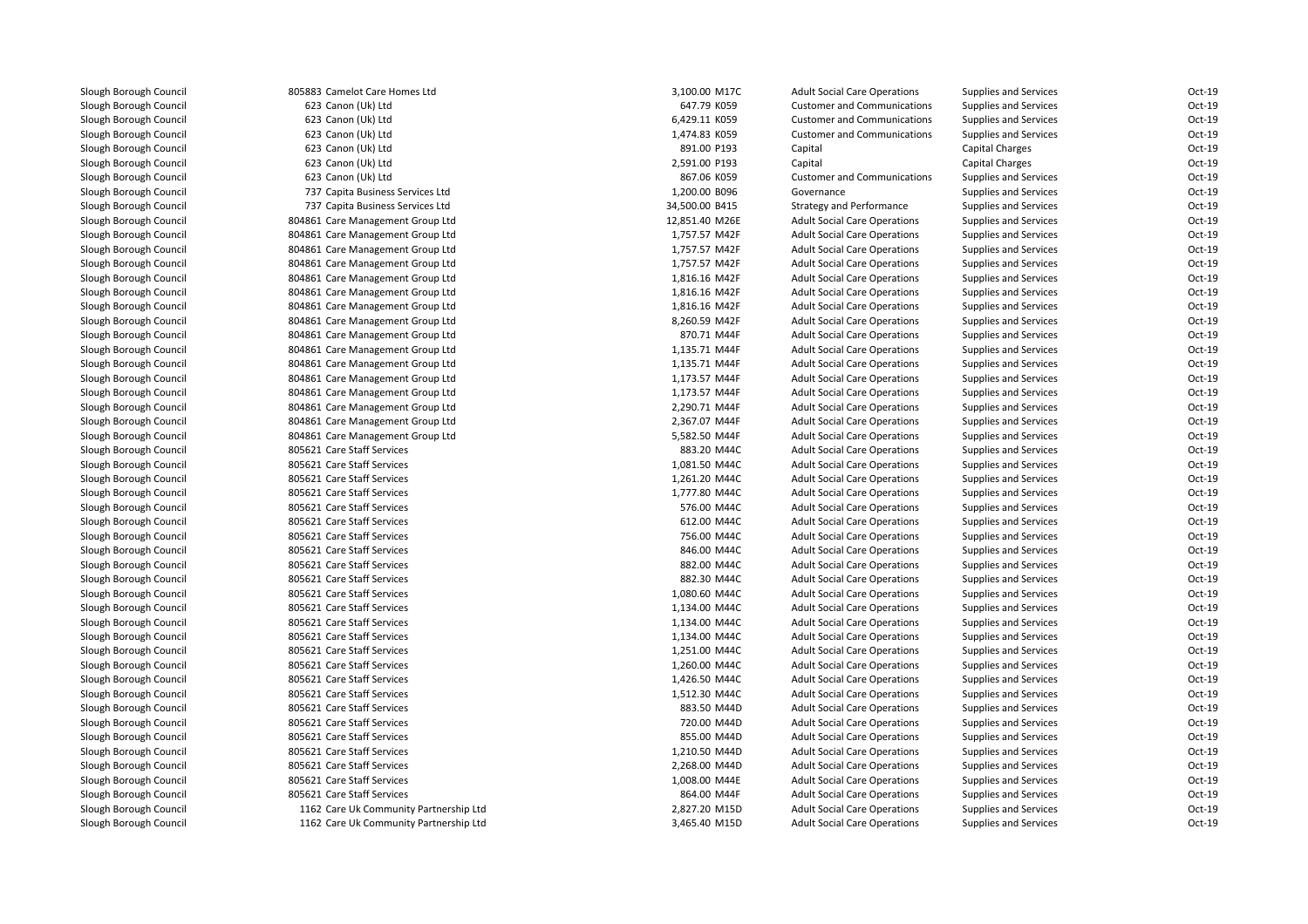| | | | | | | | |
|---|---|---|---|---|---|---|---|
| Slough Borough Council | 805883 Camelot Care Homes Ltd | 3,100.00 | M17C | Adult Social Care Operations | Supplies and Services | Oct-19 |
| Slough Borough Council | 623 Canon (Uk) Ltd | 647.79 | K059 | Customer and Communications | Supplies and Services | Oct-19 |
| Slough Borough Council | 623 Canon (Uk) Ltd | 6,429.11 | K059 | Customer and Communications | Supplies and Services | Oct-19 |
| Slough Borough Council | 623 Canon (Uk) Ltd | 1,474.83 | K059 | Customer and Communications | Supplies and Services | Oct-19 |
| Slough Borough Council | 623 Canon (Uk) Ltd | 891.00 | P193 | Capital | Capital Charges | Oct-19 |
| Slough Borough Council | 623 Canon (Uk) Ltd | 2,591.00 | P193 | Capital | Capital Charges | Oct-19 |
| Slough Borough Council | 623 Canon (Uk) Ltd | 867.06 | K059 | Customer and Communications | Supplies and Services | Oct-19 |
| Slough Borough Council | 737 Capita Business Services Ltd | 1,200.00 | B096 | Governance | Supplies and Services | Oct-19 |
| Slough Borough Council | 737 Capita Business Services Ltd | 34,500.00 | B415 | Strategy and Performance | Supplies and Services | Oct-19 |
| Slough Borough Council | 804861 Care Management Group Ltd | 12,851.40 | M26E | Adult Social Care Operations | Supplies and Services | Oct-19 |
| Slough Borough Council | 804861 Care Management Group Ltd | 1,757.57 | M42F | Adult Social Care Operations | Supplies and Services | Oct-19 |
| Slough Borough Council | 804861 Care Management Group Ltd | 1,757.57 | M42F | Adult Social Care Operations | Supplies and Services | Oct-19 |
| Slough Borough Council | 804861 Care Management Group Ltd | 1,757.57 | M42F | Adult Social Care Operations | Supplies and Services | Oct-19 |
| Slough Borough Council | 804861 Care Management Group Ltd | 1,816.16 | M42F | Adult Social Care Operations | Supplies and Services | Oct-19 |
| Slough Borough Council | 804861 Care Management Group Ltd | 1,816.16 | M42F | Adult Social Care Operations | Supplies and Services | Oct-19 |
| Slough Borough Council | 804861 Care Management Group Ltd | 1,816.16 | M42F | Adult Social Care Operations | Supplies and Services | Oct-19 |
| Slough Borough Council | 804861 Care Management Group Ltd | 8,260.59 | M42F | Adult Social Care Operations | Supplies and Services | Oct-19 |
| Slough Borough Council | 804861 Care Management Group Ltd | 870.71 | M44F | Adult Social Care Operations | Supplies and Services | Oct-19 |
| Slough Borough Council | 804861 Care Management Group Ltd | 1,135.71 | M44F | Adult Social Care Operations | Supplies and Services | Oct-19 |
| Slough Borough Council | 804861 Care Management Group Ltd | 1,135.71 | M44F | Adult Social Care Operations | Supplies and Services | Oct-19 |
| Slough Borough Council | 804861 Care Management Group Ltd | 1,173.57 | M44F | Adult Social Care Operations | Supplies and Services | Oct-19 |
| Slough Borough Council | 804861 Care Management Group Ltd | 1,173.57 | M44F | Adult Social Care Operations | Supplies and Services | Oct-19 |
| Slough Borough Council | 804861 Care Management Group Ltd | 2,290.71 | M44F | Adult Social Care Operations | Supplies and Services | Oct-19 |
| Slough Borough Council | 804861 Care Management Group Ltd | 2,367.07 | M44F | Adult Social Care Operations | Supplies and Services | Oct-19 |
| Slough Borough Council | 804861 Care Management Group Ltd | 5,582.50 | M44F | Adult Social Care Operations | Supplies and Services | Oct-19 |
| Slough Borough Council | 805621 Care Staff Services | 883.20 | M44C | Adult Social Care Operations | Supplies and Services | Oct-19 |
| Slough Borough Council | 805621 Care Staff Services | 1,081.50 | M44C | Adult Social Care Operations | Supplies and Services | Oct-19 |
| Slough Borough Council | 805621 Care Staff Services | 1,261.20 | M44C | Adult Social Care Operations | Supplies and Services | Oct-19 |
| Slough Borough Council | 805621 Care Staff Services | 1,777.80 | M44C | Adult Social Care Operations | Supplies and Services | Oct-19 |
| Slough Borough Council | 805621 Care Staff Services | 576.00 | M44C | Adult Social Care Operations | Supplies and Services | Oct-19 |
| Slough Borough Council | 805621 Care Staff Services | 612.00 | M44C | Adult Social Care Operations | Supplies and Services | Oct-19 |
| Slough Borough Council | 805621 Care Staff Services | 756.00 | M44C | Adult Social Care Operations | Supplies and Services | Oct-19 |
| Slough Borough Council | 805621 Care Staff Services | 846.00 | M44C | Adult Social Care Operations | Supplies and Services | Oct-19 |
| Slough Borough Council | 805621 Care Staff Services | 882.00 | M44C | Adult Social Care Operations | Supplies and Services | Oct-19 |
| Slough Borough Council | 805621 Care Staff Services | 882.30 | M44C | Adult Social Care Operations | Supplies and Services | Oct-19 |
| Slough Borough Council | 805621 Care Staff Services | 1,080.60 | M44C | Adult Social Care Operations | Supplies and Services | Oct-19 |
| Slough Borough Council | 805621 Care Staff Services | 1,134.00 | M44C | Adult Social Care Operations | Supplies and Services | Oct-19 |
| Slough Borough Council | 805621 Care Staff Services | 1,134.00 | M44C | Adult Social Care Operations | Supplies and Services | Oct-19 |
| Slough Borough Council | 805621 Care Staff Services | 1,134.00 | M44C | Adult Social Care Operations | Supplies and Services | Oct-19 |
| Slough Borough Council | 805621 Care Staff Services | 1,251.00 | M44C | Adult Social Care Operations | Supplies and Services | Oct-19 |
| Slough Borough Council | 805621 Care Staff Services | 1,260.00 | M44C | Adult Social Care Operations | Supplies and Services | Oct-19 |
| Slough Borough Council | 805621 Care Staff Services | 1,426.50 | M44C | Adult Social Care Operations | Supplies and Services | Oct-19 |
| Slough Borough Council | 805621 Care Staff Services | 1,512.30 | M44C | Adult Social Care Operations | Supplies and Services | Oct-19 |
| Slough Borough Council | 805621 Care Staff Services | 883.50 | M44D | Adult Social Care Operations | Supplies and Services | Oct-19 |
| Slough Borough Council | 805621 Care Staff Services | 720.00 | M44D | Adult Social Care Operations | Supplies and Services | Oct-19 |
| Slough Borough Council | 805621 Care Staff Services | 855.00 | M44D | Adult Social Care Operations | Supplies and Services | Oct-19 |
| Slough Borough Council | 805621 Care Staff Services | 1,210.50 | M44D | Adult Social Care Operations | Supplies and Services | Oct-19 |
| Slough Borough Council | 805621 Care Staff Services | 2,268.00 | M44D | Adult Social Care Operations | Supplies and Services | Oct-19 |
| Slough Borough Council | 805621 Care Staff Services | 1,008.00 | M44E | Adult Social Care Operations | Supplies and Services | Oct-19 |
| Slough Borough Council | 805621 Care Staff Services | 864.00 | M44F | Adult Social Care Operations | Supplies and Services | Oct-19 |
| Slough Borough Council | 1162 Care Uk Community Partnership Ltd | 2,827.20 | M15D | Adult Social Care Operations | Supplies and Services | Oct-19 |
| Slough Borough Council | 1162 Care Uk Community Partnership Ltd | 3,465.40 | M15D | Adult Social Care Operations | Supplies and Services | Oct-19 |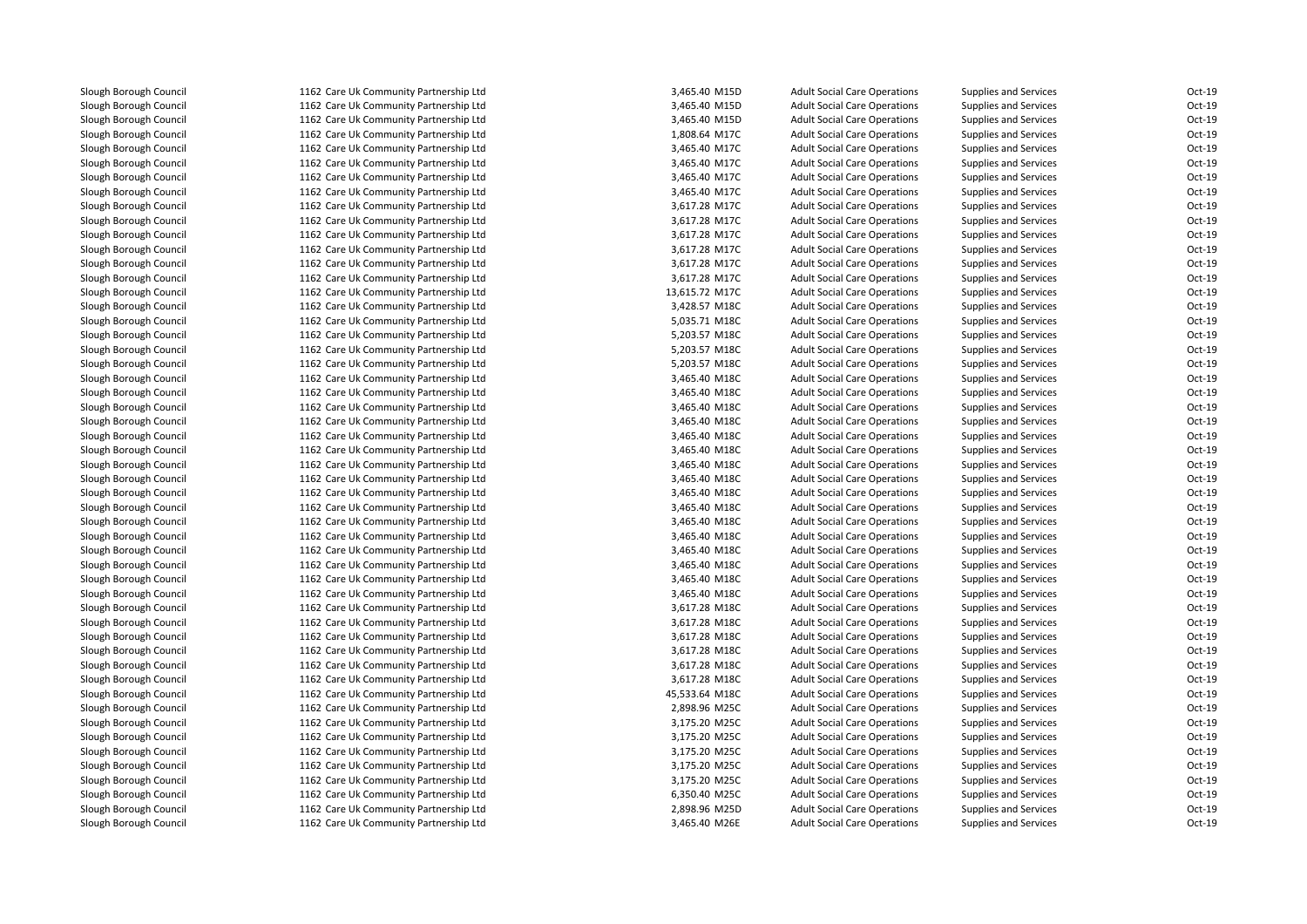| | | | | | | | |
|---|---|---|---|---|---|---|---|
| Slough Borough Council | 1162 | Care Uk Community Partnership Ltd | 3,465.40 | M15D | Adult Social Care Operations | Supplies and Services | Oct-19 |
| Slough Borough Council | 1162 | Care Uk Community Partnership Ltd | 3,465.40 | M15D | Adult Social Care Operations | Supplies and Services | Oct-19 |
| Slough Borough Council | 1162 | Care Uk Community Partnership Ltd | 3,465.40 | M15D | Adult Social Care Operations | Supplies and Services | Oct-19 |
| Slough Borough Council | 1162 | Care Uk Community Partnership Ltd | 1,808.64 | M17C | Adult Social Care Operations | Supplies and Services | Oct-19 |
| Slough Borough Council | 1162 | Care Uk Community Partnership Ltd | 3,465.40 | M17C | Adult Social Care Operations | Supplies and Services | Oct-19 |
| Slough Borough Council | 1162 | Care Uk Community Partnership Ltd | 3,465.40 | M17C | Adult Social Care Operations | Supplies and Services | Oct-19 |
| Slough Borough Council | 1162 | Care Uk Community Partnership Ltd | 3,465.40 | M17C | Adult Social Care Operations | Supplies and Services | Oct-19 |
| Slough Borough Council | 1162 | Care Uk Community Partnership Ltd | 3,465.40 | M17C | Adult Social Care Operations | Supplies and Services | Oct-19 |
| Slough Borough Council | 1162 | Care Uk Community Partnership Ltd | 3,617.28 | M17C | Adult Social Care Operations | Supplies and Services | Oct-19 |
| Slough Borough Council | 1162 | Care Uk Community Partnership Ltd | 3,617.28 | M17C | Adult Social Care Operations | Supplies and Services | Oct-19 |
| Slough Borough Council | 1162 | Care Uk Community Partnership Ltd | 3,617.28 | M17C | Adult Social Care Operations | Supplies and Services | Oct-19 |
| Slough Borough Council | 1162 | Care Uk Community Partnership Ltd | 3,617.28 | M17C | Adult Social Care Operations | Supplies and Services | Oct-19 |
| Slough Borough Council | 1162 | Care Uk Community Partnership Ltd | 3,617.28 | M17C | Adult Social Care Operations | Supplies and Services | Oct-19 |
| Slough Borough Council | 1162 | Care Uk Community Partnership Ltd | 3,617.28 | M17C | Adult Social Care Operations | Supplies and Services | Oct-19 |
| Slough Borough Council | 1162 | Care Uk Community Partnership Ltd | 13,615.72 | M17C | Adult Social Care Operations | Supplies and Services | Oct-19 |
| Slough Borough Council | 1162 | Care Uk Community Partnership Ltd | 3,428.57 | M18C | Adult Social Care Operations | Supplies and Services | Oct-19 |
| Slough Borough Council | 1162 | Care Uk Community Partnership Ltd | 5,035.71 | M18C | Adult Social Care Operations | Supplies and Services | Oct-19 |
| Slough Borough Council | 1162 | Care Uk Community Partnership Ltd | 5,203.57 | M18C | Adult Social Care Operations | Supplies and Services | Oct-19 |
| Slough Borough Council | 1162 | Care Uk Community Partnership Ltd | 5,203.57 | M18C | Adult Social Care Operations | Supplies and Services | Oct-19 |
| Slough Borough Council | 1162 | Care Uk Community Partnership Ltd | 5,203.57 | M18C | Adult Social Care Operations | Supplies and Services | Oct-19 |
| Slough Borough Council | 1162 | Care Uk Community Partnership Ltd | 3,465.40 | M18C | Adult Social Care Operations | Supplies and Services | Oct-19 |
| Slough Borough Council | 1162 | Care Uk Community Partnership Ltd | 3,465.40 | M18C | Adult Social Care Operations | Supplies and Services | Oct-19 |
| Slough Borough Council | 1162 | Care Uk Community Partnership Ltd | 3,465.40 | M18C | Adult Social Care Operations | Supplies and Services | Oct-19 |
| Slough Borough Council | 1162 | Care Uk Community Partnership Ltd | 3,465.40 | M18C | Adult Social Care Operations | Supplies and Services | Oct-19 |
| Slough Borough Council | 1162 | Care Uk Community Partnership Ltd | 3,465.40 | M18C | Adult Social Care Operations | Supplies and Services | Oct-19 |
| Slough Borough Council | 1162 | Care Uk Community Partnership Ltd | 3,465.40 | M18C | Adult Social Care Operations | Supplies and Services | Oct-19 |
| Slough Borough Council | 1162 | Care Uk Community Partnership Ltd | 3,465.40 | M18C | Adult Social Care Operations | Supplies and Services | Oct-19 |
| Slough Borough Council | 1162 | Care Uk Community Partnership Ltd | 3,465.40 | M18C | Adult Social Care Operations | Supplies and Services | Oct-19 |
| Slough Borough Council | 1162 | Care Uk Community Partnership Ltd | 3,465.40 | M18C | Adult Social Care Operations | Supplies and Services | Oct-19 |
| Slough Borough Council | 1162 | Care Uk Community Partnership Ltd | 3,465.40 | M18C | Adult Social Care Operations | Supplies and Services | Oct-19 |
| Slough Borough Council | 1162 | Care Uk Community Partnership Ltd | 3,465.40 | M18C | Adult Social Care Operations | Supplies and Services | Oct-19 |
| Slough Borough Council | 1162 | Care Uk Community Partnership Ltd | 3,465.40 | M18C | Adult Social Care Operations | Supplies and Services | Oct-19 |
| Slough Borough Council | 1162 | Care Uk Community Partnership Ltd | 3,465.40 | M18C | Adult Social Care Operations | Supplies and Services | Oct-19 |
| Slough Borough Council | 1162 | Care Uk Community Partnership Ltd | 3,465.40 | M18C | Adult Social Care Operations | Supplies and Services | Oct-19 |
| Slough Borough Council | 1162 | Care Uk Community Partnership Ltd | 3,465.40 | M18C | Adult Social Care Operations | Supplies and Services | Oct-19 |
| Slough Borough Council | 1162 | Care Uk Community Partnership Ltd | 3,617.28 | M18C | Adult Social Care Operations | Supplies and Services | Oct-19 |
| Slough Borough Council | 1162 | Care Uk Community Partnership Ltd | 3,617.28 | M18C | Adult Social Care Operations | Supplies and Services | Oct-19 |
| Slough Borough Council | 1162 | Care Uk Community Partnership Ltd | 3,617.28 | M18C | Adult Social Care Operations | Supplies and Services | Oct-19 |
| Slough Borough Council | 1162 | Care Uk Community Partnership Ltd | 3,617.28 | M18C | Adult Social Care Operations | Supplies and Services | Oct-19 |
| Slough Borough Council | 1162 | Care Uk Community Partnership Ltd | 3,617.28 | M18C | Adult Social Care Operations | Supplies and Services | Oct-19 |
| Slough Borough Council | 1162 | Care Uk Community Partnership Ltd | 3,617.28 | M18C | Adult Social Care Operations | Supplies and Services | Oct-19 |
| Slough Borough Council | 1162 | Care Uk Community Partnership Ltd | 45,533.64 | M18C | Adult Social Care Operations | Supplies and Services | Oct-19 |
| Slough Borough Council | 1162 | Care Uk Community Partnership Ltd | 2,898.96 | M25C | Adult Social Care Operations | Supplies and Services | Oct-19 |
| Slough Borough Council | 1162 | Care Uk Community Partnership Ltd | 3,175.20 | M25C | Adult Social Care Operations | Supplies and Services | Oct-19 |
| Slough Borough Council | 1162 | Care Uk Community Partnership Ltd | 3,175.20 | M25C | Adult Social Care Operations | Supplies and Services | Oct-19 |
| Slough Borough Council | 1162 | Care Uk Community Partnership Ltd | 3,175.20 | M25C | Adult Social Care Operations | Supplies and Services | Oct-19 |
| Slough Borough Council | 1162 | Care Uk Community Partnership Ltd | 3,175.20 | M25C | Adult Social Care Operations | Supplies and Services | Oct-19 |
| Slough Borough Council | 1162 | Care Uk Community Partnership Ltd | 3,175.20 | M25C | Adult Social Care Operations | Supplies and Services | Oct-19 |
| Slough Borough Council | 1162 | Care Uk Community Partnership Ltd | 6,350.40 | M25C | Adult Social Care Operations | Supplies and Services | Oct-19 |
| Slough Borough Council | 1162 | Care Uk Community Partnership Ltd | 2,898.96 | M25D | Adult Social Care Operations | Supplies and Services | Oct-19 |
| Slough Borough Council | 1162 | Care Uk Community Partnership Ltd | 3,465.40 | M26E | Adult Social Care Operations | Supplies and Services | Oct-19 |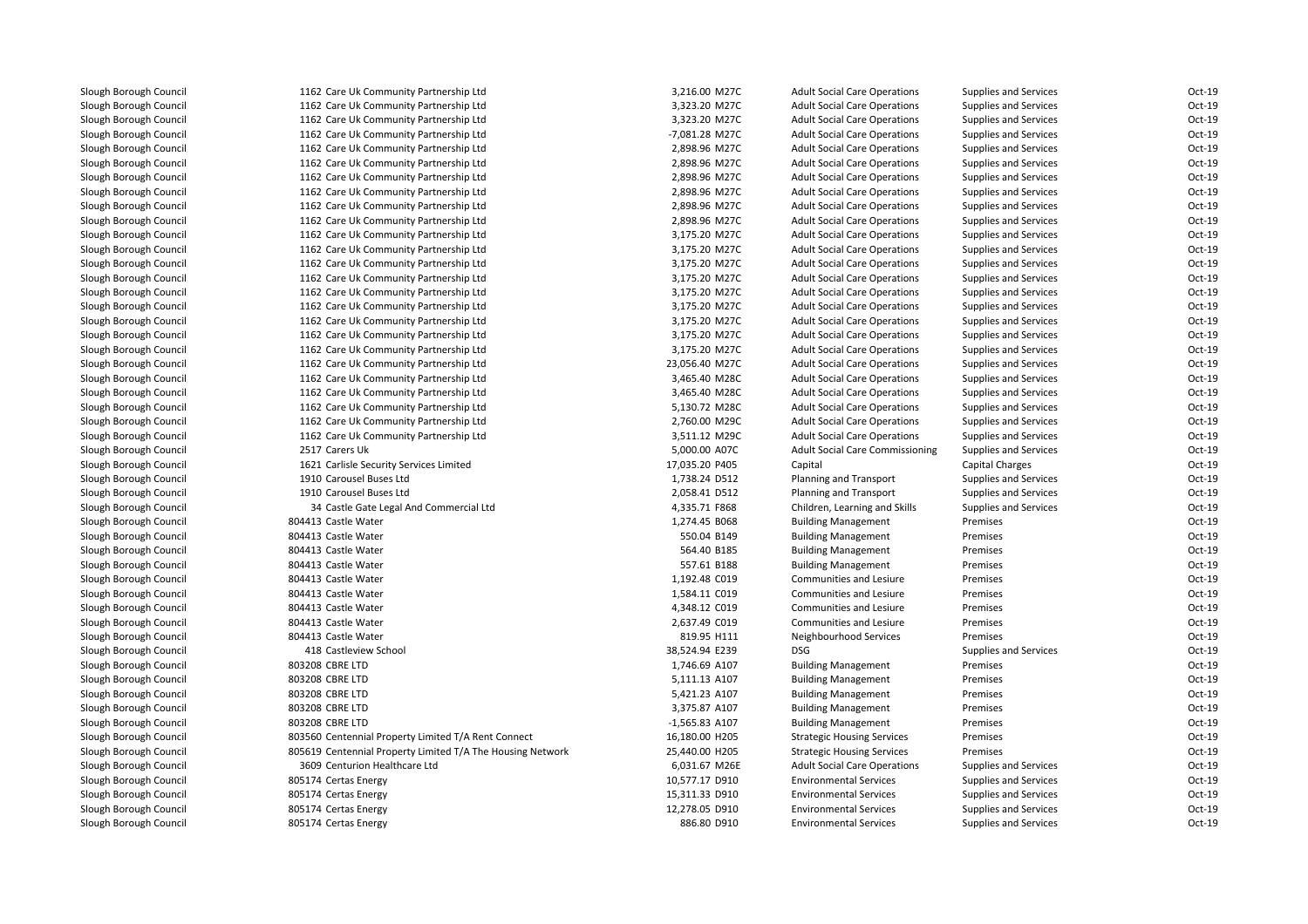| | | | | | | | |
|---|---|---|---|---|---|---|---|
| Slough Borough Council | 1162 | Care Uk Community Partnership Ltd | 3,216.00 | M27C | Adult Social Care Operations | Supplies and Services | Oct-19 |
| Slough Borough Council | 1162 | Care Uk Community Partnership Ltd | 3,323.20 | M27C | Adult Social Care Operations | Supplies and Services | Oct-19 |
| Slough Borough Council | 1162 | Care Uk Community Partnership Ltd | 3,323.20 | M27C | Adult Social Care Operations | Supplies and Services | Oct-19 |
| Slough Borough Council | 1162 | Care Uk Community Partnership Ltd | -7,081.28 | M27C | Adult Social Care Operations | Supplies and Services | Oct-19 |
| Slough Borough Council | 1162 | Care Uk Community Partnership Ltd | 2,898.96 | M27C | Adult Social Care Operations | Supplies and Services | Oct-19 |
| Slough Borough Council | 1162 | Care Uk Community Partnership Ltd | 2,898.96 | M27C | Adult Social Care Operations | Supplies and Services | Oct-19 |
| Slough Borough Council | 1162 | Care Uk Community Partnership Ltd | 2,898.96 | M27C | Adult Social Care Operations | Supplies and Services | Oct-19 |
| Slough Borough Council | 1162 | Care Uk Community Partnership Ltd | 2,898.96 | M27C | Adult Social Care Operations | Supplies and Services | Oct-19 |
| Slough Borough Council | 1162 | Care Uk Community Partnership Ltd | 2,898.96 | M27C | Adult Social Care Operations | Supplies and Services | Oct-19 |
| Slough Borough Council | 1162 | Care Uk Community Partnership Ltd | 2,898.96 | M27C | Adult Social Care Operations | Supplies and Services | Oct-19 |
| Slough Borough Council | 1162 | Care Uk Community Partnership Ltd | 3,175.20 | M27C | Adult Social Care Operations | Supplies and Services | Oct-19 |
| Slough Borough Council | 1162 | Care Uk Community Partnership Ltd | 3,175.20 | M27C | Adult Social Care Operations | Supplies and Services | Oct-19 |
| Slough Borough Council | 1162 | Care Uk Community Partnership Ltd | 3,175.20 | M27C | Adult Social Care Operations | Supplies and Services | Oct-19 |
| Slough Borough Council | 1162 | Care Uk Community Partnership Ltd | 3,175.20 | M27C | Adult Social Care Operations | Supplies and Services | Oct-19 |
| Slough Borough Council | 1162 | Care Uk Community Partnership Ltd | 3,175.20 | M27C | Adult Social Care Operations | Supplies and Services | Oct-19 |
| Slough Borough Council | 1162 | Care Uk Community Partnership Ltd | 3,175.20 | M27C | Adult Social Care Operations | Supplies and Services | Oct-19 |
| Slough Borough Council | 1162 | Care Uk Community Partnership Ltd | 3,175.20 | M27C | Adult Social Care Operations | Supplies and Services | Oct-19 |
| Slough Borough Council | 1162 | Care Uk Community Partnership Ltd | 3,175.20 | M27C | Adult Social Care Operations | Supplies and Services | Oct-19 |
| Slough Borough Council | 1162 | Care Uk Community Partnership Ltd | 3,175.20 | M27C | Adult Social Care Operations | Supplies and Services | Oct-19 |
| Slough Borough Council | 1162 | Care Uk Community Partnership Ltd | 23,056.40 | M27C | Adult Social Care Operations | Supplies and Services | Oct-19 |
| Slough Borough Council | 1162 | Care Uk Community Partnership Ltd | 3,465.40 | M28C | Adult Social Care Operations | Supplies and Services | Oct-19 |
| Slough Borough Council | 1162 | Care Uk Community Partnership Ltd | 3,465.40 | M28C | Adult Social Care Operations | Supplies and Services | Oct-19 |
| Slough Borough Council | 1162 | Care Uk Community Partnership Ltd | 5,130.72 | M28C | Adult Social Care Operations | Supplies and Services | Oct-19 |
| Slough Borough Council | 1162 | Care Uk Community Partnership Ltd | 2,760.00 | M29C | Adult Social Care Operations | Supplies and Services | Oct-19 |
| Slough Borough Council | 1162 | Care Uk Community Partnership Ltd | 3,511.12 | M29C | Adult Social Care Operations | Supplies and Services | Oct-19 |
| Slough Borough Council | 2517 | Carers Uk | 5,000.00 | A07C | Adult Social Care Commissioning | Supplies and Services | Oct-19 |
| Slough Borough Council | 1621 | Carlisle Security Services Limited | 17,035.20 | P405 | Capital | Capital Charges | Oct-19 |
| Slough Borough Council | 1910 | Carousel Buses Ltd | 1,738.24 | D512 | Planning and Transport | Supplies and Services | Oct-19 |
| Slough Borough Council | 1910 | Carousel Buses Ltd | 2,058.41 | D512 | Planning and Transport | Supplies and Services | Oct-19 |
| Slough Borough Council | 34 | Castle Gate Legal And Commercial Ltd | 4,335.71 | F868 | Children, Learning and Skills | Supplies and Services | Oct-19 |
| Slough Borough Council | 804413 | Castle Water | 1,274.45 | B068 | Building Management | Premises | Oct-19 |
| Slough Borough Council | 804413 | Castle Water | 550.04 | B149 | Building Management | Premises | Oct-19 |
| Slough Borough Council | 804413 | Castle Water | 564.40 | B185 | Building Management | Premises | Oct-19 |
| Slough Borough Council | 804413 | Castle Water | 557.61 | B188 | Building Management | Premises | Oct-19 |
| Slough Borough Council | 804413 | Castle Water | 1,192.48 | C019 | Communities and Lesiure | Premises | Oct-19 |
| Slough Borough Council | 804413 | Castle Water | 1,584.11 | C019 | Communities and Lesiure | Premises | Oct-19 |
| Slough Borough Council | 804413 | Castle Water | 4,348.12 | C019 | Communities and Lesiure | Premises | Oct-19 |
| Slough Borough Council | 804413 | Castle Water | 2,637.49 | C019 | Communities and Lesiure | Premises | Oct-19 |
| Slough Borough Council | 804413 | Castle Water | 819.95 | H111 | Neighbourhood Services | Premises | Oct-19 |
| Slough Borough Council | 418 | Castleview School | 38,524.94 | E239 | DSG | Supplies and Services | Oct-19 |
| Slough Borough Council | 803208 | CBRE LTD | 1,746.69 | A107 | Building Management | Premises | Oct-19 |
| Slough Borough Council | 803208 | CBRE LTD | 5,111.13 | A107 | Building Management | Premises | Oct-19 |
| Slough Borough Council | 803208 | CBRE LTD | 5,421.23 | A107 | Building Management | Premises | Oct-19 |
| Slough Borough Council | 803208 | CBRE LTD | 3,375.87 | A107 | Building Management | Premises | Oct-19 |
| Slough Borough Council | 803208 | CBRE LTD | -1,565.83 | A107 | Building Management | Premises | Oct-19 |
| Slough Borough Council | 803560 | Centennial Property Limited T/A Rent Connect | 16,180.00 | H205 | Strategic Housing Services | Premises | Oct-19 |
| Slough Borough Council | 805619 | Centennial Property Limited T/A The Housing Network | 25,440.00 | H205 | Strategic Housing Services | Premises | Oct-19 |
| Slough Borough Council | 3609 | Centurion Healthcare Ltd | 6,031.67 | M26E | Adult Social Care Operations | Supplies and Services | Oct-19 |
| Slough Borough Council | 805174 | Certas Energy | 10,577.17 | D910 | Environmental Services | Supplies and Services | Oct-19 |
| Slough Borough Council | 805174 | Certas Energy | 15,311.33 | D910 | Environmental Services | Supplies and Services | Oct-19 |
| Slough Borough Council | 805174 | Certas Energy | 12,278.05 | D910 | Environmental Services | Supplies and Services | Oct-19 |
| Slough Borough Council | 805174 | Certas Energy | 886.80 | D910 | Environmental Services | Supplies and Services | Oct-19 |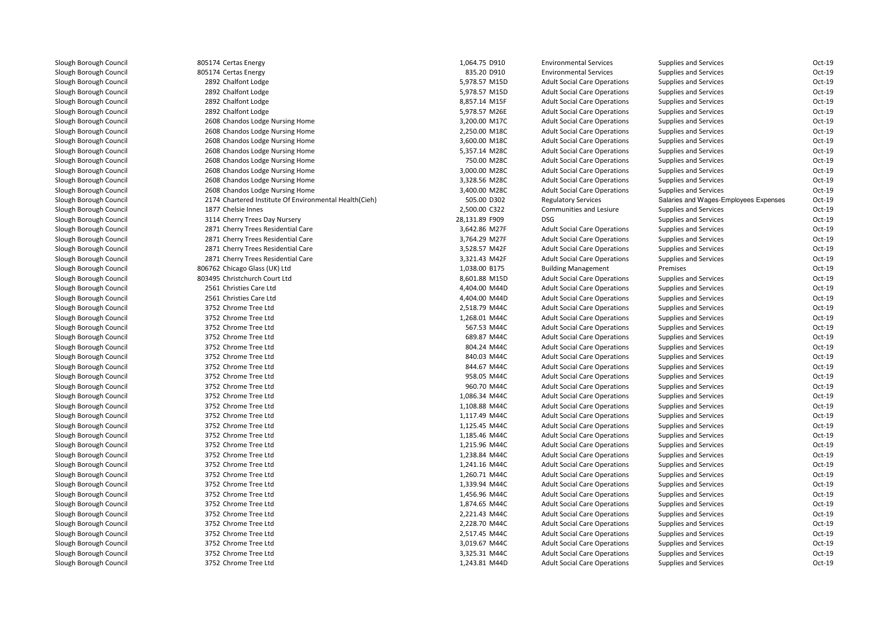| | | | | | | | |
|---|---|---|---|---|---|---|---|
| Slough Borough Council | 805174 | Certas Energy | 1,064.75 | D910 | Environmental Services | Supplies and Services | Oct-19 |
| Slough Borough Council | 805174 | Certas Energy | 835.20 | D910 | Environmental Services | Supplies and Services | Oct-19 |
| Slough Borough Council | 2892 | Chalfont Lodge | 5,978.57 | M15D | Adult Social Care Operations | Supplies and Services | Oct-19 |
| Slough Borough Council | 2892 | Chalfont Lodge | 5,978.57 | M15D | Adult Social Care Operations | Supplies and Services | Oct-19 |
| Slough Borough Council | 2892 | Chalfont Lodge | 8,857.14 | M15F | Adult Social Care Operations | Supplies and Services | Oct-19 |
| Slough Borough Council | 2892 | Chalfont Lodge | 5,978.57 | M26E | Adult Social Care Operations | Supplies and Services | Oct-19 |
| Slough Borough Council | 2608 | Chandos Lodge Nursing Home | 3,200.00 | M17C | Adult Social Care Operations | Supplies and Services | Oct-19 |
| Slough Borough Council | 2608 | Chandos Lodge Nursing Home | 2,250.00 | M18C | Adult Social Care Operations | Supplies and Services | Oct-19 |
| Slough Borough Council | 2608 | Chandos Lodge Nursing Home | 3,600.00 | M18C | Adult Social Care Operations | Supplies and Services | Oct-19 |
| Slough Borough Council | 2608 | Chandos Lodge Nursing Home | 5,357.14 | M28C | Adult Social Care Operations | Supplies and Services | Oct-19 |
| Slough Borough Council | 2608 | Chandos Lodge Nursing Home | 750.00 | M28C | Adult Social Care Operations | Supplies and Services | Oct-19 |
| Slough Borough Council | 2608 | Chandos Lodge Nursing Home | 3,000.00 | M28C | Adult Social Care Operations | Supplies and Services | Oct-19 |
| Slough Borough Council | 2608 | Chandos Lodge Nursing Home | 3,328.56 | M28C | Adult Social Care Operations | Supplies and Services | Oct-19 |
| Slough Borough Council | 2608 | Chandos Lodge Nursing Home | 3,400.00 | M28C | Adult Social Care Operations | Supplies and Services | Oct-19 |
| Slough Borough Council | 2174 | Chartered Institute Of Environmental Health(Cieh) | 505.00 | D302 | Regulatory Services | Salaries and Wages-Employees Expenses | Oct-19 |
| Slough Borough Council | 1877 | Chelsie Innes | 2,500.00 | C322 | Communities and Lesiure | Supplies and Services | Oct-19 |
| Slough Borough Council | 3114 | Cherry Trees Day Nursery | 28,131.89 | F909 | DSG | Supplies and Services | Oct-19 |
| Slough Borough Council | 2871 | Cherry Trees Residential Care | 3,642.86 | M27F | Adult Social Care Operations | Supplies and Services | Oct-19 |
| Slough Borough Council | 2871 | Cherry Trees Residential Care | 3,764.29 | M27F | Adult Social Care Operations | Supplies and Services | Oct-19 |
| Slough Borough Council | 2871 | Cherry Trees Residential Care | 3,528.57 | M42F | Adult Social Care Operations | Supplies and Services | Oct-19 |
| Slough Borough Council | 2871 | Cherry Trees Residential Care | 3,321.43 | M42F | Adult Social Care Operations | Supplies and Services | Oct-19 |
| Slough Borough Council | 806762 | Chicago Glass (UK) Ltd | 1,038.00 | B175 | Building Management | Premises | Oct-19 |
| Slough Borough Council | 803495 | Christchurch Court Ltd | 8,601.88 | M15D | Adult Social Care Operations | Supplies and Services | Oct-19 |
| Slough Borough Council | 2561 | Christies Care Ltd | 4,404.00 | M44D | Adult Social Care Operations | Supplies and Services | Oct-19 |
| Slough Borough Council | 2561 | Christies Care Ltd | 4,404.00 | M44D | Adult Social Care Operations | Supplies and Services | Oct-19 |
| Slough Borough Council | 3752 | Chrome Tree Ltd | 2,518.79 | M44C | Adult Social Care Operations | Supplies and Services | Oct-19 |
| Slough Borough Council | 3752 | Chrome Tree Ltd | 1,268.01 | M44C | Adult Social Care Operations | Supplies and Services | Oct-19 |
| Slough Borough Council | 3752 | Chrome Tree Ltd | 567.53 | M44C | Adult Social Care Operations | Supplies and Services | Oct-19 |
| Slough Borough Council | 3752 | Chrome Tree Ltd | 689.87 | M44C | Adult Social Care Operations | Supplies and Services | Oct-19 |
| Slough Borough Council | 3752 | Chrome Tree Ltd | 804.24 | M44C | Adult Social Care Operations | Supplies and Services | Oct-19 |
| Slough Borough Council | 3752 | Chrome Tree Ltd | 840.03 | M44C | Adult Social Care Operations | Supplies and Services | Oct-19 |
| Slough Borough Council | 3752 | Chrome Tree Ltd | 844.67 | M44C | Adult Social Care Operations | Supplies and Services | Oct-19 |
| Slough Borough Council | 3752 | Chrome Tree Ltd | 958.05 | M44C | Adult Social Care Operations | Supplies and Services | Oct-19 |
| Slough Borough Council | 3752 | Chrome Tree Ltd | 960.70 | M44C | Adult Social Care Operations | Supplies and Services | Oct-19 |
| Slough Borough Council | 3752 | Chrome Tree Ltd | 1,086.34 | M44C | Adult Social Care Operations | Supplies and Services | Oct-19 |
| Slough Borough Council | 3752 | Chrome Tree Ltd | 1,108.88 | M44C | Adult Social Care Operations | Supplies and Services | Oct-19 |
| Slough Borough Council | 3752 | Chrome Tree Ltd | 1,117.49 | M44C | Adult Social Care Operations | Supplies and Services | Oct-19 |
| Slough Borough Council | 3752 | Chrome Tree Ltd | 1,125.45 | M44C | Adult Social Care Operations | Supplies and Services | Oct-19 |
| Slough Borough Council | 3752 | Chrome Tree Ltd | 1,185.46 | M44C | Adult Social Care Operations | Supplies and Services | Oct-19 |
| Slough Borough Council | 3752 | Chrome Tree Ltd | 1,215.96 | M44C | Adult Social Care Operations | Supplies and Services | Oct-19 |
| Slough Borough Council | 3752 | Chrome Tree Ltd | 1,238.84 | M44C | Adult Social Care Operations | Supplies and Services | Oct-19 |
| Slough Borough Council | 3752 | Chrome Tree Ltd | 1,241.16 | M44C | Adult Social Care Operations | Supplies and Services | Oct-19 |
| Slough Borough Council | 3752 | Chrome Tree Ltd | 1,260.71 | M44C | Adult Social Care Operations | Supplies and Services | Oct-19 |
| Slough Borough Council | 3752 | Chrome Tree Ltd | 1,339.94 | M44C | Adult Social Care Operations | Supplies and Services | Oct-19 |
| Slough Borough Council | 3752 | Chrome Tree Ltd | 1,456.96 | M44C | Adult Social Care Operations | Supplies and Services | Oct-19 |
| Slough Borough Council | 3752 | Chrome Tree Ltd | 1,874.65 | M44C | Adult Social Care Operations | Supplies and Services | Oct-19 |
| Slough Borough Council | 3752 | Chrome Tree Ltd | 2,221.43 | M44C | Adult Social Care Operations | Supplies and Services | Oct-19 |
| Slough Borough Council | 3752 | Chrome Tree Ltd | 2,228.70 | M44C | Adult Social Care Operations | Supplies and Services | Oct-19 |
| Slough Borough Council | 3752 | Chrome Tree Ltd | 2,517.45 | M44C | Adult Social Care Operations | Supplies and Services | Oct-19 |
| Slough Borough Council | 3752 | Chrome Tree Ltd | 3,019.67 | M44C | Adult Social Care Operations | Supplies and Services | Oct-19 |
| Slough Borough Council | 3752 | Chrome Tree Ltd | 3,325.31 | M44C | Adult Social Care Operations | Supplies and Services | Oct-19 |
| Slough Borough Council | 3752 | Chrome Tree Ltd | 1,243.81 | M44D | Adult Social Care Operations | Supplies and Services | Oct-19 |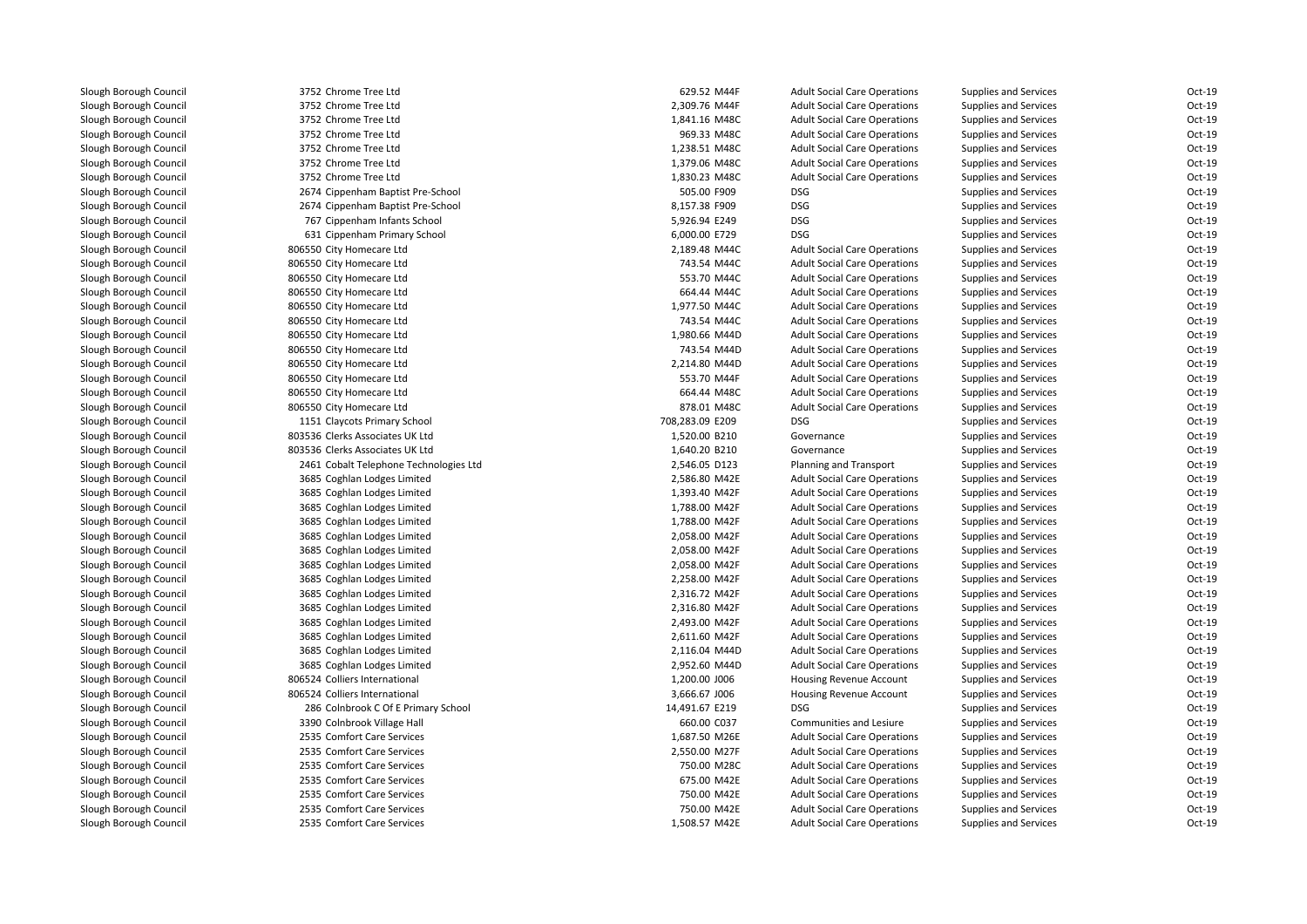| | | | | | | |
|---|---|---|---|---|---|---|
| Slough Borough Council | 3752 Chrome Tree Ltd | 629.52 | M44F | Adult Social Care Operations | Supplies and Services | Oct-19 |
| Slough Borough Council | 3752 Chrome Tree Ltd | 2,309.76 | M44F | Adult Social Care Operations | Supplies and Services | Oct-19 |
| Slough Borough Council | 3752 Chrome Tree Ltd | 1,841.16 | M48C | Adult Social Care Operations | Supplies and Services | Oct-19 |
| Slough Borough Council | 3752 Chrome Tree Ltd | 969.33 | M48C | Adult Social Care Operations | Supplies and Services | Oct-19 |
| Slough Borough Council | 3752 Chrome Tree Ltd | 1,238.51 | M48C | Adult Social Care Operations | Supplies and Services | Oct-19 |
| Slough Borough Council | 3752 Chrome Tree Ltd | 1,379.06 | M48C | Adult Social Care Operations | Supplies and Services | Oct-19 |
| Slough Borough Council | 3752 Chrome Tree Ltd | 1,830.23 | M48C | Adult Social Care Operations | Supplies and Services | Oct-19 |
| Slough Borough Council | 2674 Cippenham Baptist Pre-School | 505.00 | F909 | DSG | Supplies and Services | Oct-19 |
| Slough Borough Council | 2674 Cippenham Baptist Pre-School | 8,157.38 | F909 | DSG | Supplies and Services | Oct-19 |
| Slough Borough Council | 767 Cippenham Infants School | 5,926.94 | E249 | DSG | Supplies and Services | Oct-19 |
| Slough Borough Council | 631 Cippenham Primary School | 6,000.00 | E729 | DSG | Supplies and Services | Oct-19 |
| Slough Borough Council | 806550 City Homecare Ltd | 2,189.48 | M44C | Adult Social Care Operations | Supplies and Services | Oct-19 |
| Slough Borough Council | 806550 City Homecare Ltd | 743.54 | M44C | Adult Social Care Operations | Supplies and Services | Oct-19 |
| Slough Borough Council | 806550 City Homecare Ltd | 553.70 | M44C | Adult Social Care Operations | Supplies and Services | Oct-19 |
| Slough Borough Council | 806550 City Homecare Ltd | 664.44 | M44C | Adult Social Care Operations | Supplies and Services | Oct-19 |
| Slough Borough Council | 806550 City Homecare Ltd | 1,977.50 | M44C | Adult Social Care Operations | Supplies and Services | Oct-19 |
| Slough Borough Council | 806550 City Homecare Ltd | 743.54 | M44C | Adult Social Care Operations | Supplies and Services | Oct-19 |
| Slough Borough Council | 806550 City Homecare Ltd | 1,980.66 | M44D | Adult Social Care Operations | Supplies and Services | Oct-19 |
| Slough Borough Council | 806550 City Homecare Ltd | 743.54 | M44D | Adult Social Care Operations | Supplies and Services | Oct-19 |
| Slough Borough Council | 806550 City Homecare Ltd | 2,214.80 | M44D | Adult Social Care Operations | Supplies and Services | Oct-19 |
| Slough Borough Council | 806550 City Homecare Ltd | 553.70 | M44F | Adult Social Care Operations | Supplies and Services | Oct-19 |
| Slough Borough Council | 806550 City Homecare Ltd | 664.44 | M48C | Adult Social Care Operations | Supplies and Services | Oct-19 |
| Slough Borough Council | 806550 City Homecare Ltd | 878.01 | M48C | Adult Social Care Operations | Supplies and Services | Oct-19 |
| Slough Borough Council | 1151 Claycots Primary School | 708,283.09 | E209 | DSG | Supplies and Services | Oct-19 |
| Slough Borough Council | 803536 Clerks Associates UK Ltd | 1,520.00 | B210 | Governance | Supplies and Services | Oct-19 |
| Slough Borough Council | 803536 Clerks Associates UK Ltd | 1,640.20 | B210 | Governance | Supplies and Services | Oct-19 |
| Slough Borough Council | 2461 Cobalt Telephone Technologies Ltd | 2,546.05 | D123 | Planning and Transport | Supplies and Services | Oct-19 |
| Slough Borough Council | 3685 Coghlan Lodges Limited | 2,586.80 | M42E | Adult Social Care Operations | Supplies and Services | Oct-19 |
| Slough Borough Council | 3685 Coghlan Lodges Limited | 1,393.40 | M42F | Adult Social Care Operations | Supplies and Services | Oct-19 |
| Slough Borough Council | 3685 Coghlan Lodges Limited | 1,788.00 | M42F | Adult Social Care Operations | Supplies and Services | Oct-19 |
| Slough Borough Council | 3685 Coghlan Lodges Limited | 1,788.00 | M42F | Adult Social Care Operations | Supplies and Services | Oct-19 |
| Slough Borough Council | 3685 Coghlan Lodges Limited | 2,058.00 | M42F | Adult Social Care Operations | Supplies and Services | Oct-19 |
| Slough Borough Council | 3685 Coghlan Lodges Limited | 2,058.00 | M42F | Adult Social Care Operations | Supplies and Services | Oct-19 |
| Slough Borough Council | 3685 Coghlan Lodges Limited | 2,058.00 | M42F | Adult Social Care Operations | Supplies and Services | Oct-19 |
| Slough Borough Council | 3685 Coghlan Lodges Limited | 2,258.00 | M42F | Adult Social Care Operations | Supplies and Services | Oct-19 |
| Slough Borough Council | 3685 Coghlan Lodges Limited | 2,316.72 | M42F | Adult Social Care Operations | Supplies and Services | Oct-19 |
| Slough Borough Council | 3685 Coghlan Lodges Limited | 2,316.80 | M42F | Adult Social Care Operations | Supplies and Services | Oct-19 |
| Slough Borough Council | 3685 Coghlan Lodges Limited | 2,493.00 | M42F | Adult Social Care Operations | Supplies and Services | Oct-19 |
| Slough Borough Council | 3685 Coghlan Lodges Limited | 2,611.60 | M42F | Adult Social Care Operations | Supplies and Services | Oct-19 |
| Slough Borough Council | 3685 Coghlan Lodges Limited | 2,116.04 | M44D | Adult Social Care Operations | Supplies and Services | Oct-19 |
| Slough Borough Council | 3685 Coghlan Lodges Limited | 2,952.60 | M44D | Adult Social Care Operations | Supplies and Services | Oct-19 |
| Slough Borough Council | 806524 Colliers International | 1,200.00 | J006 | Housing Revenue Account | Supplies and Services | Oct-19 |
| Slough Borough Council | 806524 Colliers International | 3,666.67 | J006 | Housing Revenue Account | Supplies and Services | Oct-19 |
| Slough Borough Council | 286 Colnbrook C Of E Primary School | 14,491.67 | E219 | DSG | Supplies and Services | Oct-19 |
| Slough Borough Council | 3390 Colnbrook Village Hall | 660.00 | C037 | Communities and Lesiure | Supplies and Services | Oct-19 |
| Slough Borough Council | 2535 Comfort Care Services | 1,687.50 | M26E | Adult Social Care Operations | Supplies and Services | Oct-19 |
| Slough Borough Council | 2535 Comfort Care Services | 2,550.00 | M27F | Adult Social Care Operations | Supplies and Services | Oct-19 |
| Slough Borough Council | 2535 Comfort Care Services | 750.00 | M28C | Adult Social Care Operations | Supplies and Services | Oct-19 |
| Slough Borough Council | 2535 Comfort Care Services | 675.00 | M42E | Adult Social Care Operations | Supplies and Services | Oct-19 |
| Slough Borough Council | 2535 Comfort Care Services | 750.00 | M42E | Adult Social Care Operations | Supplies and Services | Oct-19 |
| Slough Borough Council | 2535 Comfort Care Services | 750.00 | M42E | Adult Social Care Operations | Supplies and Services | Oct-19 |
| Slough Borough Council | 2535 Comfort Care Services | 1,508.57 | M42E | Adult Social Care Operations | Supplies and Services | Oct-19 |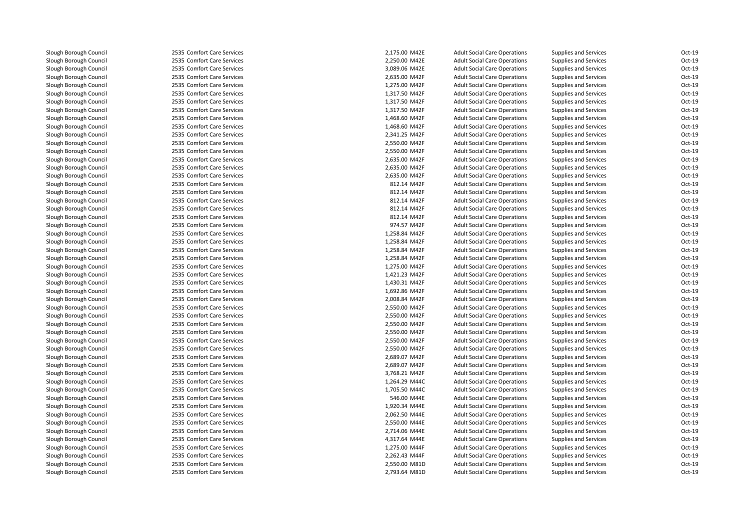| | | | | | | |
|---|---|---|---|---|---|---|
| Slough Borough Council | 2535 Comfort Care Services | 2,175.00 | M42E | Adult Social Care Operations | Supplies and Services | Oct-19 |
| Slough Borough Council | 2535 Comfort Care Services | 2,250.00 | M42E | Adult Social Care Operations | Supplies and Services | Oct-19 |
| Slough Borough Council | 2535 Comfort Care Services | 3,089.06 | M42E | Adult Social Care Operations | Supplies and Services | Oct-19 |
| Slough Borough Council | 2535 Comfort Care Services | 2,635.00 | M42F | Adult Social Care Operations | Supplies and Services | Oct-19 |
| Slough Borough Council | 2535 Comfort Care Services | 1,275.00 | M42F | Adult Social Care Operations | Supplies and Services | Oct-19 |
| Slough Borough Council | 2535 Comfort Care Services | 1,317.50 | M42F | Adult Social Care Operations | Supplies and Services | Oct-19 |
| Slough Borough Council | 2535 Comfort Care Services | 1,317.50 | M42F | Adult Social Care Operations | Supplies and Services | Oct-19 |
| Slough Borough Council | 2535 Comfort Care Services | 1,317.50 | M42F | Adult Social Care Operations | Supplies and Services | Oct-19 |
| Slough Borough Council | 2535 Comfort Care Services | 1,468.60 | M42F | Adult Social Care Operations | Supplies and Services | Oct-19 |
| Slough Borough Council | 2535 Comfort Care Services | 1,468.60 | M42F | Adult Social Care Operations | Supplies and Services | Oct-19 |
| Slough Borough Council | 2535 Comfort Care Services | 2,341.25 | M42F | Adult Social Care Operations | Supplies and Services | Oct-19 |
| Slough Borough Council | 2535 Comfort Care Services | 2,550.00 | M42F | Adult Social Care Operations | Supplies and Services | Oct-19 |
| Slough Borough Council | 2535 Comfort Care Services | 2,550.00 | M42F | Adult Social Care Operations | Supplies and Services | Oct-19 |
| Slough Borough Council | 2535 Comfort Care Services | 2,635.00 | M42F | Adult Social Care Operations | Supplies and Services | Oct-19 |
| Slough Borough Council | 2535 Comfort Care Services | 2,635.00 | M42F | Adult Social Care Operations | Supplies and Services | Oct-19 |
| Slough Borough Council | 2535 Comfort Care Services | 2,635.00 | M42F | Adult Social Care Operations | Supplies and Services | Oct-19 |
| Slough Borough Council | 2535 Comfort Care Services | 812.14 | M42F | Adult Social Care Operations | Supplies and Services | Oct-19 |
| Slough Borough Council | 2535 Comfort Care Services | 812.14 | M42F | Adult Social Care Operations | Supplies and Services | Oct-19 |
| Slough Borough Council | 2535 Comfort Care Services | 812.14 | M42F | Adult Social Care Operations | Supplies and Services | Oct-19 |
| Slough Borough Council | 2535 Comfort Care Services | 812.14 | M42F | Adult Social Care Operations | Supplies and Services | Oct-19 |
| Slough Borough Council | 2535 Comfort Care Services | 812.14 | M42F | Adult Social Care Operations | Supplies and Services | Oct-19 |
| Slough Borough Council | 2535 Comfort Care Services | 974.57 | M42F | Adult Social Care Operations | Supplies and Services | Oct-19 |
| Slough Borough Council | 2535 Comfort Care Services | 1,258.84 | M42F | Adult Social Care Operations | Supplies and Services | Oct-19 |
| Slough Borough Council | 2535 Comfort Care Services | 1,258.84 | M42F | Adult Social Care Operations | Supplies and Services | Oct-19 |
| Slough Borough Council | 2535 Comfort Care Services | 1,258.84 | M42F | Adult Social Care Operations | Supplies and Services | Oct-19 |
| Slough Borough Council | 2535 Comfort Care Services | 1,258.84 | M42F | Adult Social Care Operations | Supplies and Services | Oct-19 |
| Slough Borough Council | 2535 Comfort Care Services | 1,275.00 | M42F | Adult Social Care Operations | Supplies and Services | Oct-19 |
| Slough Borough Council | 2535 Comfort Care Services | 1,421.23 | M42F | Adult Social Care Operations | Supplies and Services | Oct-19 |
| Slough Borough Council | 2535 Comfort Care Services | 1,430.31 | M42F | Adult Social Care Operations | Supplies and Services | Oct-19 |
| Slough Borough Council | 2535 Comfort Care Services | 1,692.86 | M42F | Adult Social Care Operations | Supplies and Services | Oct-19 |
| Slough Borough Council | 2535 Comfort Care Services | 2,008.84 | M42F | Adult Social Care Operations | Supplies and Services | Oct-19 |
| Slough Borough Council | 2535 Comfort Care Services | 2,550.00 | M42F | Adult Social Care Operations | Supplies and Services | Oct-19 |
| Slough Borough Council | 2535 Comfort Care Services | 2,550.00 | M42F | Adult Social Care Operations | Supplies and Services | Oct-19 |
| Slough Borough Council | 2535 Comfort Care Services | 2,550.00 | M42F | Adult Social Care Operations | Supplies and Services | Oct-19 |
| Slough Borough Council | 2535 Comfort Care Services | 2,550.00 | M42F | Adult Social Care Operations | Supplies and Services | Oct-19 |
| Slough Borough Council | 2535 Comfort Care Services | 2,550.00 | M42F | Adult Social Care Operations | Supplies and Services | Oct-19 |
| Slough Borough Council | 2535 Comfort Care Services | 2,550.00 | M42F | Adult Social Care Operations | Supplies and Services | Oct-19 |
| Slough Borough Council | 2535 Comfort Care Services | 2,689.07 | M42F | Adult Social Care Operations | Supplies and Services | Oct-19 |
| Slough Borough Council | 2535 Comfort Care Services | 2,689.07 | M42F | Adult Social Care Operations | Supplies and Services | Oct-19 |
| Slough Borough Council | 2535 Comfort Care Services | 3,768.21 | M42F | Adult Social Care Operations | Supplies and Services | Oct-19 |
| Slough Borough Council | 2535 Comfort Care Services | 1,264.29 | M44C | Adult Social Care Operations | Supplies and Services | Oct-19 |
| Slough Borough Council | 2535 Comfort Care Services | 1,705.50 | M44C | Adult Social Care Operations | Supplies and Services | Oct-19 |
| Slough Borough Council | 2535 Comfort Care Services | 546.00 | M44E | Adult Social Care Operations | Supplies and Services | Oct-19 |
| Slough Borough Council | 2535 Comfort Care Services | 1,920.34 | M44E | Adult Social Care Operations | Supplies and Services | Oct-19 |
| Slough Borough Council | 2535 Comfort Care Services | 2,062.50 | M44E | Adult Social Care Operations | Supplies and Services | Oct-19 |
| Slough Borough Council | 2535 Comfort Care Services | 2,550.00 | M44E | Adult Social Care Operations | Supplies and Services | Oct-19 |
| Slough Borough Council | 2535 Comfort Care Services | 2,714.06 | M44E | Adult Social Care Operations | Supplies and Services | Oct-19 |
| Slough Borough Council | 2535 Comfort Care Services | 4,317.64 | M44E | Adult Social Care Operations | Supplies and Services | Oct-19 |
| Slough Borough Council | 2535 Comfort Care Services | 1,275.00 | M44F | Adult Social Care Operations | Supplies and Services | Oct-19 |
| Slough Borough Council | 2535 Comfort Care Services | 2,262.43 | M44F | Adult Social Care Operations | Supplies and Services | Oct-19 |
| Slough Borough Council | 2535 Comfort Care Services | 2,550.00 | M81D | Adult Social Care Operations | Supplies and Services | Oct-19 |
| Slough Borough Council | 2535 Comfort Care Services | 2,793.64 | M81D | Adult Social Care Operations | Supplies and Services | Oct-19 |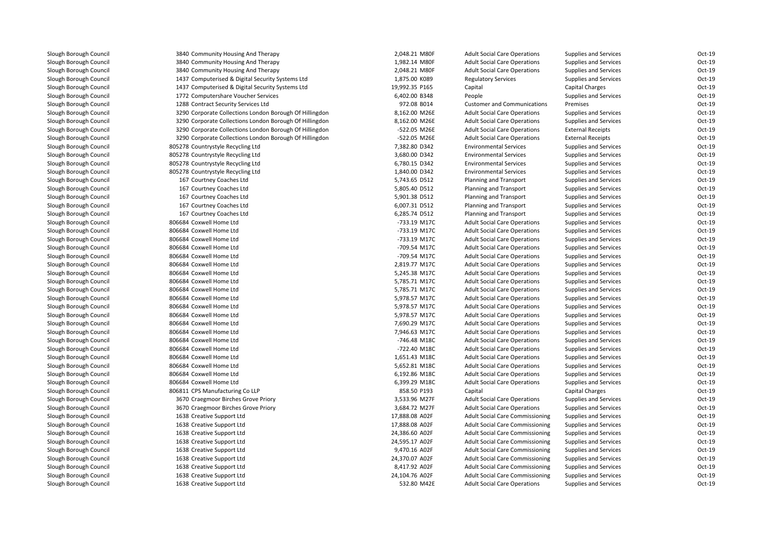| | | | | | | | |
|---|---|---|---|---|---|---|---|
| Slough Borough Council | 3840 | Community Housing And Therapy | 2,048.21 | M80F | Adult Social Care Operations | Supplies and Services | Oct-19 |
| Slough Borough Council | 3840 | Community Housing And Therapy | 1,982.14 | M80F | Adult Social Care Operations | Supplies and Services | Oct-19 |
| Slough Borough Council | 3840 | Community Housing And Therapy | 2,048.21 | M80F | Adult Social Care Operations | Supplies and Services | Oct-19 |
| Slough Borough Council | 1437 | Computerised & Digital Security Systems Ltd | 1,875.00 | K089 | Regulatory Services | Supplies and Services | Oct-19 |
| Slough Borough Council | 1437 | Computerised & Digital Security Systems Ltd | 19,992.35 | P165 | Capital | Capital Charges | Oct-19 |
| Slough Borough Council | 1772 | Computershare Voucher Services | 6,402.00 | B348 | People | Supplies and Services | Oct-19 |
| Slough Borough Council | 1288 | Contract Security Services Ltd | 972.08 | B014 | Customer and Communications | Premises | Oct-19 |
| Slough Borough Council | 3290 | Corporate Collections London Borough Of Hillingdon | 8,162.00 | M26E | Adult Social Care Operations | Supplies and Services | Oct-19 |
| Slough Borough Council | 3290 | Corporate Collections London Borough Of Hillingdon | 8,162.00 | M26E | Adult Social Care Operations | Supplies and Services | Oct-19 |
| Slough Borough Council | 3290 | Corporate Collections London Borough Of Hillingdon | -522.05 | M26E | Adult Social Care Operations | External Receipts | Oct-19 |
| Slough Borough Council | 3290 | Corporate Collections London Borough Of Hillingdon | -522.05 | M26E | Adult Social Care Operations | External Receipts | Oct-19 |
| Slough Borough Council | 805278 | Countrystyle Recycling Ltd | 7,382.80 | D342 | Environmental Services | Supplies and Services | Oct-19 |
| Slough Borough Council | 805278 | Countrystyle Recycling Ltd | 3,680.00 | D342 | Environmental Services | Supplies and Services | Oct-19 |
| Slough Borough Council | 805278 | Countrystyle Recycling Ltd | 6,780.15 | D342 | Environmental Services | Supplies and Services | Oct-19 |
| Slough Borough Council | 805278 | Countrystyle Recycling Ltd | 1,840.00 | D342 | Environmental Services | Supplies and Services | Oct-19 |
| Slough Borough Council | 167 | Courtney Coaches Ltd | 5,743.65 | D512 | Planning and Transport | Supplies and Services | Oct-19 |
| Slough Borough Council | 167 | Courtney Coaches Ltd | 5,805.40 | D512 | Planning and Transport | Supplies and Services | Oct-19 |
| Slough Borough Council | 167 | Courtney Coaches Ltd | 5,901.38 | D512 | Planning and Transport | Supplies and Services | Oct-19 |
| Slough Borough Council | 167 | Courtney Coaches Ltd | 6,007.31 | D512 | Planning and Transport | Supplies and Services | Oct-19 |
| Slough Borough Council | 167 | Courtney Coaches Ltd | 6,285.74 | D512 | Planning and Transport | Supplies and Services | Oct-19 |
| Slough Borough Council | 806684 | Coxwell Home Ltd | -733.19 | M17C | Adult Social Care Operations | Supplies and Services | Oct-19 |
| Slough Borough Council | 806684 | Coxwell Home Ltd | -733.19 | M17C | Adult Social Care Operations | Supplies and Services | Oct-19 |
| Slough Borough Council | 806684 | Coxwell Home Ltd | -733.19 | M17C | Adult Social Care Operations | Supplies and Services | Oct-19 |
| Slough Borough Council | 806684 | Coxwell Home Ltd | -709.54 | M17C | Adult Social Care Operations | Supplies and Services | Oct-19 |
| Slough Borough Council | 806684 | Coxwell Home Ltd | -709.54 | M17C | Adult Social Care Operations | Supplies and Services | Oct-19 |
| Slough Borough Council | 806684 | Coxwell Home Ltd | 2,819.77 | M17C | Adult Social Care Operations | Supplies and Services | Oct-19 |
| Slough Borough Council | 806684 | Coxwell Home Ltd | 5,245.38 | M17C | Adult Social Care Operations | Supplies and Services | Oct-19 |
| Slough Borough Council | 806684 | Coxwell Home Ltd | 5,785.71 | M17C | Adult Social Care Operations | Supplies and Services | Oct-19 |
| Slough Borough Council | 806684 | Coxwell Home Ltd | 5,785.71 | M17C | Adult Social Care Operations | Supplies and Services | Oct-19 |
| Slough Borough Council | 806684 | Coxwell Home Ltd | 5,978.57 | M17C | Adult Social Care Operations | Supplies and Services | Oct-19 |
| Slough Borough Council | 806684 | Coxwell Home Ltd | 5,978.57 | M17C | Adult Social Care Operations | Supplies and Services | Oct-19 |
| Slough Borough Council | 806684 | Coxwell Home Ltd | 5,978.57 | M17C | Adult Social Care Operations | Supplies and Services | Oct-19 |
| Slough Borough Council | 806684 | Coxwell Home Ltd | 7,690.29 | M17C | Adult Social Care Operations | Supplies and Services | Oct-19 |
| Slough Borough Council | 806684 | Coxwell Home Ltd | 7,946.63 | M17C | Adult Social Care Operations | Supplies and Services | Oct-19 |
| Slough Borough Council | 806684 | Coxwell Home Ltd | -746.48 | M18C | Adult Social Care Operations | Supplies and Services | Oct-19 |
| Slough Borough Council | 806684 | Coxwell Home Ltd | -722.40 | M18C | Adult Social Care Operations | Supplies and Services | Oct-19 |
| Slough Borough Council | 806684 | Coxwell Home Ltd | 1,651.43 | M18C | Adult Social Care Operations | Supplies and Services | Oct-19 |
| Slough Borough Council | 806684 | Coxwell Home Ltd | 5,652.81 | M18C | Adult Social Care Operations | Supplies and Services | Oct-19 |
| Slough Borough Council | 806684 | Coxwell Home Ltd | 6,192.86 | M18C | Adult Social Care Operations | Supplies and Services | Oct-19 |
| Slough Borough Council | 806684 | Coxwell Home Ltd | 6,399.29 | M18C | Adult Social Care Operations | Supplies and Services | Oct-19 |
| Slough Borough Council | 806811 | CPS Manufacturing Co LLP | 858.50 | P193 | Capital | Capital Charges | Oct-19 |
| Slough Borough Council | 3670 | Craegmoor Birches Grove Priory | 3,533.96 | M27F | Adult Social Care Operations | Supplies and Services | Oct-19 |
| Slough Borough Council | 3670 | Craegmoor Birches Grove Priory | 3,684.72 | M27F | Adult Social Care Operations | Supplies and Services | Oct-19 |
| Slough Borough Council | 1638 | Creative Support Ltd | 17,888.08 | A02F | Adult Social Care Commissioning | Supplies and Services | Oct-19 |
| Slough Borough Council | 1638 | Creative Support Ltd | 17,888.08 | A02F | Adult Social Care Commissioning | Supplies and Services | Oct-19 |
| Slough Borough Council | 1638 | Creative Support Ltd | 24,386.60 | A02F | Adult Social Care Commissioning | Supplies and Services | Oct-19 |
| Slough Borough Council | 1638 | Creative Support Ltd | 24,595.17 | A02F | Adult Social Care Commissioning | Supplies and Services | Oct-19 |
| Slough Borough Council | 1638 | Creative Support Ltd | 9,470.16 | A02F | Adult Social Care Commissioning | Supplies and Services | Oct-19 |
| Slough Borough Council | 1638 | Creative Support Ltd | 24,370.07 | A02F | Adult Social Care Commissioning | Supplies and Services | Oct-19 |
| Slough Borough Council | 1638 | Creative Support Ltd | 8,417.92 | A02F | Adult Social Care Commissioning | Supplies and Services | Oct-19 |
| Slough Borough Council | 1638 | Creative Support Ltd | 24,104.76 | A02F | Adult Social Care Commissioning | Supplies and Services | Oct-19 |
| Slough Borough Council | 1638 | Creative Support Ltd | 532.80 | M42E | Adult Social Care Operations | Supplies and Services | Oct-19 |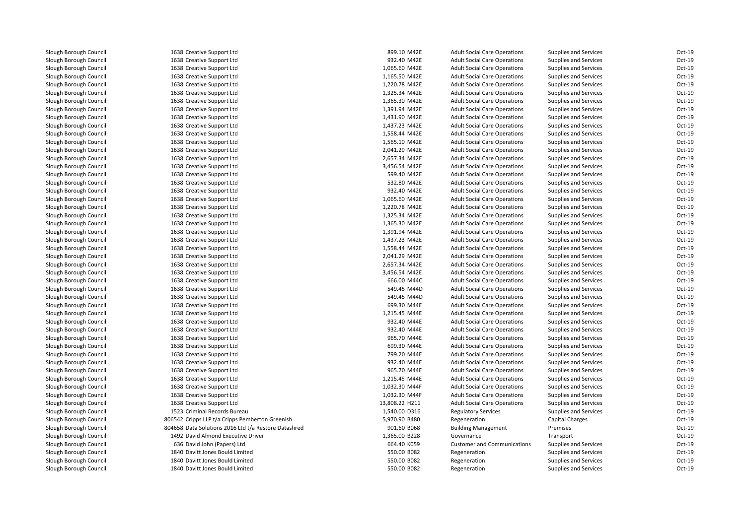| | | | | | | | |
|---|---|---|---|---|---|---|---|
| Slough Borough Council | 1638 | Creative Support Ltd | 899.10 | M42E | Adult Social Care Operations | Supplies and Services | Oct-19 |
| Slough Borough Council | 1638 | Creative Support Ltd | 932.40 | M42E | Adult Social Care Operations | Supplies and Services | Oct-19 |
| Slough Borough Council | 1638 | Creative Support Ltd | 1,065.60 | M42E | Adult Social Care Operations | Supplies and Services | Oct-19 |
| Slough Borough Council | 1638 | Creative Support Ltd | 1,165.50 | M42E | Adult Social Care Operations | Supplies and Services | Oct-19 |
| Slough Borough Council | 1638 | Creative Support Ltd | 1,220.78 | M42E | Adult Social Care Operations | Supplies and Services | Oct-19 |
| Slough Borough Council | 1638 | Creative Support Ltd | 1,325.34 | M42E | Adult Social Care Operations | Supplies and Services | Oct-19 |
| Slough Borough Council | 1638 | Creative Support Ltd | 1,365.30 | M42E | Adult Social Care Operations | Supplies and Services | Oct-19 |
| Slough Borough Council | 1638 | Creative Support Ltd | 1,391.94 | M42E | Adult Social Care Operations | Supplies and Services | Oct-19 |
| Slough Borough Council | 1638 | Creative Support Ltd | 1,431.90 | M42E | Adult Social Care Operations | Supplies and Services | Oct-19 |
| Slough Borough Council | 1638 | Creative Support Ltd | 1,437.23 | M42E | Adult Social Care Operations | Supplies and Services | Oct-19 |
| Slough Borough Council | 1638 | Creative Support Ltd | 1,558.44 | M42E | Adult Social Care Operations | Supplies and Services | Oct-19 |
| Slough Borough Council | 1638 | Creative Support Ltd | 1,565.10 | M42E | Adult Social Care Operations | Supplies and Services | Oct-19 |
| Slough Borough Council | 1638 | Creative Support Ltd | 2,041.29 | M42E | Adult Social Care Operations | Supplies and Services | Oct-19 |
| Slough Borough Council | 1638 | Creative Support Ltd | 2,657.34 | M42E | Adult Social Care Operations | Supplies and Services | Oct-19 |
| Slough Borough Council | 1638 | Creative Support Ltd | 3,456.54 | M42E | Adult Social Care Operations | Supplies and Services | Oct-19 |
| Slough Borough Council | 1638 | Creative Support Ltd | 599.40 | M42E | Adult Social Care Operations | Supplies and Services | Oct-19 |
| Slough Borough Council | 1638 | Creative Support Ltd | 532.80 | M42E | Adult Social Care Operations | Supplies and Services | Oct-19 |
| Slough Borough Council | 1638 | Creative Support Ltd | 932.40 | M42E | Adult Social Care Operations | Supplies and Services | Oct-19 |
| Slough Borough Council | 1638 | Creative Support Ltd | 1,065.60 | M42E | Adult Social Care Operations | Supplies and Services | Oct-19 |
| Slough Borough Council | 1638 | Creative Support Ltd | 1,220.78 | M42E | Adult Social Care Operations | Supplies and Services | Oct-19 |
| Slough Borough Council | 1638 | Creative Support Ltd | 1,325.34 | M42E | Adult Social Care Operations | Supplies and Services | Oct-19 |
| Slough Borough Council | 1638 | Creative Support Ltd | 1,365.30 | M42E | Adult Social Care Operations | Supplies and Services | Oct-19 |
| Slough Borough Council | 1638 | Creative Support Ltd | 1,391.94 | M42E | Adult Social Care Operations | Supplies and Services | Oct-19 |
| Slough Borough Council | 1638 | Creative Support Ltd | 1,437.23 | M42E | Adult Social Care Operations | Supplies and Services | Oct-19 |
| Slough Borough Council | 1638 | Creative Support Ltd | 1,558.44 | M42E | Adult Social Care Operations | Supplies and Services | Oct-19 |
| Slough Borough Council | 1638 | Creative Support Ltd | 2,041.29 | M42E | Adult Social Care Operations | Supplies and Services | Oct-19 |
| Slough Borough Council | 1638 | Creative Support Ltd | 2,657.34 | M42E | Adult Social Care Operations | Supplies and Services | Oct-19 |
| Slough Borough Council | 1638 | Creative Support Ltd | 3,456.54 | M42E | Adult Social Care Operations | Supplies and Services | Oct-19 |
| Slough Borough Council | 1638 | Creative Support Ltd | 666.00 | M44C | Adult Social Care Operations | Supplies and Services | Oct-19 |
| Slough Borough Council | 1638 | Creative Support Ltd | 549.45 | M44D | Adult Social Care Operations | Supplies and Services | Oct-19 |
| Slough Borough Council | 1638 | Creative Support Ltd | 549.45 | M44D | Adult Social Care Operations | Supplies and Services | Oct-19 |
| Slough Borough Council | 1638 | Creative Support Ltd | 699.30 | M44E | Adult Social Care Operations | Supplies and Services | Oct-19 |
| Slough Borough Council | 1638 | Creative Support Ltd | 1,215.45 | M44E | Adult Social Care Operations | Supplies and Services | Oct-19 |
| Slough Borough Council | 1638 | Creative Support Ltd | 932.40 | M44E | Adult Social Care Operations | Supplies and Services | Oct-19 |
| Slough Borough Council | 1638 | Creative Support Ltd | 932.40 | M44E | Adult Social Care Operations | Supplies and Services | Oct-19 |
| Slough Borough Council | 1638 | Creative Support Ltd | 965.70 | M44E | Adult Social Care Operations | Supplies and Services | Oct-19 |
| Slough Borough Council | 1638 | Creative Support Ltd | 699.30 | M44E | Adult Social Care Operations | Supplies and Services | Oct-19 |
| Slough Borough Council | 1638 | Creative Support Ltd | 799.20 | M44E | Adult Social Care Operations | Supplies and Services | Oct-19 |
| Slough Borough Council | 1638 | Creative Support Ltd | 932.40 | M44E | Adult Social Care Operations | Supplies and Services | Oct-19 |
| Slough Borough Council | 1638 | Creative Support Ltd | 965.70 | M44E | Adult Social Care Operations | Supplies and Services | Oct-19 |
| Slough Borough Council | 1638 | Creative Support Ltd | 1,215.45 | M44E | Adult Social Care Operations | Supplies and Services | Oct-19 |
| Slough Borough Council | 1638 | Creative Support Ltd | 1,032.30 | M44F | Adult Social Care Operations | Supplies and Services | Oct-19 |
| Slough Borough Council | 1638 | Creative Support Ltd | 1,032.30 | M44F | Adult Social Care Operations | Supplies and Services | Oct-19 |
| Slough Borough Council | 1638 | Creative Support Ltd | 13,808.22 | H211 | Adult Social Care Operations | Supplies and Services | Oct-19 |
| Slough Borough Council | 1523 | Criminal Records Bureau | 1,540.00 | D316 | Regulatory Services | Supplies and Services | Oct-19 |
| Slough Borough Council | 806542 | Cripps LLP t/a Cripps Pemberton Greenish | 5,970.90 | B480 | Regeneration | Capital Charges | Oct-19 |
| Slough Borough Council | 804658 | Data Solutions 2016 Ltd t/a Restore Datashred | 901.60 | B068 | Building Management | Premises | Oct-19 |
| Slough Borough Council | 1492 | David Almond Executive Driver | 1,365.00 | B228 | Governance | Transport | Oct-19 |
| Slough Borough Council | 636 | David John (Papers) Ltd | 664.40 | K059 | Customer and Communications | Supplies and Services | Oct-19 |
| Slough Borough Council | 1840 | Davitt Jones Bould Limited | 550.00 | B082 | Regeneration | Supplies and Services | Oct-19 |
| Slough Borough Council | 1840 | Davitt Jones Bould Limited | 550.00 | B082 | Regeneration | Supplies and Services | Oct-19 |
| Slough Borough Council | 1840 | Davitt Jones Bould Limited | 550.00 | B082 | Regeneration | Supplies and Services | Oct-19 |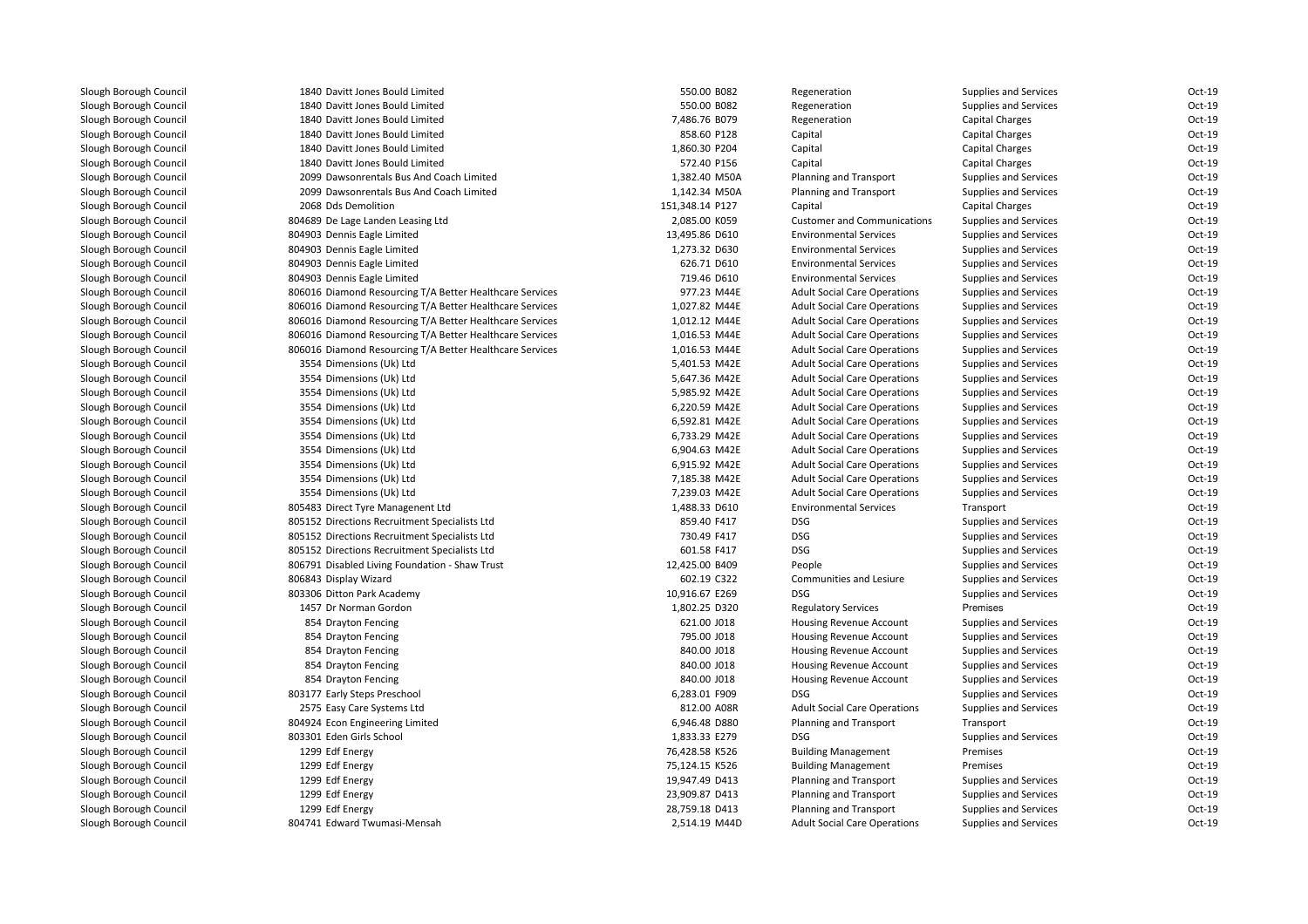| | | | | | | | |
|---|---|---|---|---|---|---|---|
| Slough Borough Council | 1840 Davitt Jones Bould Limited | 550.00 | B082 | Regeneration | Supplies and Services | Oct-19 |
| Slough Borough Council | 1840 Davitt Jones Bould Limited | 550.00 | B082 | Regeneration | Supplies and Services | Oct-19 |
| Slough Borough Council | 1840 Davitt Jones Bould Limited | 7,486.76 | B079 | Regeneration | Capital Charges | Oct-19 |
| Slough Borough Council | 1840 Davitt Jones Bould Limited | 858.60 | P128 | Capital | Capital Charges | Oct-19 |
| Slough Borough Council | 1840 Davitt Jones Bould Limited | 1,860.30 | P204 | Capital | Capital Charges | Oct-19 |
| Slough Borough Council | 1840 Davitt Jones Bould Limited | 572.40 | P156 | Capital | Capital Charges | Oct-19 |
| Slough Borough Council | 2099 Dawsonrentals Bus And Coach Limited | 1,382.40 | M50A | Planning and Transport | Supplies and Services | Oct-19 |
| Slough Borough Council | 2099 Dawsonrentals Bus And Coach Limited | 1,142.34 | M50A | Planning and Transport | Supplies and Services | Oct-19 |
| Slough Borough Council | 2068 Dds Demolition | 151,348.14 | P127 | Capital | Capital Charges | Oct-19 |
| Slough Borough Council | 804689 De Lage Landen Leasing Ltd | 2,085.00 | K059 | Customer and Communications | Supplies and Services | Oct-19 |
| Slough Borough Council | 804903 Dennis Eagle Limited | 13,495.86 | D610 | Environmental Services | Supplies and Services | Oct-19 |
| Slough Borough Council | 804903 Dennis Eagle Limited | 1,273.32 | D630 | Environmental Services | Supplies and Services | Oct-19 |
| Slough Borough Council | 804903 Dennis Eagle Limited | 626.71 | D610 | Environmental Services | Supplies and Services | Oct-19 |
| Slough Borough Council | 804903 Dennis Eagle Limited | 719.46 | D610 | Environmental Services | Supplies and Services | Oct-19 |
| Slough Borough Council | 806016 Diamond Resourcing T/A Better Healthcare Services | 977.23 | M44E | Adult Social Care Operations | Supplies and Services | Oct-19 |
| Slough Borough Council | 806016 Diamond Resourcing T/A Better Healthcare Services | 1,027.82 | M44E | Adult Social Care Operations | Supplies and Services | Oct-19 |
| Slough Borough Council | 806016 Diamond Resourcing T/A Better Healthcare Services | 1,012.12 | M44E | Adult Social Care Operations | Supplies and Services | Oct-19 |
| Slough Borough Council | 806016 Diamond Resourcing T/A Better Healthcare Services | 1,016.53 | M44E | Adult Social Care Operations | Supplies and Services | Oct-19 |
| Slough Borough Council | 806016 Diamond Resourcing T/A Better Healthcare Services | 1,016.53 | M44E | Adult Social Care Operations | Supplies and Services | Oct-19 |
| Slough Borough Council | 3554 Dimensions (Uk) Ltd | 5,401.53 | M42E | Adult Social Care Operations | Supplies and Services | Oct-19 |
| Slough Borough Council | 3554 Dimensions (Uk) Ltd | 5,647.36 | M42E | Adult Social Care Operations | Supplies and Services | Oct-19 |
| Slough Borough Council | 3554 Dimensions (Uk) Ltd | 5,985.92 | M42E | Adult Social Care Operations | Supplies and Services | Oct-19 |
| Slough Borough Council | 3554 Dimensions (Uk) Ltd | 6,220.59 | M42E | Adult Social Care Operations | Supplies and Services | Oct-19 |
| Slough Borough Council | 3554 Dimensions (Uk) Ltd | 6,592.81 | M42E | Adult Social Care Operations | Supplies and Services | Oct-19 |
| Slough Borough Council | 3554 Dimensions (Uk) Ltd | 6,733.29 | M42E | Adult Social Care Operations | Supplies and Services | Oct-19 |
| Slough Borough Council | 3554 Dimensions (Uk) Ltd | 6,904.63 | M42E | Adult Social Care Operations | Supplies and Services | Oct-19 |
| Slough Borough Council | 3554 Dimensions (Uk) Ltd | 6,915.92 | M42E | Adult Social Care Operations | Supplies and Services | Oct-19 |
| Slough Borough Council | 3554 Dimensions (Uk) Ltd | 7,185.38 | M42E | Adult Social Care Operations | Supplies and Services | Oct-19 |
| Slough Borough Council | 3554 Dimensions (Uk) Ltd | 7,239.03 | M42E | Adult Social Care Operations | Supplies and Services | Oct-19 |
| Slough Borough Council | 805483 Direct Tyre Managenent Ltd | 1,488.33 | D610 | Environmental Services | Transport | Oct-19 |
| Slough Borough Council | 805152 Directions Recruitment Specialists Ltd | 859.40 | F417 | DSG | Supplies and Services | Oct-19 |
| Slough Borough Council | 805152 Directions Recruitment Specialists Ltd | 730.49 | F417 | DSG | Supplies and Services | Oct-19 |
| Slough Borough Council | 805152 Directions Recruitment Specialists Ltd | 601.58 | F417 | DSG | Supplies and Services | Oct-19 |
| Slough Borough Council | 806791 Disabled Living Foundation - Shaw Trust | 12,425.00 | B409 | People | Supplies and Services | Oct-19 |
| Slough Borough Council | 806843 Display Wizard | 602.19 | C322 | Communities and Lesiure | Supplies and Services | Oct-19 |
| Slough Borough Council | 803306 Ditton Park Academy | 10,916.67 | E269 | DSG | Supplies and Services | Oct-19 |
| Slough Borough Council | 1457 Dr Norman Gordon | 1,802.25 | D320 | Regulatory Services | Premises | Oct-19 |
| Slough Borough Council | 854 Drayton Fencing | 621.00 | J018 | Housing Revenue Account | Supplies and Services | Oct-19 |
| Slough Borough Council | 854 Drayton Fencing | 795.00 | J018 | Housing Revenue Account | Supplies and Services | Oct-19 |
| Slough Borough Council | 854 Drayton Fencing | 840.00 | J018 | Housing Revenue Account | Supplies and Services | Oct-19 |
| Slough Borough Council | 854 Drayton Fencing | 840.00 | J018 | Housing Revenue Account | Supplies and Services | Oct-19 |
| Slough Borough Council | 854 Drayton Fencing | 840.00 | J018 | Housing Revenue Account | Supplies and Services | Oct-19 |
| Slough Borough Council | 803177 Early Steps Preschool | 6,283.01 | F909 | DSG | Supplies and Services | Oct-19 |
| Slough Borough Council | 2575 Easy Care Systems Ltd | 812.00 | A08R | Adult Social Care Operations | Supplies and Services | Oct-19 |
| Slough Borough Council | 804924 Econ Engineering Limited | 6,946.48 | D880 | Planning and Transport | Transport | Oct-19 |
| Slough Borough Council | 803301 Eden Girls School | 1,833.33 | E279 | DSG | Supplies and Services | Oct-19 |
| Slough Borough Council | 1299 Edf Energy | 76,428.58 | K526 | Building Management | Premises | Oct-19 |
| Slough Borough Council | 1299 Edf Energy | 75,124.15 | K526 | Building Management | Premises | Oct-19 |
| Slough Borough Council | 1299 Edf Energy | 19,947.49 | D413 | Planning and Transport | Supplies and Services | Oct-19 |
| Slough Borough Council | 1299 Edf Energy | 23,909.87 | D413 | Planning and Transport | Supplies and Services | Oct-19 |
| Slough Borough Council | 1299 Edf Energy | 28,759.18 | D413 | Planning and Transport | Supplies and Services | Oct-19 |
| Slough Borough Council | 804741 Edward Twumasi-Mensah | 2,514.19 | M44D | Adult Social Care Operations | Supplies and Services | Oct-19 |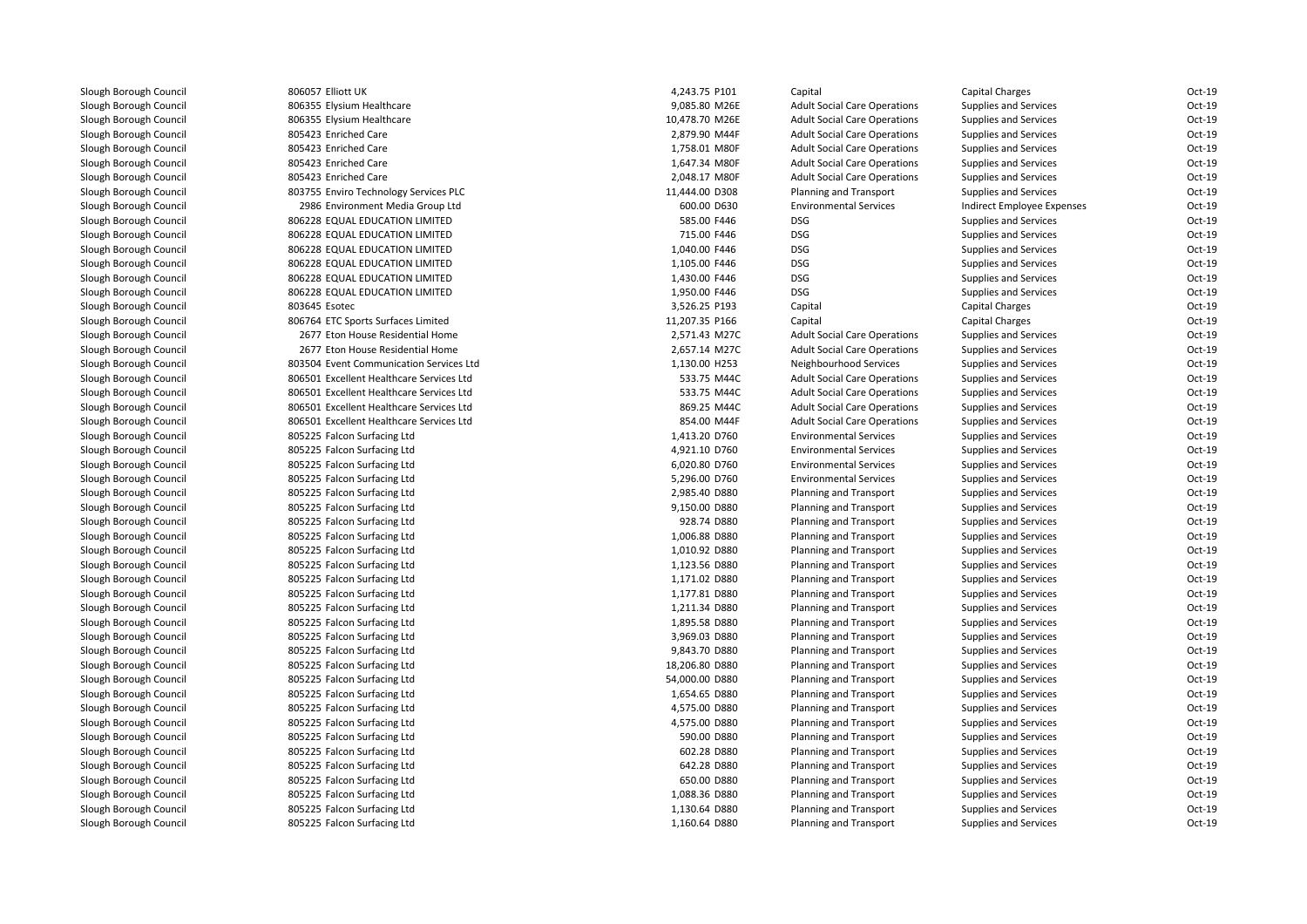| | | | | | | | |
|---|---|---|---|---|---|---|---|
| Slough Borough Council | 806057 Elliott UK | 4,243.75 | P101 | Capital | Capital Charges | Oct-19 |
| Slough Borough Council | 806355 Elysium Healthcare | 9,085.80 | M26E | Adult Social Care Operations | Supplies and Services | Oct-19 |
| Slough Borough Council | 806355 Elysium Healthcare | 10,478.70 | M26E | Adult Social Care Operations | Supplies and Services | Oct-19 |
| Slough Borough Council | 805423 Enriched Care | 2,879.90 | M44F | Adult Social Care Operations | Supplies and Services | Oct-19 |
| Slough Borough Council | 805423 Enriched Care | 1,758.01 | M80F | Adult Social Care Operations | Supplies and Services | Oct-19 |
| Slough Borough Council | 805423 Enriched Care | 1,647.34 | M80F | Adult Social Care Operations | Supplies and Services | Oct-19 |
| Slough Borough Council | 805423 Enriched Care | 2,048.17 | M80F | Adult Social Care Operations | Supplies and Services | Oct-19 |
| Slough Borough Council | 803755 Enviro Technology Services PLC | 11,444.00 | D308 | Planning and Transport | Supplies and Services | Oct-19 |
| Slough Borough Council | 2986 Environment Media Group Ltd | 600.00 | D630 | Environmental Services | Indirect Employee Expenses | Oct-19 |
| Slough Borough Council | 806228 EQUAL EDUCATION LIMITED | 585.00 | F446 | DSG | Supplies and Services | Oct-19 |
| Slough Borough Council | 806228 EQUAL EDUCATION LIMITED | 715.00 | F446 | DSG | Supplies and Services | Oct-19 |
| Slough Borough Council | 806228 EQUAL EDUCATION LIMITED | 1,040.00 | F446 | DSG | Supplies and Services | Oct-19 |
| Slough Borough Council | 806228 EQUAL EDUCATION LIMITED | 1,105.00 | F446 | DSG | Supplies and Services | Oct-19 |
| Slough Borough Council | 806228 EQUAL EDUCATION LIMITED | 1,430.00 | F446 | DSG | Supplies and Services | Oct-19 |
| Slough Borough Council | 806228 EQUAL EDUCATION LIMITED | 1,950.00 | F446 | DSG | Supplies and Services | Oct-19 |
| Slough Borough Council | 803645 Esotec | 3,526.25 | P193 | Capital | Capital Charges | Oct-19 |
| Slough Borough Council | 806764 ETC Sports Surfaces Limited | 11,207.35 | P166 | Capital | Capital Charges | Oct-19 |
| Slough Borough Council | 2677 Eton House Residential Home | 2,571.43 | M27C | Adult Social Care Operations | Supplies and Services | Oct-19 |
| Slough Borough Council | 2677 Eton House Residential Home | 2,657.14 | M27C | Adult Social Care Operations | Supplies and Services | Oct-19 |
| Slough Borough Council | 803504 Event Communication Services Ltd | 1,130.00 | H253 | Neighbourhood Services | Supplies and Services | Oct-19 |
| Slough Borough Council | 806501 Excellent Healthcare Services Ltd | 533.75 | M44C | Adult Social Care Operations | Supplies and Services | Oct-19 |
| Slough Borough Council | 806501 Excellent Healthcare Services Ltd | 533.75 | M44C | Adult Social Care Operations | Supplies and Services | Oct-19 |
| Slough Borough Council | 806501 Excellent Healthcare Services Ltd | 869.25 | M44C | Adult Social Care Operations | Supplies and Services | Oct-19 |
| Slough Borough Council | 806501 Excellent Healthcare Services Ltd | 854.00 | M44F | Adult Social Care Operations | Supplies and Services | Oct-19 |
| Slough Borough Council | 805225 Falcon Surfacing Ltd | 1,413.20 | D760 | Environmental Services | Supplies and Services | Oct-19 |
| Slough Borough Council | 805225 Falcon Surfacing Ltd | 4,921.10 | D760 | Environmental Services | Supplies and Services | Oct-19 |
| Slough Borough Council | 805225 Falcon Surfacing Ltd | 6,020.80 | D760 | Environmental Services | Supplies and Services | Oct-19 |
| Slough Borough Council | 805225 Falcon Surfacing Ltd | 5,296.00 | D760 | Environmental Services | Supplies and Services | Oct-19 |
| Slough Borough Council | 805225 Falcon Surfacing Ltd | 2,985.40 | D880 | Planning and Transport | Supplies and Services | Oct-19 |
| Slough Borough Council | 805225 Falcon Surfacing Ltd | 9,150.00 | D880 | Planning and Transport | Supplies and Services | Oct-19 |
| Slough Borough Council | 805225 Falcon Surfacing Ltd | 928.74 | D880 | Planning and Transport | Supplies and Services | Oct-19 |
| Slough Borough Council | 805225 Falcon Surfacing Ltd | 1,006.88 | D880 | Planning and Transport | Supplies and Services | Oct-19 |
| Slough Borough Council | 805225 Falcon Surfacing Ltd | 1,010.92 | D880 | Planning and Transport | Supplies and Services | Oct-19 |
| Slough Borough Council | 805225 Falcon Surfacing Ltd | 1,123.56 | D880 | Planning and Transport | Supplies and Services | Oct-19 |
| Slough Borough Council | 805225 Falcon Surfacing Ltd | 1,171.02 | D880 | Planning and Transport | Supplies and Services | Oct-19 |
| Slough Borough Council | 805225 Falcon Surfacing Ltd | 1,177.81 | D880 | Planning and Transport | Supplies and Services | Oct-19 |
| Slough Borough Council | 805225 Falcon Surfacing Ltd | 1,211.34 | D880 | Planning and Transport | Supplies and Services | Oct-19 |
| Slough Borough Council | 805225 Falcon Surfacing Ltd | 1,895.58 | D880 | Planning and Transport | Supplies and Services | Oct-19 |
| Slough Borough Council | 805225 Falcon Surfacing Ltd | 3,969.03 | D880 | Planning and Transport | Supplies and Services | Oct-19 |
| Slough Borough Council | 805225 Falcon Surfacing Ltd | 9,843.70 | D880 | Planning and Transport | Supplies and Services | Oct-19 |
| Slough Borough Council | 805225 Falcon Surfacing Ltd | 18,206.80 | D880 | Planning and Transport | Supplies and Services | Oct-19 |
| Slough Borough Council | 805225 Falcon Surfacing Ltd | 54,000.00 | D880 | Planning and Transport | Supplies and Services | Oct-19 |
| Slough Borough Council | 805225 Falcon Surfacing Ltd | 1,654.65 | D880 | Planning and Transport | Supplies and Services | Oct-19 |
| Slough Borough Council | 805225 Falcon Surfacing Ltd | 4,575.00 | D880 | Planning and Transport | Supplies and Services | Oct-19 |
| Slough Borough Council | 805225 Falcon Surfacing Ltd | 4,575.00 | D880 | Planning and Transport | Supplies and Services | Oct-19 |
| Slough Borough Council | 805225 Falcon Surfacing Ltd | 590.00 | D880 | Planning and Transport | Supplies and Services | Oct-19 |
| Slough Borough Council | 805225 Falcon Surfacing Ltd | 602.28 | D880 | Planning and Transport | Supplies and Services | Oct-19 |
| Slough Borough Council | 805225 Falcon Surfacing Ltd | 642.28 | D880 | Planning and Transport | Supplies and Services | Oct-19 |
| Slough Borough Council | 805225 Falcon Surfacing Ltd | 650.00 | D880 | Planning and Transport | Supplies and Services | Oct-19 |
| Slough Borough Council | 805225 Falcon Surfacing Ltd | 1,088.36 | D880 | Planning and Transport | Supplies and Services | Oct-19 |
| Slough Borough Council | 805225 Falcon Surfacing Ltd | 1,130.64 | D880 | Planning and Transport | Supplies and Services | Oct-19 |
| Slough Borough Council | 805225 Falcon Surfacing Ltd | 1,160.64 | D880 | Planning and Transport | Supplies and Services | Oct-19 |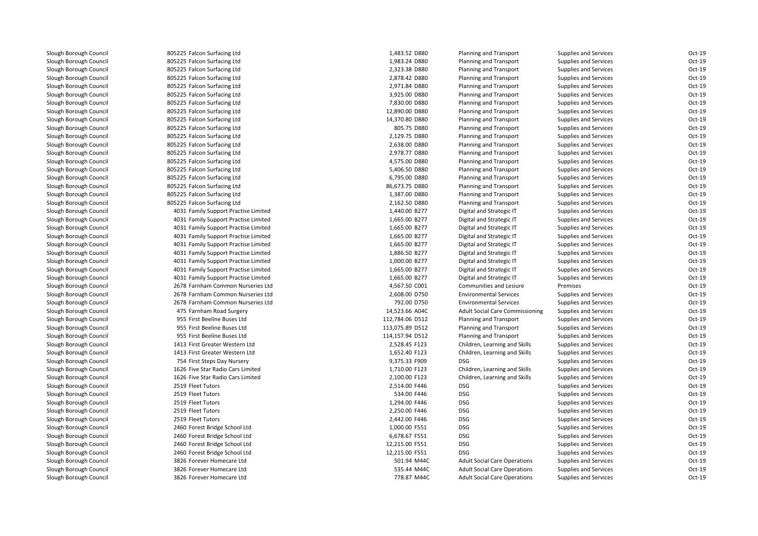| | | | | | | | |
|---|---|---|---|---|---|---|---|
| Slough Borough Council | 805225 | Falcon Surfacing Ltd | 1,483.52 | D880 | Planning and Transport | Supplies and Services | Oct-19 |
| Slough Borough Council | 805225 | Falcon Surfacing Ltd | 1,983.24 | D880 | Planning and Transport | Supplies and Services | Oct-19 |
| Slough Borough Council | 805225 | Falcon Surfacing Ltd | 2,323.38 | D880 | Planning and Transport | Supplies and Services | Oct-19 |
| Slough Borough Council | 805225 | Falcon Surfacing Ltd | 2,878.42 | D880 | Planning and Transport | Supplies and Services | Oct-19 |
| Slough Borough Council | 805225 | Falcon Surfacing Ltd | 2,971.84 | D880 | Planning and Transport | Supplies and Services | Oct-19 |
| Slough Borough Council | 805225 | Falcon Surfacing Ltd | 3,925.00 | D880 | Planning and Transport | Supplies and Services | Oct-19 |
| Slough Borough Council | 805225 | Falcon Surfacing Ltd | 7,830.00 | D880 | Planning and Transport | Supplies and Services | Oct-19 |
| Slough Borough Council | 805225 | Falcon Surfacing Ltd | 12,890.00 | D880 | Planning and Transport | Supplies and Services | Oct-19 |
| Slough Borough Council | 805225 | Falcon Surfacing Ltd | 14,370.80 | D880 | Planning and Transport | Supplies and Services | Oct-19 |
| Slough Borough Council | 805225 | Falcon Surfacing Ltd | 805.75 | D880 | Planning and Transport | Supplies and Services | Oct-19 |
| Slough Borough Council | 805225 | Falcon Surfacing Ltd | 2,129.75 | D880 | Planning and Transport | Supplies and Services | Oct-19 |
| Slough Borough Council | 805225 | Falcon Surfacing Ltd | 2,638.00 | D880 | Planning and Transport | Supplies and Services | Oct-19 |
| Slough Borough Council | 805225 | Falcon Surfacing Ltd | 2,978.77 | D880 | Planning and Transport | Supplies and Services | Oct-19 |
| Slough Borough Council | 805225 | Falcon Surfacing Ltd | 4,575.00 | D880 | Planning and Transport | Supplies and Services | Oct-19 |
| Slough Borough Council | 805225 | Falcon Surfacing Ltd | 5,406.50 | D880 | Planning and Transport | Supplies and Services | Oct-19 |
| Slough Borough Council | 805225 | Falcon Surfacing Ltd | 6,795.00 | D880 | Planning and Transport | Supplies and Services | Oct-19 |
| Slough Borough Council | 805225 | Falcon Surfacing Ltd | 86,673.75 | D880 | Planning and Transport | Supplies and Services | Oct-19 |
| Slough Borough Council | 805225 | Falcon Surfacing Ltd | 1,387.00 | D880 | Planning and Transport | Supplies and Services | Oct-19 |
| Slough Borough Council | 805225 | Falcon Surfacing Ltd | 2,162.50 | D880 | Planning and Transport | Supplies and Services | Oct-19 |
| Slough Borough Council | 4031 | Family Support Practise Limited | 1,440.00 | B277 | Digital and Strategic IT | Supplies and Services | Oct-19 |
| Slough Borough Council | 4031 | Family Support Practise Limited | 1,665.00 | B277 | Digital and Strategic IT | Supplies and Services | Oct-19 |
| Slough Borough Council | 4031 | Family Support Practise Limited | 1,665.00 | B277 | Digital and Strategic IT | Supplies and Services | Oct-19 |
| Slough Borough Council | 4031 | Family Support Practise Limited | 1,665.00 | B277 | Digital and Strategic IT | Supplies and Services | Oct-19 |
| Slough Borough Council | 4031 | Family Support Practise Limited | 1,665.00 | B277 | Digital and Strategic IT | Supplies and Services | Oct-19 |
| Slough Borough Council | 4031 | Family Support Practise Limited | 1,886.50 | B277 | Digital and Strategic IT | Supplies and Services | Oct-19 |
| Slough Borough Council | 4031 | Family Support Practise Limited | 1,000.00 | B277 | Digital and Strategic IT | Supplies and Services | Oct-19 |
| Slough Borough Council | 4031 | Family Support Practise Limited | 1,665.00 | B277 | Digital and Strategic IT | Supplies and Services | Oct-19 |
| Slough Borough Council | 4031 | Family Support Practise Limited | 1,665.00 | B277 | Digital and Strategic IT | Supplies and Services | Oct-19 |
| Slough Borough Council | 2678 | Farnham Common Nurseries Ltd | 4,567.50 | C001 | Communities and Lesiure | Premises | Oct-19 |
| Slough Borough Council | 2678 | Farnham Common Nurseries Ltd | 2,608.00 | D750 | Environmental Services | Supplies and Services | Oct-19 |
| Slough Borough Council | 2678 | Farnham Common Nurseries Ltd | 792.00 | D750 | Environmental Services | Supplies and Services | Oct-19 |
| Slough Borough Council | 475 | Farnham Road Surgery | 14,523.66 | A04C | Adult Social Care Commissioning | Supplies and Services | Oct-19 |
| Slough Borough Council | 955 | First Beeline Buses Ltd | 112,784.06 | D512 | Planning and Transport | Supplies and Services | Oct-19 |
| Slough Borough Council | 955 | First Beeline Buses Ltd | 113,075.89 | D512 | Planning and Transport | Supplies and Services | Oct-19 |
| Slough Borough Council | 955 | First Beeline Buses Ltd | 114,157.94 | D512 | Planning and Transport | Supplies and Services | Oct-19 |
| Slough Borough Council | 1413 | First Greater Western Ltd | 2,528.45 | F123 | Children, Learning and Skills | Supplies and Services | Oct-19 |
| Slough Borough Council | 1413 | First Greater Western Ltd | 1,652.40 | F123 | Children, Learning and Skills | Supplies and Services | Oct-19 |
| Slough Borough Council | 754 | First Steps Day Nursery | 9,375.33 | F909 | DSG | Supplies and Services | Oct-19 |
| Slough Borough Council | 1626 | Five Star Radio Cars Limited | 1,710.00 | F123 | Children, Learning and Skills | Supplies and Services | Oct-19 |
| Slough Borough Council | 1626 | Five Star Radio Cars Limited | 2,100.00 | F123 | Children, Learning and Skills | Supplies and Services | Oct-19 |
| Slough Borough Council | 2519 | Fleet Tutors | 2,514.00 | F446 | DSG | Supplies and Services | Oct-19 |
| Slough Borough Council | 2519 | Fleet Tutors | 534.00 | F446 | DSG | Supplies and Services | Oct-19 |
| Slough Borough Council | 2519 | Fleet Tutors | 1,294.00 | F446 | DSG | Supplies and Services | Oct-19 |
| Slough Borough Council | 2519 | Fleet Tutors | 2,250.00 | F446 | DSG | Supplies and Services | Oct-19 |
| Slough Borough Council | 2519 | Fleet Tutors | 2,442.00 | F446 | DSG | Supplies and Services | Oct-19 |
| Slough Borough Council | 2460 | Forest Bridge School Ltd | 1,000.00 | F551 | DSG | Supplies and Services | Oct-19 |
| Slough Borough Council | 2460 | Forest Bridge School Ltd | 6,678.67 | F551 | DSG | Supplies and Services | Oct-19 |
| Slough Borough Council | 2460 | Forest Bridge School Ltd | 12,215.00 | F551 | DSG | Supplies and Services | Oct-19 |
| Slough Borough Council | 2460 | Forest Bridge School Ltd | 12,215.00 | F551 | DSG | Supplies and Services | Oct-19 |
| Slough Borough Council | 3826 | Forever Homecare Ltd | 501.94 | M44C | Adult Social Care Operations | Supplies and Services | Oct-19 |
| Slough Borough Council | 3826 | Forever Homecare Ltd | 535.44 | M44C | Adult Social Care Operations | Supplies and Services | Oct-19 |
| Slough Borough Council | 3826 | Forever Homecare Ltd | 778.87 | M44C | Adult Social Care Operations | Supplies and Services | Oct-19 |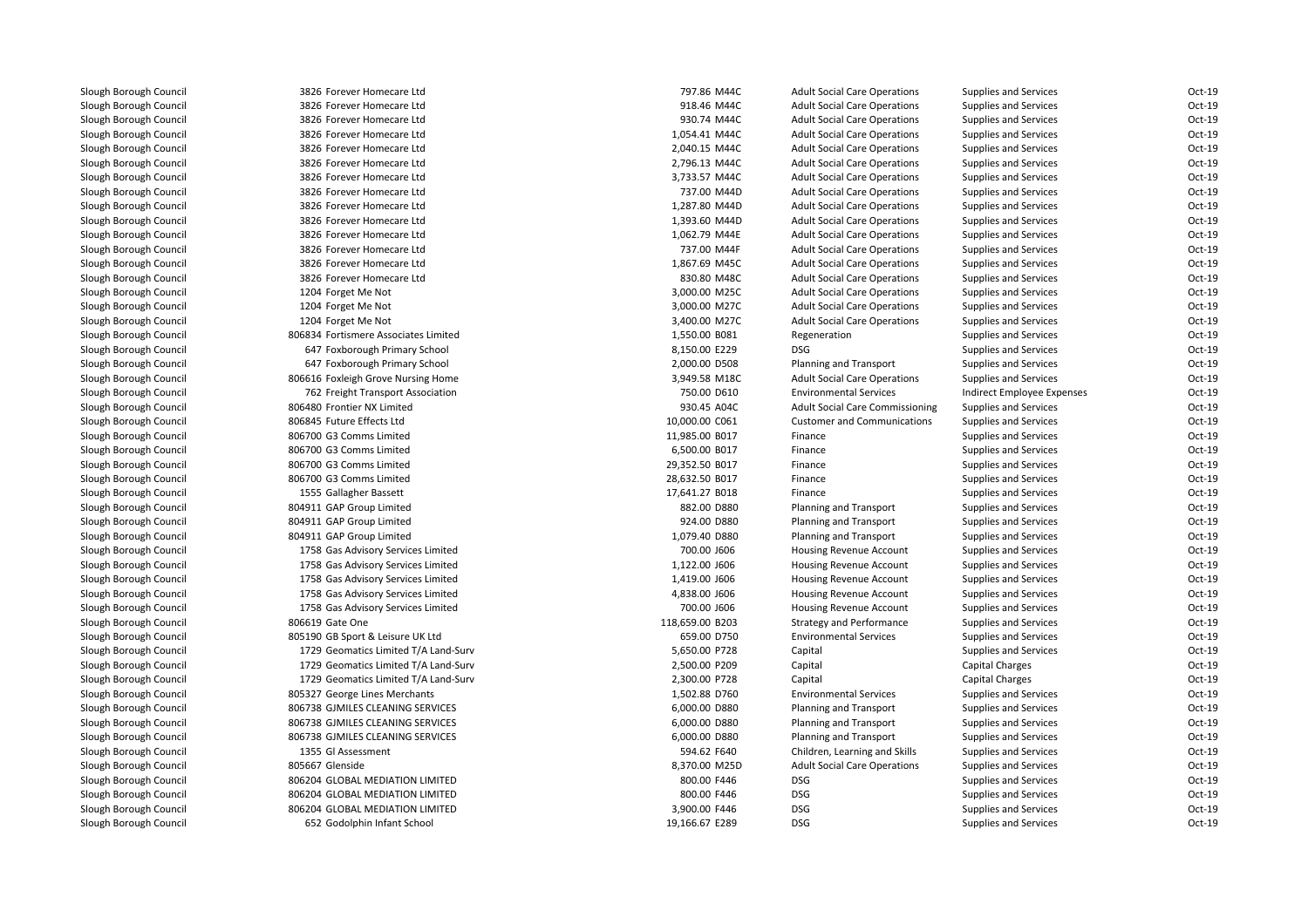| | | | | | | | | |
|---|---|---|---|---|---|---|---|---|
| Slough Borough Council | 3826 | Forever Homecare Ltd | 797.86 | M44C | Adult Social Care Operations | Supplies and Services | Oct-19 |
| Slough Borough Council | 3826 | Forever Homecare Ltd | 918.46 | M44C | Adult Social Care Operations | Supplies and Services | Oct-19 |
| Slough Borough Council | 3826 | Forever Homecare Ltd | 930.74 | M44C | Adult Social Care Operations | Supplies and Services | Oct-19 |
| Slough Borough Council | 3826 | Forever Homecare Ltd | 1,054.41 | M44C | Adult Social Care Operations | Supplies and Services | Oct-19 |
| Slough Borough Council | 3826 | Forever Homecare Ltd | 2,040.15 | M44C | Adult Social Care Operations | Supplies and Services | Oct-19 |
| Slough Borough Council | 3826 | Forever Homecare Ltd | 2,796.13 | M44C | Adult Social Care Operations | Supplies and Services | Oct-19 |
| Slough Borough Council | 3826 | Forever Homecare Ltd | 3,733.57 | M44C | Adult Social Care Operations | Supplies and Services | Oct-19 |
| Slough Borough Council | 3826 | Forever Homecare Ltd | 737.00 | M44D | Adult Social Care Operations | Supplies and Services | Oct-19 |
| Slough Borough Council | 3826 | Forever Homecare Ltd | 1,287.80 | M44D | Adult Social Care Operations | Supplies and Services | Oct-19 |
| Slough Borough Council | 3826 | Forever Homecare Ltd | 1,393.60 | M44D | Adult Social Care Operations | Supplies and Services | Oct-19 |
| Slough Borough Council | 3826 | Forever Homecare Ltd | 1,062.79 | M44E | Adult Social Care Operations | Supplies and Services | Oct-19 |
| Slough Borough Council | 3826 | Forever Homecare Ltd | 737.00 | M44F | Adult Social Care Operations | Supplies and Services | Oct-19 |
| Slough Borough Council | 3826 | Forever Homecare Ltd | 1,867.69 | M45C | Adult Social Care Operations | Supplies and Services | Oct-19 |
| Slough Borough Council | 3826 | Forever Homecare Ltd | 830.80 | M48C | Adult Social Care Operations | Supplies and Services | Oct-19 |
| Slough Borough Council | 1204 | Forget Me Not | 3,000.00 | M25C | Adult Social Care Operations | Supplies and Services | Oct-19 |
| Slough Borough Council | 1204 | Forget Me Not | 3,000.00 | M27C | Adult Social Care Operations | Supplies and Services | Oct-19 |
| Slough Borough Council | 1204 | Forget Me Not | 3,400.00 | M27C | Adult Social Care Operations | Supplies and Services | Oct-19 |
| Slough Borough Council | 806834 | Fortismere Associates Limited | 1,550.00 | B081 | Regeneration | Supplies and Services | Oct-19 |
| Slough Borough Council | 647 | Foxborough Primary School | 8,150.00 | E229 | DSG | Supplies and Services | Oct-19 |
| Slough Borough Council | 647 | Foxborough Primary School | 2,000.00 | D508 | Planning and Transport | Supplies and Services | Oct-19 |
| Slough Borough Council | 806616 | Foxleigh Grove Nursing Home | 3,949.58 | M18C | Adult Social Care Operations | Supplies and Services | Oct-19 |
| Slough Borough Council | 762 | Freight Transport Association | 750.00 | D610 | Environmental Services | Indirect Employee Expenses | Oct-19 |
| Slough Borough Council | 806480 | Frontier NX Limited | 930.45 | A04C | Adult Social Care Commissioning | Supplies and Services | Oct-19 |
| Slough Borough Council | 806845 | Future Effects Ltd | 10,000.00 | C061 | Customer and Communications | Supplies and Services | Oct-19 |
| Slough Borough Council | 806700 | G3 Comms Limited | 11,985.00 | B017 | Finance | Supplies and Services | Oct-19 |
| Slough Borough Council | 806700 | G3 Comms Limited | 6,500.00 | B017 | Finance | Supplies and Services | Oct-19 |
| Slough Borough Council | 806700 | G3 Comms Limited | 29,352.50 | B017 | Finance | Supplies and Services | Oct-19 |
| Slough Borough Council | 806700 | G3 Comms Limited | 28,632.50 | B017 | Finance | Supplies and Services | Oct-19 |
| Slough Borough Council | 1555 | Gallagher Bassett | 17,641.27 | B018 | Finance | Supplies and Services | Oct-19 |
| Slough Borough Council | 804911 | GAP Group Limited | 882.00 | D880 | Planning and Transport | Supplies and Services | Oct-19 |
| Slough Borough Council | 804911 | GAP Group Limited | 924.00 | D880 | Planning and Transport | Supplies and Services | Oct-19 |
| Slough Borough Council | 804911 | GAP Group Limited | 1,079.40 | D880 | Planning and Transport | Supplies and Services | Oct-19 |
| Slough Borough Council | 1758 | Gas Advisory Services Limited | 700.00 | J606 | Housing Revenue Account | Supplies and Services | Oct-19 |
| Slough Borough Council | 1758 | Gas Advisory Services Limited | 1,122.00 | J606 | Housing Revenue Account | Supplies and Services | Oct-19 |
| Slough Borough Council | 1758 | Gas Advisory Services Limited | 1,419.00 | J606 | Housing Revenue Account | Supplies and Services | Oct-19 |
| Slough Borough Council | 1758 | Gas Advisory Services Limited | 4,838.00 | J606 | Housing Revenue Account | Supplies and Services | Oct-19 |
| Slough Borough Council | 1758 | Gas Advisory Services Limited | 700.00 | J606 | Housing Revenue Account | Supplies and Services | Oct-19 |
| Slough Borough Council | 806619 | Gate One | 118,659.00 | B203 | Strategy and Performance | Supplies and Services | Oct-19 |
| Slough Borough Council | 805190 | GB Sport & Leisure UK Ltd | 659.00 | D750 | Environmental Services | Supplies and Services | Oct-19 |
| Slough Borough Council | 1729 | Geomatics Limited T/A Land-Surv | 5,650.00 | P728 | Capital | Supplies and Services | Oct-19 |
| Slough Borough Council | 1729 | Geomatics Limited T/A Land-Surv | 2,500.00 | P209 | Capital | Capital Charges | Oct-19 |
| Slough Borough Council | 1729 | Geomatics Limited T/A Land-Surv | 2,300.00 | P728 | Capital | Capital Charges | Oct-19 |
| Slough Borough Council | 805327 | George Lines Merchants | 1,502.88 | D760 | Environmental Services | Supplies and Services | Oct-19 |
| Slough Borough Council | 806738 | GJMILES CLEANING SERVICES | 6,000.00 | D880 | Planning and Transport | Supplies and Services | Oct-19 |
| Slough Borough Council | 806738 | GJMILES CLEANING SERVICES | 6,000.00 | D880 | Planning and Transport | Supplies and Services | Oct-19 |
| Slough Borough Council | 806738 | GJMILES CLEANING SERVICES | 6,000.00 | D880 | Planning and Transport | Supplies and Services | Oct-19 |
| Slough Borough Council | 1355 | Gl Assessment | 594.62 | F640 | Children, Learning and Skills | Supplies and Services | Oct-19 |
| Slough Borough Council | 805667 | Glenside | 8,370.00 | M25D | Adult Social Care Operations | Supplies and Services | Oct-19 |
| Slough Borough Council | 806204 | GLOBAL MEDIATION LIMITED | 800.00 | F446 | DSG | Supplies and Services | Oct-19 |
| Slough Borough Council | 806204 | GLOBAL MEDIATION LIMITED | 800.00 | F446 | DSG | Supplies and Services | Oct-19 |
| Slough Borough Council | 806204 | GLOBAL MEDIATION LIMITED | 3,900.00 | F446 | DSG | Supplies and Services | Oct-19 |
| Slough Borough Council | 652 | Godolphin Infant School | 19,166.67 | E289 | DSG | Supplies and Services | Oct-19 |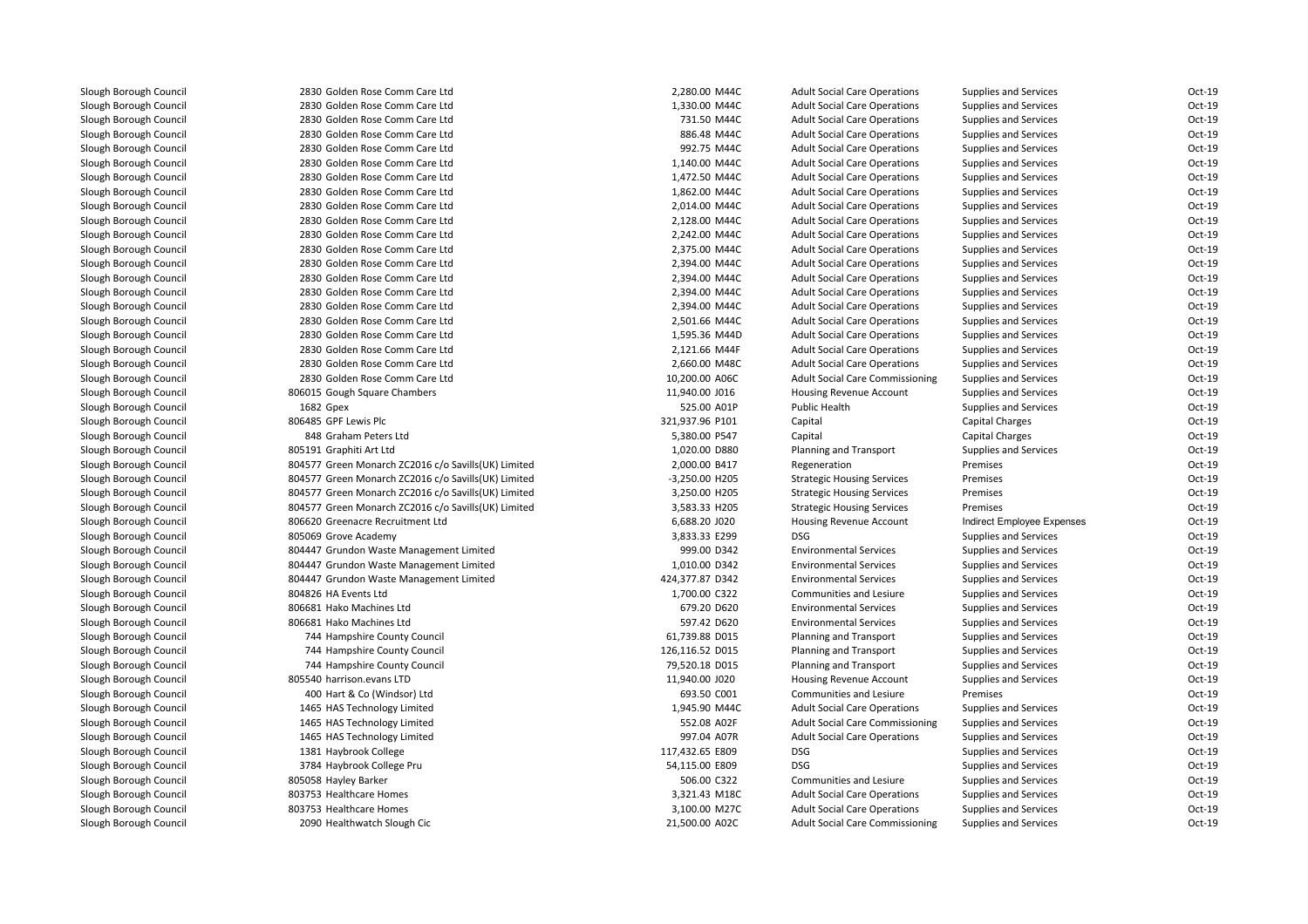| | | | | | | | | |
|---|---|---|---|---|---|---|---|---|
| Slough Borough Council | 2830 | Golden Rose Comm Care Ltd | 2,280.00 | M44C | Adult Social Care Operations | Supplies and Services | Oct-19 |
| Slough Borough Council | 2830 | Golden Rose Comm Care Ltd | 1,330.00 | M44C | Adult Social Care Operations | Supplies and Services | Oct-19 |
| Slough Borough Council | 2830 | Golden Rose Comm Care Ltd | 731.50 | M44C | Adult Social Care Operations | Supplies and Services | Oct-19 |
| Slough Borough Council | 2830 | Golden Rose Comm Care Ltd | 886.48 | M44C | Adult Social Care Operations | Supplies and Services | Oct-19 |
| Slough Borough Council | 2830 | Golden Rose Comm Care Ltd | 992.75 | M44C | Adult Social Care Operations | Supplies and Services | Oct-19 |
| Slough Borough Council | 2830 | Golden Rose Comm Care Ltd | 1,140.00 | M44C | Adult Social Care Operations | Supplies and Services | Oct-19 |
| Slough Borough Council | 2830 | Golden Rose Comm Care Ltd | 1,472.50 | M44C | Adult Social Care Operations | Supplies and Services | Oct-19 |
| Slough Borough Council | 2830 | Golden Rose Comm Care Ltd | 1,862.00 | M44C | Adult Social Care Operations | Supplies and Services | Oct-19 |
| Slough Borough Council | 2830 | Golden Rose Comm Care Ltd | 2,014.00 | M44C | Adult Social Care Operations | Supplies and Services | Oct-19 |
| Slough Borough Council | 2830 | Golden Rose Comm Care Ltd | 2,128.00 | M44C | Adult Social Care Operations | Supplies and Services | Oct-19 |
| Slough Borough Council | 2830 | Golden Rose Comm Care Ltd | 2,242.00 | M44C | Adult Social Care Operations | Supplies and Services | Oct-19 |
| Slough Borough Council | 2830 | Golden Rose Comm Care Ltd | 2,375.00 | M44C | Adult Social Care Operations | Supplies and Services | Oct-19 |
| Slough Borough Council | 2830 | Golden Rose Comm Care Ltd | 2,394.00 | M44C | Adult Social Care Operations | Supplies and Services | Oct-19 |
| Slough Borough Council | 2830 | Golden Rose Comm Care Ltd | 2,394.00 | M44C | Adult Social Care Operations | Supplies and Services | Oct-19 |
| Slough Borough Council | 2830 | Golden Rose Comm Care Ltd | 2,394.00 | M44C | Adult Social Care Operations | Supplies and Services | Oct-19 |
| Slough Borough Council | 2830 | Golden Rose Comm Care Ltd | 2,394.00 | M44C | Adult Social Care Operations | Supplies and Services | Oct-19 |
| Slough Borough Council | 2830 | Golden Rose Comm Care Ltd | 2,501.66 | M44C | Adult Social Care Operations | Supplies and Services | Oct-19 |
| Slough Borough Council | 2830 | Golden Rose Comm Care Ltd | 1,595.36 | M44D | Adult Social Care Operations | Supplies and Services | Oct-19 |
| Slough Borough Council | 2830 | Golden Rose Comm Care Ltd | 2,121.66 | M44F | Adult Social Care Operations | Supplies and Services | Oct-19 |
| Slough Borough Council | 2830 | Golden Rose Comm Care Ltd | 2,660.00 | M48C | Adult Social Care Operations | Supplies and Services | Oct-19 |
| Slough Borough Council | 2830 | Golden Rose Comm Care Ltd | 10,200.00 | A06C | Adult Social Care Commissioning | Supplies and Services | Oct-19 |
| Slough Borough Council | 806015 | Gough Square Chambers | 11,940.00 | J016 | Housing Revenue Account | Supplies and Services | Oct-19 |
| Slough Borough Council | 1682 | Gpex | 525.00 | A01P | Public Health | Supplies and Services | Oct-19 |
| Slough Borough Council | 806485 | GPF Lewis Plc | 321,937.96 | P101 | Capital | Capital Charges | Oct-19 |
| Slough Borough Council | 848 | Graham Peters Ltd | 5,380.00 | P547 | Capital | Capital Charges | Oct-19 |
| Slough Borough Council | 805191 | Graphiti Art Ltd | 1,020.00 | D880 | Planning and Transport | Supplies and Services | Oct-19 |
| Slough Borough Council | 804577 | Green Monarch ZC2016 c/o Savills(UK) Limited | 2,000.00 | B417 | Regeneration | Premises | Oct-19 |
| Slough Borough Council | 804577 | Green Monarch ZC2016 c/o Savills(UK) Limited | -3,250.00 | H205 | Strategic Housing Services | Premises | Oct-19 |
| Slough Borough Council | 804577 | Green Monarch ZC2016 c/o Savills(UK) Limited | 3,250.00 | H205 | Strategic Housing Services | Premises | Oct-19 |
| Slough Borough Council | 804577 | Green Monarch ZC2016 c/o Savills(UK) Limited | 3,583.33 | H205 | Strategic Housing Services | Premises | Oct-19 |
| Slough Borough Council | 806620 | Greenacre Recruitment Ltd | 6,688.20 | J020 | Housing Revenue Account | Indirect Employee Expenses | Oct-19 |
| Slough Borough Council | 805069 | Grove Academy | 3,833.33 | E299 | DSG | Supplies and Services | Oct-19 |
| Slough Borough Council | 804447 | Grundon Waste Management Limited | 999.00 | D342 | Environmental Services | Supplies and Services | Oct-19 |
| Slough Borough Council | 804447 | Grundon Waste Management Limited | 1,010.00 | D342 | Environmental Services | Supplies and Services | Oct-19 |
| Slough Borough Council | 804447 | Grundon Waste Management Limited | 424,377.87 | D342 | Environmental Services | Supplies and Services | Oct-19 |
| Slough Borough Council | 804826 | HA Events Ltd | 1,700.00 | C322 | Communities and Lesiure | Supplies and Services | Oct-19 |
| Slough Borough Council | 806681 | Hako Machines Ltd | 679.20 | D620 | Environmental Services | Supplies and Services | Oct-19 |
| Slough Borough Council | 806681 | Hako Machines Ltd | 597.42 | D620 | Environmental Services | Supplies and Services | Oct-19 |
| Slough Borough Council | 744 | Hampshire County Council | 61,739.88 | D015 | Planning and Transport | Supplies and Services | Oct-19 |
| Slough Borough Council | 744 | Hampshire County Council | 126,116.52 | D015 | Planning and Transport | Supplies and Services | Oct-19 |
| Slough Borough Council | 744 | Hampshire County Council | 79,520.18 | D015 | Planning and Transport | Supplies and Services | Oct-19 |
| Slough Borough Council | 805540 | harrison.evans LTD | 11,940.00 | J020 | Housing Revenue Account | Supplies and Services | Oct-19 |
| Slough Borough Council | 400 | Hart & Co (Windsor) Ltd | 693.50 | C001 | Communities and Lesiure | Premises | Oct-19 |
| Slough Borough Council | 1465 | HAS Technology Limited | 1,945.90 | M44C | Adult Social Care Operations | Supplies and Services | Oct-19 |
| Slough Borough Council | 1465 | HAS Technology Limited | 552.08 | A02F | Adult Social Care Commissioning | Supplies and Services | Oct-19 |
| Slough Borough Council | 1465 | HAS Technology Limited | 997.04 | A07R | Adult Social Care Operations | Supplies and Services | Oct-19 |
| Slough Borough Council | 1381 | Haybrook College | 117,432.65 | E809 | DSG | Supplies and Services | Oct-19 |
| Slough Borough Council | 3784 | Haybrook College Pru | 54,115.00 | E809 | DSG | Supplies and Services | Oct-19 |
| Slough Borough Council | 805058 | Hayley Barker | 506.00 | C322 | Communities and Lesiure | Supplies and Services | Oct-19 |
| Slough Borough Council | 803753 | Healthcare Homes | 3,321.43 | M18C | Adult Social Care Operations | Supplies and Services | Oct-19 |
| Slough Borough Council | 803753 | Healthcare Homes | 3,100.00 | M27C | Adult Social Care Operations | Supplies and Services | Oct-19 |
| Slough Borough Council | 2090 | Healthwatch Slough Cic | 21,500.00 | A02C | Adult Social Care Commissioning | Supplies and Services | Oct-19 |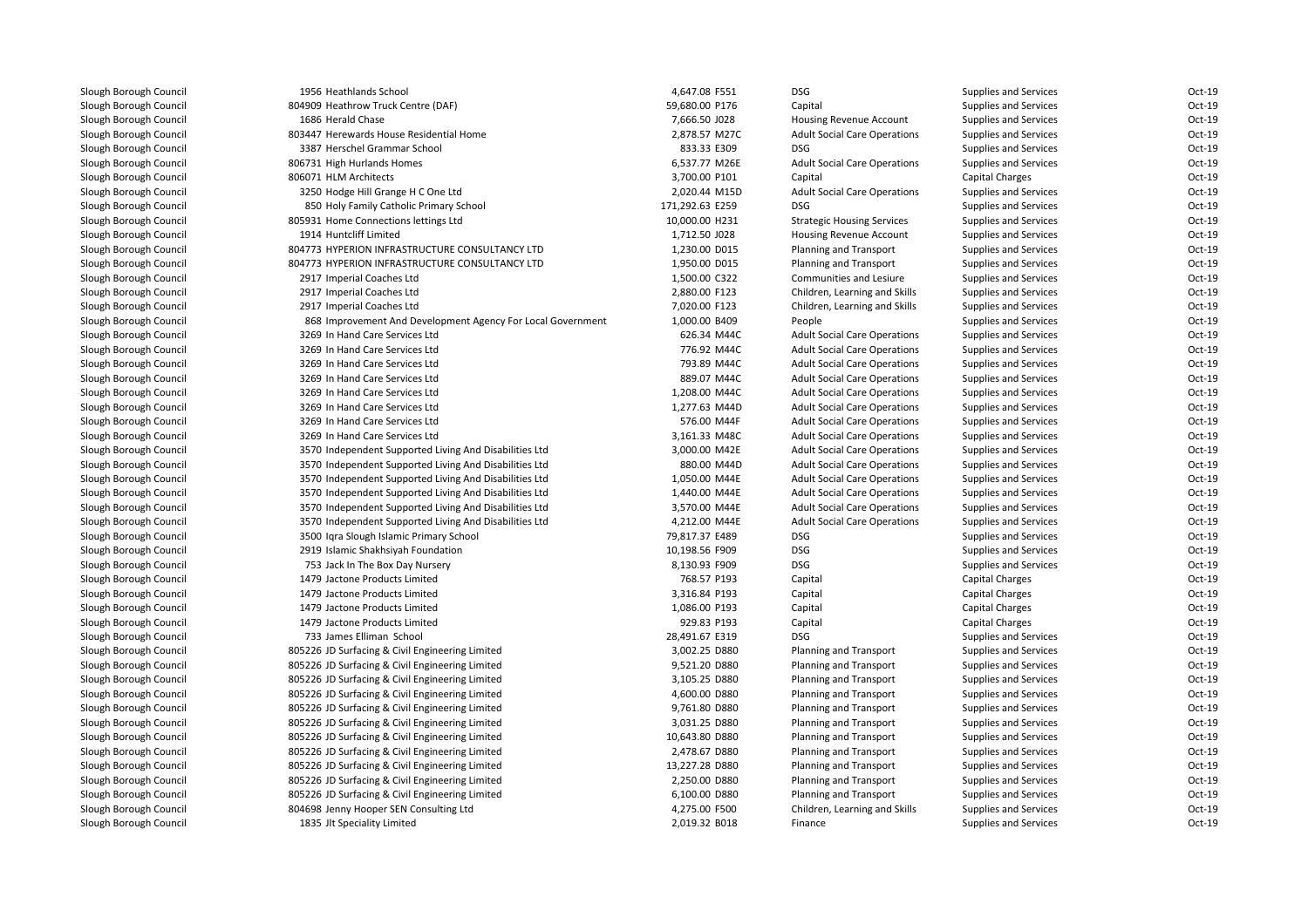| | | | | | | | |
|---|---|---|---|---|---|---|---|
| Slough Borough Council | 1956 Heathlands School | 4,647.08 | F551 | DSG | Supplies and Services | Oct-19 |
| Slough Borough Council | 804909 Heathrow Truck Centre (DAF) | 59,680.00 | P176 | Capital | Supplies and Services | Oct-19 |
| Slough Borough Council | 1686 Herald Chase | 7,666.50 | J028 | Housing Revenue Account | Supplies and Services | Oct-19 |
| Slough Borough Council | 803447 Herewards House Residential Home | 2,878.57 | M27C | Adult Social Care Operations | Supplies and Services | Oct-19 |
| Slough Borough Council | 3387 Herschel Grammar School | 833.33 | E309 | DSG | Supplies and Services | Oct-19 |
| Slough Borough Council | 806731 High Hurlands Homes | 6,537.77 | M26E | Adult Social Care Operations | Supplies and Services | Oct-19 |
| Slough Borough Council | 806071 HLM Architects | 3,700.00 | P101 | Capital | Capital Charges | Oct-19 |
| Slough Borough Council | 3250 Hodge Hill Grange H C One Ltd | 2,020.44 | M15D | Adult Social Care Operations | Supplies and Services | Oct-19 |
| Slough Borough Council | 850 Holy Family Catholic Primary School | 171,292.63 | E259 | DSG | Supplies and Services | Oct-19 |
| Slough Borough Council | 805931 Home Connections lettings Ltd | 10,000.00 | H231 | Strategic Housing Services | Supplies and Services | Oct-19 |
| Slough Borough Council | 1914 Huntcliff Limited | 1,712.50 | J028 | Housing Revenue Account | Supplies and Services | Oct-19 |
| Slough Borough Council | 804773 HYPERION INFRASTRUCTURE CONSULTANCY LTD | 1,230.00 | D015 | Planning and Transport | Supplies and Services | Oct-19 |
| Slough Borough Council | 804773 HYPERION INFRASTRUCTURE CONSULTANCY LTD | 1,950.00 | D015 | Planning and Transport | Supplies and Services | Oct-19 |
| Slough Borough Council | 2917 Imperial Coaches Ltd | 1,500.00 | C322 | Communities and Lesiure | Supplies and Services | Oct-19 |
| Slough Borough Council | 2917 Imperial Coaches Ltd | 2,880.00 | F123 | Children, Learning and Skills | Supplies and Services | Oct-19 |
| Slough Borough Council | 2917 Imperial Coaches Ltd | 7,020.00 | F123 | Children, Learning and Skills | Supplies and Services | Oct-19 |
| Slough Borough Council | 868 Improvement And Development Agency For Local Government | 1,000.00 | B409 | People | Supplies and Services | Oct-19 |
| Slough Borough Council | 3269 In Hand Care Services Ltd | 626.34 | M44C | Adult Social Care Operations | Supplies and Services | Oct-19 |
| Slough Borough Council | 3269 In Hand Care Services Ltd | 776.92 | M44C | Adult Social Care Operations | Supplies and Services | Oct-19 |
| Slough Borough Council | 3269 In Hand Care Services Ltd | 793.89 | M44C | Adult Social Care Operations | Supplies and Services | Oct-19 |
| Slough Borough Council | 3269 In Hand Care Services Ltd | 889.07 | M44C | Adult Social Care Operations | Supplies and Services | Oct-19 |
| Slough Borough Council | 3269 In Hand Care Services Ltd | 1,208.00 | M44C | Adult Social Care Operations | Supplies and Services | Oct-19 |
| Slough Borough Council | 3269 In Hand Care Services Ltd | 1,277.63 | M44D | Adult Social Care Operations | Supplies and Services | Oct-19 |
| Slough Borough Council | 3269 In Hand Care Services Ltd | 576.00 | M44F | Adult Social Care Operations | Supplies and Services | Oct-19 |
| Slough Borough Council | 3269 In Hand Care Services Ltd | 3,161.33 | M48C | Adult Social Care Operations | Supplies and Services | Oct-19 |
| Slough Borough Council | 3570 Independent Supported Living And Disabilities Ltd | 3,000.00 | M42E | Adult Social Care Operations | Supplies and Services | Oct-19 |
| Slough Borough Council | 3570 Independent Supported Living And Disabilities Ltd | 880.00 | M44D | Adult Social Care Operations | Supplies and Services | Oct-19 |
| Slough Borough Council | 3570 Independent Supported Living And Disabilities Ltd | 1,050.00 | M44E | Adult Social Care Operations | Supplies and Services | Oct-19 |
| Slough Borough Council | 3570 Independent Supported Living And Disabilities Ltd | 1,440.00 | M44E | Adult Social Care Operations | Supplies and Services | Oct-19 |
| Slough Borough Council | 3570 Independent Supported Living And Disabilities Ltd | 3,570.00 | M44E | Adult Social Care Operations | Supplies and Services | Oct-19 |
| Slough Borough Council | 3570 Independent Supported Living And Disabilities Ltd | 4,212.00 | M44E | Adult Social Care Operations | Supplies and Services | Oct-19 |
| Slough Borough Council | 3500 Iqra Slough Islamic Primary School | 79,817.37 | E489 | DSG | Supplies and Services | Oct-19 |
| Slough Borough Council | 2919 Islamic Shakhsiyah Foundation | 10,198.56 | F909 | DSG | Supplies and Services | Oct-19 |
| Slough Borough Council | 753 Jack In The Box Day Nursery | 8,130.93 | F909 | DSG | Supplies and Services | Oct-19 |
| Slough Borough Council | 1479 Jactone Products Limited | 768.57 | P193 | Capital | Capital Charges | Oct-19 |
| Slough Borough Council | 1479 Jactone Products Limited | 3,316.84 | P193 | Capital | Capital Charges | Oct-19 |
| Slough Borough Council | 1479 Jactone Products Limited | 1,086.00 | P193 | Capital | Capital Charges | Oct-19 |
| Slough Borough Council | 1479 Jactone Products Limited | 929.83 | P193 | Capital | Capital Charges | Oct-19 |
| Slough Borough Council | 733 James Elliman School | 28,491.67 | E319 | DSG | Supplies and Services | Oct-19 |
| Slough Borough Council | 805226 JD Surfacing & Civil Engineering Limited | 3,002.25 | D880 | Planning and Transport | Supplies and Services | Oct-19 |
| Slough Borough Council | 805226 JD Surfacing & Civil Engineering Limited | 9,521.20 | D880 | Planning and Transport | Supplies and Services | Oct-19 |
| Slough Borough Council | 805226 JD Surfacing & Civil Engineering Limited | 3,105.25 | D880 | Planning and Transport | Supplies and Services | Oct-19 |
| Slough Borough Council | 805226 JD Surfacing & Civil Engineering Limited | 4,600.00 | D880 | Planning and Transport | Supplies and Services | Oct-19 |
| Slough Borough Council | 805226 JD Surfacing & Civil Engineering Limited | 9,761.80 | D880 | Planning and Transport | Supplies and Services | Oct-19 |
| Slough Borough Council | 805226 JD Surfacing & Civil Engineering Limited | 3,031.25 | D880 | Planning and Transport | Supplies and Services | Oct-19 |
| Slough Borough Council | 805226 JD Surfacing & Civil Engineering Limited | 10,643.80 | D880 | Planning and Transport | Supplies and Services | Oct-19 |
| Slough Borough Council | 805226 JD Surfacing & Civil Engineering Limited | 2,478.67 | D880 | Planning and Transport | Supplies and Services | Oct-19 |
| Slough Borough Council | 805226 JD Surfacing & Civil Engineering Limited | 13,227.28 | D880 | Planning and Transport | Supplies and Services | Oct-19 |
| Slough Borough Council | 805226 JD Surfacing & Civil Engineering Limited | 2,250.00 | D880 | Planning and Transport | Supplies and Services | Oct-19 |
| Slough Borough Council | 805226 JD Surfacing & Civil Engineering Limited | 6,100.00 | D880 | Planning and Transport | Supplies and Services | Oct-19 |
| Slough Borough Council | 804698 Jenny Hooper SEN Consulting Ltd | 4,275.00 | F500 | Children, Learning and Skills | Supplies and Services | Oct-19 |
| Slough Borough Council | 1835 Jlt Speciality Limited | 2,019.32 | B018 | Finance | Supplies and Services | Oct-19 |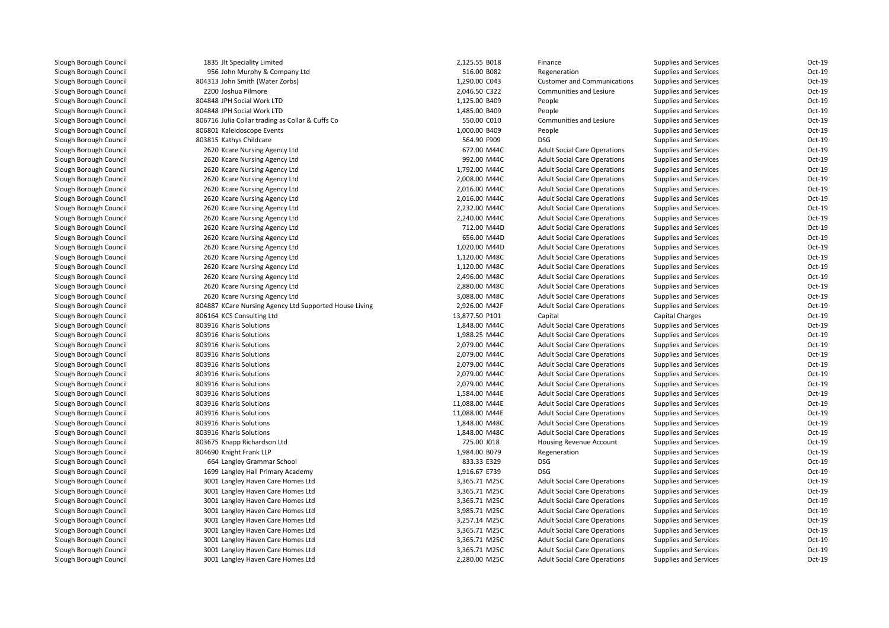| | | | | | | | |
|---|---|---|---|---|---|---|---|
| Slough Borough Council | 1835 Jlt Speciality Limited | 2,125.55 | B018 | Finance | Supplies and Services | Oct-19 |
| Slough Borough Council | 956 John Murphy & Company Ltd | 516.00 | B082 | Regeneration | Supplies and Services | Oct-19 |
| Slough Borough Council | 804313 John Smith (Water Zorbs) | 1,290.00 | C043 | Customer and Communications | Supplies and Services | Oct-19 |
| Slough Borough Council | 2200 Joshua Pilmore | 2,046.50 | C322 | Communities and Lesiure | Supplies and Services | Oct-19 |
| Slough Borough Council | 804848 JPH Social Work LTD | 1,125.00 | B409 | People | Supplies and Services | Oct-19 |
| Slough Borough Council | 804848 JPH Social Work LTD | 1,485.00 | B409 | People | Supplies and Services | Oct-19 |
| Slough Borough Council | 806716 Julia Collar trading as Collar & Cuffs Co | 550.00 | C010 | Communities and Lesiure | Supplies and Services | Oct-19 |
| Slough Borough Council | 806801 Kaleidoscope Events | 1,000.00 | B409 | People | Supplies and Services | Oct-19 |
| Slough Borough Council | 803815 Kathys Childcare | 564.90 | F909 | DSG | Supplies and Services | Oct-19 |
| Slough Borough Council | 2620 Kcare Nursing Agency Ltd | 672.00 | M44C | Adult Social Care Operations | Supplies and Services | Oct-19 |
| Slough Borough Council | 2620 Kcare Nursing Agency Ltd | 992.00 | M44C | Adult Social Care Operations | Supplies and Services | Oct-19 |
| Slough Borough Council | 2620 Kcare Nursing Agency Ltd | 1,792.00 | M44C | Adult Social Care Operations | Supplies and Services | Oct-19 |
| Slough Borough Council | 2620 Kcare Nursing Agency Ltd | 2,008.00 | M44C | Adult Social Care Operations | Supplies and Services | Oct-19 |
| Slough Borough Council | 2620 Kcare Nursing Agency Ltd | 2,016.00 | M44C | Adult Social Care Operations | Supplies and Services | Oct-19 |
| Slough Borough Council | 2620 Kcare Nursing Agency Ltd | 2,016.00 | M44C | Adult Social Care Operations | Supplies and Services | Oct-19 |
| Slough Borough Council | 2620 Kcare Nursing Agency Ltd | 2,232.00 | M44C | Adult Social Care Operations | Supplies and Services | Oct-19 |
| Slough Borough Council | 2620 Kcare Nursing Agency Ltd | 2,240.00 | M44C | Adult Social Care Operations | Supplies and Services | Oct-19 |
| Slough Borough Council | 2620 Kcare Nursing Agency Ltd | 712.00 | M44D | Adult Social Care Operations | Supplies and Services | Oct-19 |
| Slough Borough Council | 2620 Kcare Nursing Agency Ltd | 656.00 | M44D | Adult Social Care Operations | Supplies and Services | Oct-19 |
| Slough Borough Council | 2620 Kcare Nursing Agency Ltd | 1,020.00 | M44D | Adult Social Care Operations | Supplies and Services | Oct-19 |
| Slough Borough Council | 2620 Kcare Nursing Agency Ltd | 1,120.00 | M48C | Adult Social Care Operations | Supplies and Services | Oct-19 |
| Slough Borough Council | 2620 Kcare Nursing Agency Ltd | 1,120.00 | M48C | Adult Social Care Operations | Supplies and Services | Oct-19 |
| Slough Borough Council | 2620 Kcare Nursing Agency Ltd | 2,496.00 | M48C | Adult Social Care Operations | Supplies and Services | Oct-19 |
| Slough Borough Council | 2620 Kcare Nursing Agency Ltd | 2,880.00 | M48C | Adult Social Care Operations | Supplies and Services | Oct-19 |
| Slough Borough Council | 2620 Kcare Nursing Agency Ltd | 3,088.00 | M48C | Adult Social Care Operations | Supplies and Services | Oct-19 |
| Slough Borough Council | 804887 KCare Nursing Agency Ltd Supported House Living | 2,926.00 | M42F | Adult Social Care Operations | Supplies and Services | Oct-19 |
| Slough Borough Council | 806164 KCS Consulting Ltd | 13,877.50 | P101 | Capital | Capital Charges | Oct-19 |
| Slough Borough Council | 803916 Kharis Solutions | 1,848.00 | M44C | Adult Social Care Operations | Supplies and Services | Oct-19 |
| Slough Borough Council | 803916 Kharis Solutions | 1,988.25 | M44C | Adult Social Care Operations | Supplies and Services | Oct-19 |
| Slough Borough Council | 803916 Kharis Solutions | 2,079.00 | M44C | Adult Social Care Operations | Supplies and Services | Oct-19 |
| Slough Borough Council | 803916 Kharis Solutions | 2,079.00 | M44C | Adult Social Care Operations | Supplies and Services | Oct-19 |
| Slough Borough Council | 803916 Kharis Solutions | 2,079.00 | M44C | Adult Social Care Operations | Supplies and Services | Oct-19 |
| Slough Borough Council | 803916 Kharis Solutions | 2,079.00 | M44C | Adult Social Care Operations | Supplies and Services | Oct-19 |
| Slough Borough Council | 803916 Kharis Solutions | 2,079.00 | M44C | Adult Social Care Operations | Supplies and Services | Oct-19 |
| Slough Borough Council | 803916 Kharis Solutions | 1,584.00 | M44E | Adult Social Care Operations | Supplies and Services | Oct-19 |
| Slough Borough Council | 803916 Kharis Solutions | 11,088.00 | M44E | Adult Social Care Operations | Supplies and Services | Oct-19 |
| Slough Borough Council | 803916 Kharis Solutions | 11,088.00 | M44E | Adult Social Care Operations | Supplies and Services | Oct-19 |
| Slough Borough Council | 803916 Kharis Solutions | 1,848.00 | M48C | Adult Social Care Operations | Supplies and Services | Oct-19 |
| Slough Borough Council | 803916 Kharis Solutions | 1,848.00 | M48C | Adult Social Care Operations | Supplies and Services | Oct-19 |
| Slough Borough Council | 803675 Knapp Richardson Ltd | 725.00 | J018 | Housing Revenue Account | Supplies and Services | Oct-19 |
| Slough Borough Council | 804690 Knight Frank LLP | 1,984.00 | B079 | Regeneration | Supplies and Services | Oct-19 |
| Slough Borough Council | 664 Langley Grammar School | 833.33 | E329 | DSG | Supplies and Services | Oct-19 |
| Slough Borough Council | 1699 Langley Hall Primary Academy | 1,916.67 | E739 | DSG | Supplies and Services | Oct-19 |
| Slough Borough Council | 3001 Langley Haven Care Homes Ltd | 3,365.71 | M25C | Adult Social Care Operations | Supplies and Services | Oct-19 |
| Slough Borough Council | 3001 Langley Haven Care Homes Ltd | 3,365.71 | M25C | Adult Social Care Operations | Supplies and Services | Oct-19 |
| Slough Borough Council | 3001 Langley Haven Care Homes Ltd | 3,365.71 | M25C | Adult Social Care Operations | Supplies and Services | Oct-19 |
| Slough Borough Council | 3001 Langley Haven Care Homes Ltd | 3,985.71 | M25C | Adult Social Care Operations | Supplies and Services | Oct-19 |
| Slough Borough Council | 3001 Langley Haven Care Homes Ltd | 3,257.14 | M25C | Adult Social Care Operations | Supplies and Services | Oct-19 |
| Slough Borough Council | 3001 Langley Haven Care Homes Ltd | 3,365.71 | M25C | Adult Social Care Operations | Supplies and Services | Oct-19 |
| Slough Borough Council | 3001 Langley Haven Care Homes Ltd | 3,365.71 | M25C | Adult Social Care Operations | Supplies and Services | Oct-19 |
| Slough Borough Council | 3001 Langley Haven Care Homes Ltd | 3,365.71 | M25C | Adult Social Care Operations | Supplies and Services | Oct-19 |
| Slough Borough Council | 3001 Langley Haven Care Homes Ltd | 2,280.00 | M25C | Adult Social Care Operations | Supplies and Services | Oct-19 |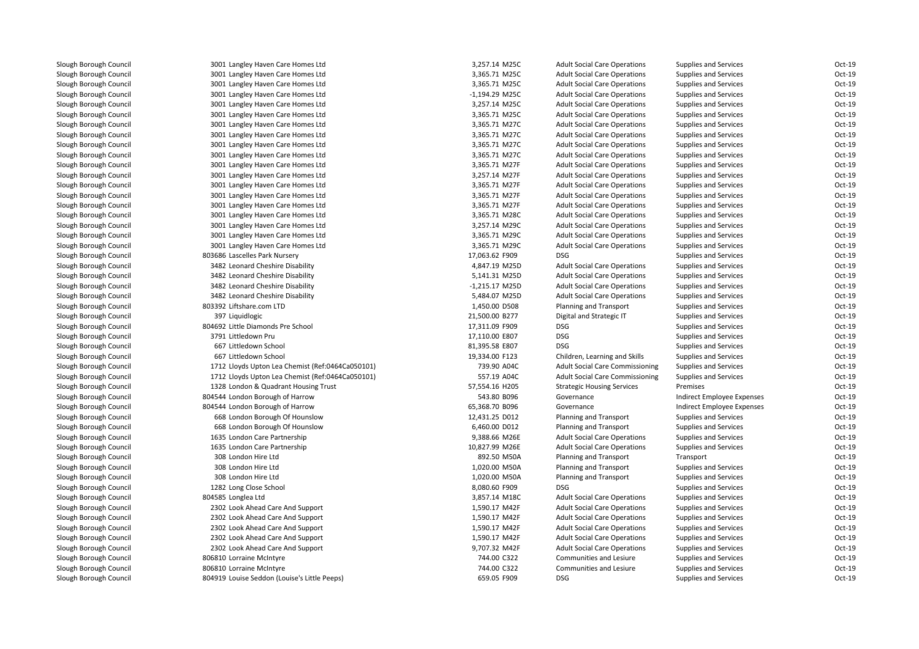| | | | | | | | |
|---|---|---|---|---|---|---|---|
| Slough Borough Council | 3001 Langley Haven Care Homes Ltd | 3,257.14 | M25C | Adult Social Care Operations | Supplies and Services | Oct-19 |
| Slough Borough Council | 3001 Langley Haven Care Homes Ltd | 3,365.71 | M25C | Adult Social Care Operations | Supplies and Services | Oct-19 |
| Slough Borough Council | 3001 Langley Haven Care Homes Ltd | 3,365.71 | M25C | Adult Social Care Operations | Supplies and Services | Oct-19 |
| Slough Borough Council | 3001 Langley Haven Care Homes Ltd | -1,194.29 | M25C | Adult Social Care Operations | Supplies and Services | Oct-19 |
| Slough Borough Council | 3001 Langley Haven Care Homes Ltd | 3,257.14 | M25C | Adult Social Care Operations | Supplies and Services | Oct-19 |
| Slough Borough Council | 3001 Langley Haven Care Homes Ltd | 3,365.71 | M25C | Adult Social Care Operations | Supplies and Services | Oct-19 |
| Slough Borough Council | 3001 Langley Haven Care Homes Ltd | 3,365.71 | M27C | Adult Social Care Operations | Supplies and Services | Oct-19 |
| Slough Borough Council | 3001 Langley Haven Care Homes Ltd | 3,365.71 | M27C | Adult Social Care Operations | Supplies and Services | Oct-19 |
| Slough Borough Council | 3001 Langley Haven Care Homes Ltd | 3,365.71 | M27C | Adult Social Care Operations | Supplies and Services | Oct-19 |
| Slough Borough Council | 3001 Langley Haven Care Homes Ltd | 3,365.71 | M27C | Adult Social Care Operations | Supplies and Services | Oct-19 |
| Slough Borough Council | 3001 Langley Haven Care Homes Ltd | 3,365.71 | M27F | Adult Social Care Operations | Supplies and Services | Oct-19 |
| Slough Borough Council | 3001 Langley Haven Care Homes Ltd | 3,257.14 | M27F | Adult Social Care Operations | Supplies and Services | Oct-19 |
| Slough Borough Council | 3001 Langley Haven Care Homes Ltd | 3,365.71 | M27F | Adult Social Care Operations | Supplies and Services | Oct-19 |
| Slough Borough Council | 3001 Langley Haven Care Homes Ltd | 3,365.71 | M27F | Adult Social Care Operations | Supplies and Services | Oct-19 |
| Slough Borough Council | 3001 Langley Haven Care Homes Ltd | 3,365.71 | M27F | Adult Social Care Operations | Supplies and Services | Oct-19 |
| Slough Borough Council | 3001 Langley Haven Care Homes Ltd | 3,365.71 | M28C | Adult Social Care Operations | Supplies and Services | Oct-19 |
| Slough Borough Council | 3001 Langley Haven Care Homes Ltd | 3,257.14 | M29C | Adult Social Care Operations | Supplies and Services | Oct-19 |
| Slough Borough Council | 3001 Langley Haven Care Homes Ltd | 3,365.71 | M29C | Adult Social Care Operations | Supplies and Services | Oct-19 |
| Slough Borough Council | 3001 Langley Haven Care Homes Ltd | 3,365.71 | M29C | Adult Social Care Operations | Supplies and Services | Oct-19 |
| Slough Borough Council | 803686 Lascelles Park Nursery | 17,063.62 | F909 | DSG | Supplies and Services | Oct-19 |
| Slough Borough Council | 3482 Leonard Cheshire Disability | 4,847.19 | M25D | Adult Social Care Operations | Supplies and Services | Oct-19 |
| Slough Borough Council | 3482 Leonard Cheshire Disability | 5,141.31 | M25D | Adult Social Care Operations | Supplies and Services | Oct-19 |
| Slough Borough Council | 3482 Leonard Cheshire Disability | -1,215.17 | M25D | Adult Social Care Operations | Supplies and Services | Oct-19 |
| Slough Borough Council | 3482 Leonard Cheshire Disability | 5,484.07 | M25D | Adult Social Care Operations | Supplies and Services | Oct-19 |
| Slough Borough Council | 803392 Liftshare.com LTD | 1,450.00 | D508 | Planning and Transport | Supplies and Services | Oct-19 |
| Slough Borough Council | 397 Liquidlogic | 21,500.00 | B277 | Digital and Strategic IT | Supplies and Services | Oct-19 |
| Slough Borough Council | 804692 Little Diamonds Pre School | 17,311.09 | F909 | DSG | Supplies and Services | Oct-19 |
| Slough Borough Council | 3791 Littledown Pru | 17,110.00 | E807 | DSG | Supplies and Services | Oct-19 |
| Slough Borough Council | 667 Littledown School | 81,395.58 | E807 | DSG | Supplies and Services | Oct-19 |
| Slough Borough Council | 667 Littledown School | 19,334.00 | F123 | Children, Learning and Skills | Supplies and Services | Oct-19 |
| Slough Borough Council | 1712 Lloyds Upton Lea Chemist (Ref:0464Ca050101) | 739.90 | A04C | Adult Social Care Commissioning | Supplies and Services | Oct-19 |
| Slough Borough Council | 1712 Lloyds Upton Lea Chemist (Ref:0464Ca050101) | 557.19 | A04C | Adult Social Care Commissioning | Supplies and Services | Oct-19 |
| Slough Borough Council | 1328 London & Quadrant Housing Trust | 57,554.16 | H205 | Strategic Housing Services | Premises | Oct-19 |
| Slough Borough Council | 804544 London Borough of Harrow | 543.80 | B096 | Governance | Indirect Employee Expenses | Oct-19 |
| Slough Borough Council | 804544 London Borough of Harrow | 65,368.70 | B096 | Governance | Indirect Employee Expenses | Oct-19 |
| Slough Borough Council | 668 London Borough Of Hounslow | 12,431.25 | D012 | Planning and Transport | Supplies and Services | Oct-19 |
| Slough Borough Council | 668 London Borough Of Hounslow | 6,460.00 | D012 | Planning and Transport | Supplies and Services | Oct-19 |
| Slough Borough Council | 1635 London Care Partnership | 9,388.66 | M26E | Adult Social Care Operations | Supplies and Services | Oct-19 |
| Slough Borough Council | 1635 London Care Partnership | 10,827.99 | M26E | Adult Social Care Operations | Supplies and Services | Oct-19 |
| Slough Borough Council | 308 London Hire Ltd | 892.50 | M50A | Planning and Transport | Transport | Oct-19 |
| Slough Borough Council | 308 London Hire Ltd | 1,020.00 | M50A | Planning and Transport | Supplies and Services | Oct-19 |
| Slough Borough Council | 308 London Hire Ltd | 1,020.00 | M50A | Planning and Transport | Supplies and Services | Oct-19 |
| Slough Borough Council | 1282 Long Close School | 8,080.60 | F909 | DSG | Supplies and Services | Oct-19 |
| Slough Borough Council | 804585 Longlea Ltd | 3,857.14 | M18C | Adult Social Care Operations | Supplies and Services | Oct-19 |
| Slough Borough Council | 2302 Look Ahead Care And Support | 1,590.17 | M42F | Adult Social Care Operations | Supplies and Services | Oct-19 |
| Slough Borough Council | 2302 Look Ahead Care And Support | 1,590.17 | M42F | Adult Social Care Operations | Supplies and Services | Oct-19 |
| Slough Borough Council | 2302 Look Ahead Care And Support | 1,590.17 | M42F | Adult Social Care Operations | Supplies and Services | Oct-19 |
| Slough Borough Council | 2302 Look Ahead Care And Support | 1,590.17 | M42F | Adult Social Care Operations | Supplies and Services | Oct-19 |
| Slough Borough Council | 2302 Look Ahead Care And Support | 9,707.32 | M42F | Adult Social Care Operations | Supplies and Services | Oct-19 |
| Slough Borough Council | 806810 Lorraine McIntyre | 744.00 | C322 | Communities and Lesiure | Supplies and Services | Oct-19 |
| Slough Borough Council | 806810 Lorraine McIntyre | 744.00 | C322 | Communities and Lesiure | Supplies and Services | Oct-19 |
| Slough Borough Council | 804919 Louise Seddon (Louise's Little Peeps) | 659.05 | F909 | DSG | Supplies and Services | Oct-19 |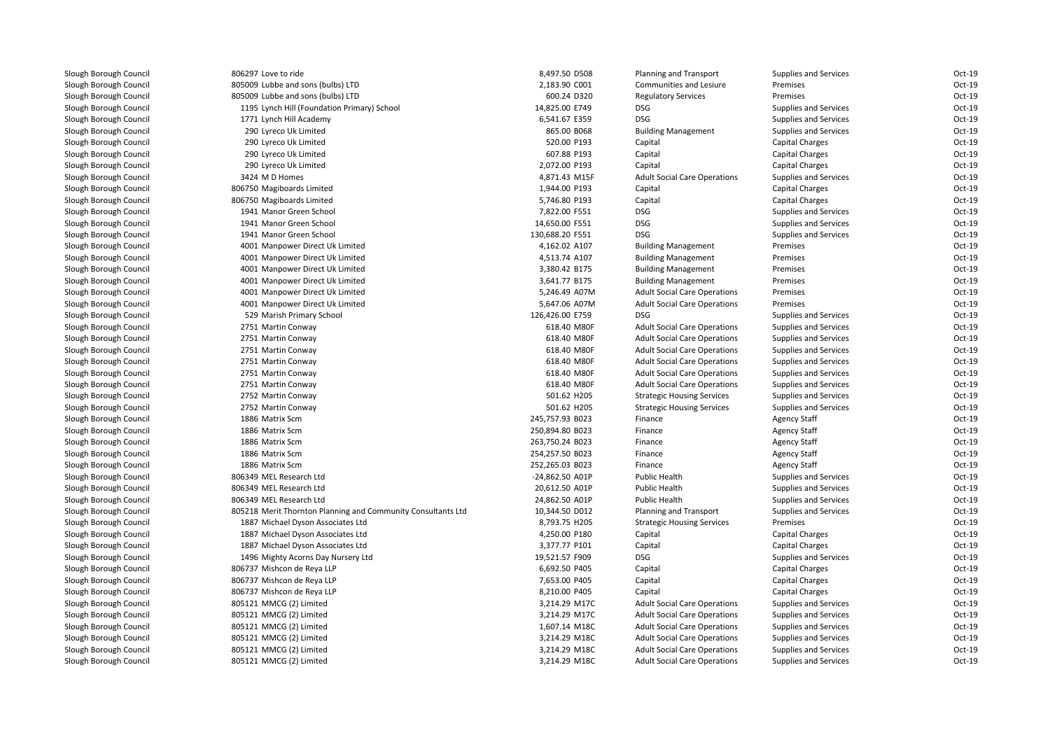| | | | | | | | | |
|---|---|---|---|---|---|---|---|---|
| Slough Borough Council | 806297 | Love to ride | 8,497.50 | D508 | Planning and Transport | Supplies and Services | Oct-19 |
| Slough Borough Council | 805009 | Lubbe and sons (bulbs) LTD | 2,183.90 | C001 | Communities and Lesiure | Premises | Oct-19 |
| Slough Borough Council | 805009 | Lubbe and sons (bulbs) LTD | 600.24 | D320 | Regulatory Services | Premises | Oct-19 |
| Slough Borough Council | 1195 | Lynch Hill (Foundation Primary) School | 14,825.00 | E749 | DSG | Supplies and Services | Oct-19 |
| Slough Borough Council | 1771 | Lynch Hill Academy | 6,541.67 | E359 | DSG | Supplies and Services | Oct-19 |
| Slough Borough Council | 290 | Lyreco Uk Limited | 865.00 | B068 | Building Management | Supplies and Services | Oct-19 |
| Slough Borough Council | 290 | Lyreco Uk Limited | 520.00 | P193 | Capital | Capital Charges | Oct-19 |
| Slough Borough Council | 290 | Lyreco Uk Limited | 607.88 | P193 | Capital | Capital Charges | Oct-19 |
| Slough Borough Council | 290 | Lyreco Uk Limited | 2,072.00 | P193 | Capital | Capital Charges | Oct-19 |
| Slough Borough Council | 3424 | M D Homes | 4,871.43 | M15F | Adult Social Care Operations | Supplies and Services | Oct-19 |
| Slough Borough Council | 806750 | Magiboards Limited | 1,944.00 | P193 | Capital | Capital Charges | Oct-19 |
| Slough Borough Council | 806750 | Magiboards Limited | 5,746.80 | P193 | Capital | Capital Charges | Oct-19 |
| Slough Borough Council | 1941 | Manor Green School | 7,822.00 | F551 | DSG | Supplies and Services | Oct-19 |
| Slough Borough Council | 1941 | Manor Green School | 14,650.00 | F551 | DSG | Supplies and Services | Oct-19 |
| Slough Borough Council | 1941 | Manor Green School | 130,688.20 | F551 | DSG | Supplies and Services | Oct-19 |
| Slough Borough Council | 4001 | Manpower Direct Uk Limited | 4,162.02 | A107 | Building Management | Premises | Oct-19 |
| Slough Borough Council | 4001 | Manpower Direct Uk Limited | 4,513.74 | A107 | Building Management | Premises | Oct-19 |
| Slough Borough Council | 4001 | Manpower Direct Uk Limited | 3,380.42 | B175 | Building Management | Premises | Oct-19 |
| Slough Borough Council | 4001 | Manpower Direct Uk Limited | 3,641.77 | B175 | Building Management | Premises | Oct-19 |
| Slough Borough Council | 4001 | Manpower Direct Uk Limited | 5,246.49 | A07M | Adult Social Care Operations | Premises | Oct-19 |
| Slough Borough Council | 4001 | Manpower Direct Uk Limited | 5,647.06 | A07M | Adult Social Care Operations | Premises | Oct-19 |
| Slough Borough Council | 529 | Marish Primary School | 126,426.00 | E759 | DSG | Supplies and Services | Oct-19 |
| Slough Borough Council | 2751 | Martin Conway | 618.40 | M80F | Adult Social Care Operations | Supplies and Services | Oct-19 |
| Slough Borough Council | 2751 | Martin Conway | 618.40 | M80F | Adult Social Care Operations | Supplies and Services | Oct-19 |
| Slough Borough Council | 2751 | Martin Conway | 618.40 | M80F | Adult Social Care Operations | Supplies and Services | Oct-19 |
| Slough Borough Council | 2751 | Martin Conway | 618.40 | M80F | Adult Social Care Operations | Supplies and Services | Oct-19 |
| Slough Borough Council | 2751 | Martin Conway | 618.40 | M80F | Adult Social Care Operations | Supplies and Services | Oct-19 |
| Slough Borough Council | 2751 | Martin Conway | 618.40 | M80F | Adult Social Care Operations | Supplies and Services | Oct-19 |
| Slough Borough Council | 2752 | Martin Conway | 501.62 | H205 | Strategic Housing Services | Supplies and Services | Oct-19 |
| Slough Borough Council | 2752 | Martin Conway | 501.62 | H205 | Strategic Housing Services | Supplies and Services | Oct-19 |
| Slough Borough Council | 1886 | Matrix Scm | 245,757.93 | B023 | Finance | Agency Staff | Oct-19 |
| Slough Borough Council | 1886 | Matrix Scm | 250,894.80 | B023 | Finance | Agency Staff | Oct-19 |
| Slough Borough Council | 1886 | Matrix Scm | 263,750.24 | B023 | Finance | Agency Staff | Oct-19 |
| Slough Borough Council | 1886 | Matrix Scm | 254,257.50 | B023 | Finance | Agency Staff | Oct-19 |
| Slough Borough Council | 1886 | Matrix Scm | 252,265.03 | B023 | Finance | Agency Staff | Oct-19 |
| Slough Borough Council | 806349 | MEL Research Ltd | -24,862.50 | A01P | Public Health | Supplies and Services | Oct-19 |
| Slough Borough Council | 806349 | MEL Research Ltd | 20,612.50 | A01P | Public Health | Supplies and Services | Oct-19 |
| Slough Borough Council | 806349 | MEL Research Ltd | 24,862.50 | A01P | Public Health | Supplies and Services | Oct-19 |
| Slough Borough Council | 805218 | Merit Thornton Planning and Community Consultants Ltd | 10,344.50 | D012 | Planning and Transport | Supplies and Services | Oct-19 |
| Slough Borough Council | 1887 | Michael Dyson Associates Ltd | 8,793.75 | H205 | Strategic Housing Services | Premises | Oct-19 |
| Slough Borough Council | 1887 | Michael Dyson Associates Ltd | 4,250.00 | P180 | Capital | Capital Charges | Oct-19 |
| Slough Borough Council | 1887 | Michael Dyson Associates Ltd | 3,377.77 | P101 | Capital | Capital Charges | Oct-19 |
| Slough Borough Council | 1496 | Mighty Acorns Day Nursery Ltd | 19,521.57 | F909 | DSG | Supplies and Services | Oct-19 |
| Slough Borough Council | 806737 | Mishcon de Reya LLP | 6,692.50 | P405 | Capital | Capital Charges | Oct-19 |
| Slough Borough Council | 806737 | Mishcon de Reya LLP | 7,653.00 | P405 | Capital | Capital Charges | Oct-19 |
| Slough Borough Council | 806737 | Mishcon de Reya LLP | 8,210.00 | P405 | Capital | Capital Charges | Oct-19 |
| Slough Borough Council | 805121 | MMCG (2) Limited | 3,214.29 | M17C | Adult Social Care Operations | Supplies and Services | Oct-19 |
| Slough Borough Council | 805121 | MMCG (2) Limited | 3,214.29 | M17C | Adult Social Care Operations | Supplies and Services | Oct-19 |
| Slough Borough Council | 805121 | MMCG (2) Limited | 1,607.14 | M18C | Adult Social Care Operations | Supplies and Services | Oct-19 |
| Slough Borough Council | 805121 | MMCG (2) Limited | 3,214.29 | M18C | Adult Social Care Operations | Supplies and Services | Oct-19 |
| Slough Borough Council | 805121 | MMCG (2) Limited | 3,214.29 | M18C | Adult Social Care Operations | Supplies and Services | Oct-19 |
| Slough Borough Council | 805121 | MMCG (2) Limited | 3,214.29 | M18C | Adult Social Care Operations | Supplies and Services | Oct-19 |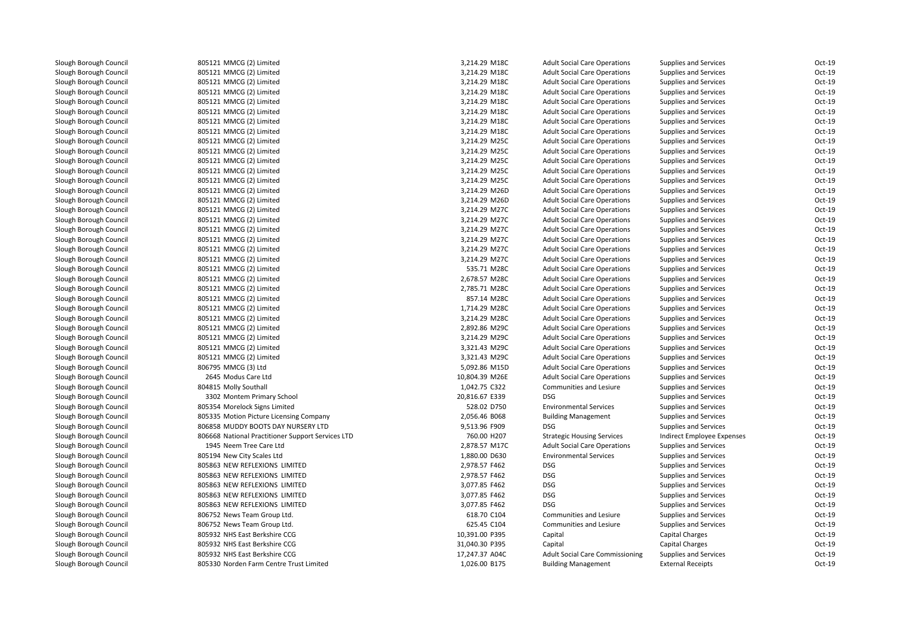| | | | | | | | |
|---|---|---|---|---|---|---|---|
| Slough Borough Council | 805121 MMCG (2) Limited | 3,214.29 | M18C | Adult Social Care Operations | Supplies and Services | Oct-19 |
| Slough Borough Council | 805121 MMCG (2) Limited | 3,214.29 | M18C | Adult Social Care Operations | Supplies and Services | Oct-19 |
| Slough Borough Council | 805121 MMCG (2) Limited | 3,214.29 | M18C | Adult Social Care Operations | Supplies and Services | Oct-19 |
| Slough Borough Council | 805121 MMCG (2) Limited | 3,214.29 | M18C | Adult Social Care Operations | Supplies and Services | Oct-19 |
| Slough Borough Council | 805121 MMCG (2) Limited | 3,214.29 | M18C | Adult Social Care Operations | Supplies and Services | Oct-19 |
| Slough Borough Council | 805121 MMCG (2) Limited | 3,214.29 | M18C | Adult Social Care Operations | Supplies and Services | Oct-19 |
| Slough Borough Council | 805121 MMCG (2) Limited | 3,214.29 | M18C | Adult Social Care Operations | Supplies and Services | Oct-19 |
| Slough Borough Council | 805121 MMCG (2) Limited | 3,214.29 | M18C | Adult Social Care Operations | Supplies and Services | Oct-19 |
| Slough Borough Council | 805121 MMCG (2) Limited | 3,214.29 | M25C | Adult Social Care Operations | Supplies and Services | Oct-19 |
| Slough Borough Council | 805121 MMCG (2) Limited | 3,214.29 | M25C | Adult Social Care Operations | Supplies and Services | Oct-19 |
| Slough Borough Council | 805121 MMCG (2) Limited | 3,214.29 | M25C | Adult Social Care Operations | Supplies and Services | Oct-19 |
| Slough Borough Council | 805121 MMCG (2) Limited | 3,214.29 | M25C | Adult Social Care Operations | Supplies and Services | Oct-19 |
| Slough Borough Council | 805121 MMCG (2) Limited | 3,214.29 | M25C | Adult Social Care Operations | Supplies and Services | Oct-19 |
| Slough Borough Council | 805121 MMCG (2) Limited | 3,214.29 | M26D | Adult Social Care Operations | Supplies and Services | Oct-19 |
| Slough Borough Council | 805121 MMCG (2) Limited | 3,214.29 | M26D | Adult Social Care Operations | Supplies and Services | Oct-19 |
| Slough Borough Council | 805121 MMCG (2) Limited | 3,214.29 | M27C | Adult Social Care Operations | Supplies and Services | Oct-19 |
| Slough Borough Council | 805121 MMCG (2) Limited | 3,214.29 | M27C | Adult Social Care Operations | Supplies and Services | Oct-19 |
| Slough Borough Council | 805121 MMCG (2) Limited | 3,214.29 | M27C | Adult Social Care Operations | Supplies and Services | Oct-19 |
| Slough Borough Council | 805121 MMCG (2) Limited | 3,214.29 | M27C | Adult Social Care Operations | Supplies and Services | Oct-19 |
| Slough Borough Council | 805121 MMCG (2) Limited | 3,214.29 | M27C | Adult Social Care Operations | Supplies and Services | Oct-19 |
| Slough Borough Council | 805121 MMCG (2) Limited | 3,214.29 | M27C | Adult Social Care Operations | Supplies and Services | Oct-19 |
| Slough Borough Council | 805121 MMCG (2) Limited | 535.71 | M28C | Adult Social Care Operations | Supplies and Services | Oct-19 |
| Slough Borough Council | 805121 MMCG (2) Limited | 2,678.57 | M28C | Adult Social Care Operations | Supplies and Services | Oct-19 |
| Slough Borough Council | 805121 MMCG (2) Limited | 2,785.71 | M28C | Adult Social Care Operations | Supplies and Services | Oct-19 |
| Slough Borough Council | 805121 MMCG (2) Limited | 857.14 | M28C | Adult Social Care Operations | Supplies and Services | Oct-19 |
| Slough Borough Council | 805121 MMCG (2) Limited | 1,714.29 | M28C | Adult Social Care Operations | Supplies and Services | Oct-19 |
| Slough Borough Council | 805121 MMCG (2) Limited | 3,214.29 | M28C | Adult Social Care Operations | Supplies and Services | Oct-19 |
| Slough Borough Council | 805121 MMCG (2) Limited | 2,892.86 | M29C | Adult Social Care Operations | Supplies and Services | Oct-19 |
| Slough Borough Council | 805121 MMCG (2) Limited | 3,214.29 | M29C | Adult Social Care Operations | Supplies and Services | Oct-19 |
| Slough Borough Council | 805121 MMCG (2) Limited | 3,321.43 | M29C | Adult Social Care Operations | Supplies and Services | Oct-19 |
| Slough Borough Council | 805121 MMCG (2) Limited | 3,321.43 | M29C | Adult Social Care Operations | Supplies and Services | Oct-19 |
| Slough Borough Council | 806795 MMCG (3) Ltd | 5,092.86 | M15D | Adult Social Care Operations | Supplies and Services | Oct-19 |
| Slough Borough Council | 2645 Modus Care Ltd | 10,804.39 | M26E | Adult Social Care Operations | Supplies and Services | Oct-19 |
| Slough Borough Council | 804815 Molly Southall | 1,042.75 | C322 | Communities and Lesiure | Supplies and Services | Oct-19 |
| Slough Borough Council | 3302 Montem Primary School | 20,816.67 | E339 | DSG | Supplies and Services | Oct-19 |
| Slough Borough Council | 805354 Morelock Signs Limited | 528.02 | D750 | Environmental Services | Supplies and Services | Oct-19 |
| Slough Borough Council | 805335 Motion Picture Licensing Company | 2,056.46 | B068 | Building Management | Supplies and Services | Oct-19 |
| Slough Borough Council | 806858 MUDDY BOOTS DAY NURSERY LTD | 9,513.96 | F909 | DSG | Supplies and Services | Oct-19 |
| Slough Borough Council | 806668 National Practitioner Support Services LTD | 760.00 | H207 | Strategic Housing Services | Indirect Employee Expenses | Oct-19 |
| Slough Borough Council | 1945 Neem Tree Care Ltd | 2,878.57 | M17C | Adult Social Care Operations | Supplies and Services | Oct-19 |
| Slough Borough Council | 805194 New City Scales Ltd | 1,880.00 | D630 | Environmental Services | Supplies and Services | Oct-19 |
| Slough Borough Council | 805863 NEW REFLEXIONS LIMITED | 2,978.57 | F462 | DSG | Supplies and Services | Oct-19 |
| Slough Borough Council | 805863 NEW REFLEXIONS LIMITED | 2,978.57 | F462 | DSG | Supplies and Services | Oct-19 |
| Slough Borough Council | 805863 NEW REFLEXIONS LIMITED | 3,077.85 | F462 | DSG | Supplies and Services | Oct-19 |
| Slough Borough Council | 805863 NEW REFLEXIONS LIMITED | 3,077.85 | F462 | DSG | Supplies and Services | Oct-19 |
| Slough Borough Council | 805863 NEW REFLEXIONS LIMITED | 3,077.85 | F462 | DSG | Supplies and Services | Oct-19 |
| Slough Borough Council | 806752 News Team Group Ltd. | 618.70 | C104 | Communities and Lesiure | Supplies and Services | Oct-19 |
| Slough Borough Council | 806752 News Team Group Ltd. | 625.45 | C104 | Communities and Lesiure | Supplies and Services | Oct-19 |
| Slough Borough Council | 805932 NHS East Berkshire CCG | 10,391.00 | P395 | Capital | Capital Charges | Oct-19 |
| Slough Borough Council | 805932 NHS East Berkshire CCG | 31,040.30 | P395 | Capital | Capital Charges | Oct-19 |
| Slough Borough Council | 805932 NHS East Berkshire CCG | 17,247.37 | A04C | Adult Social Care Commissioning | Supplies and Services | Oct-19 |
| Slough Borough Council | 805330 Norden Farm Centre Trust Limited | 1,026.00 | B175 | Building Management | External Receipts | Oct-19 |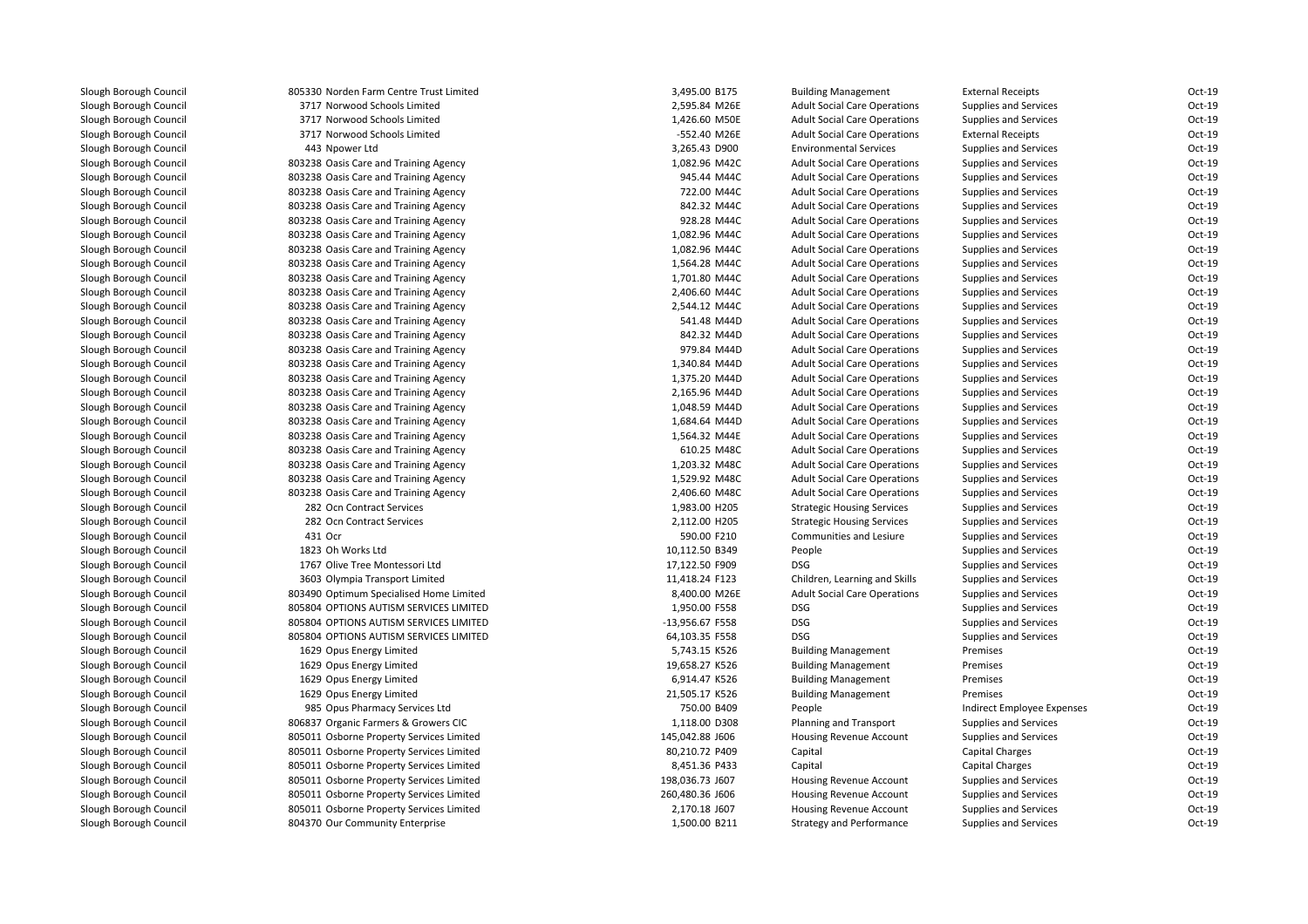| | | | | | | | |
|---|---|---|---|---|---|---|---|
| Slough Borough Council | 805330 Norden Farm Centre Trust Limited | 3,495.00 | B175 | Building Management | External Receipts | Oct-19 |
| Slough Borough Council | 3717 Norwood Schools Limited | 2,595.84 | M26E | Adult Social Care Operations | Supplies and Services | Oct-19 |
| Slough Borough Council | 3717 Norwood Schools Limited | 1,426.60 | M50E | Adult Social Care Operations | Supplies and Services | Oct-19 |
| Slough Borough Council | 3717 Norwood Schools Limited | -552.40 | M26E | Adult Social Care Operations | External Receipts | Oct-19 |
| Slough Borough Council | 443 Npower Ltd | 3,265.43 | D900 | Environmental Services | Supplies and Services | Oct-19 |
| Slough Borough Council | 803238 Oasis Care and Training Agency | 1,082.96 | M42C | Adult Social Care Operations | Supplies and Services | Oct-19 |
| Slough Borough Council | 803238 Oasis Care and Training Agency | 945.44 | M44C | Adult Social Care Operations | Supplies and Services | Oct-19 |
| Slough Borough Council | 803238 Oasis Care and Training Agency | 722.00 | M44C | Adult Social Care Operations | Supplies and Services | Oct-19 |
| Slough Borough Council | 803238 Oasis Care and Training Agency | 842.32 | M44C | Adult Social Care Operations | Supplies and Services | Oct-19 |
| Slough Borough Council | 803238 Oasis Care and Training Agency | 928.28 | M44C | Adult Social Care Operations | Supplies and Services | Oct-19 |
| Slough Borough Council | 803238 Oasis Care and Training Agency | 1,082.96 | M44C | Adult Social Care Operations | Supplies and Services | Oct-19 |
| Slough Borough Council | 803238 Oasis Care and Training Agency | 1,082.96 | M44C | Adult Social Care Operations | Supplies and Services | Oct-19 |
| Slough Borough Council | 803238 Oasis Care and Training Agency | 1,564.28 | M44C | Adult Social Care Operations | Supplies and Services | Oct-19 |
| Slough Borough Council | 803238 Oasis Care and Training Agency | 1,701.80 | M44C | Adult Social Care Operations | Supplies and Services | Oct-19 |
| Slough Borough Council | 803238 Oasis Care and Training Agency | 2,406.60 | M44C | Adult Social Care Operations | Supplies and Services | Oct-19 |
| Slough Borough Council | 803238 Oasis Care and Training Agency | 2,544.12 | M44C | Adult Social Care Operations | Supplies and Services | Oct-19 |
| Slough Borough Council | 803238 Oasis Care and Training Agency | 541.48 | M44D | Adult Social Care Operations | Supplies and Services | Oct-19 |
| Slough Borough Council | 803238 Oasis Care and Training Agency | 842.32 | M44D | Adult Social Care Operations | Supplies and Services | Oct-19 |
| Slough Borough Council | 803238 Oasis Care and Training Agency | 979.84 | M44D | Adult Social Care Operations | Supplies and Services | Oct-19 |
| Slough Borough Council | 803238 Oasis Care and Training Agency | 1,340.84 | M44D | Adult Social Care Operations | Supplies and Services | Oct-19 |
| Slough Borough Council | 803238 Oasis Care and Training Agency | 1,375.20 | M44D | Adult Social Care Operations | Supplies and Services | Oct-19 |
| Slough Borough Council | 803238 Oasis Care and Training Agency | 2,165.96 | M44D | Adult Social Care Operations | Supplies and Services | Oct-19 |
| Slough Borough Council | 803238 Oasis Care and Training Agency | 1,048.59 | M44D | Adult Social Care Operations | Supplies and Services | Oct-19 |
| Slough Borough Council | 803238 Oasis Care and Training Agency | 1,684.64 | M44D | Adult Social Care Operations | Supplies and Services | Oct-19 |
| Slough Borough Council | 803238 Oasis Care and Training Agency | 1,564.32 | M44E | Adult Social Care Operations | Supplies and Services | Oct-19 |
| Slough Borough Council | 803238 Oasis Care and Training Agency | 610.25 | M48C | Adult Social Care Operations | Supplies and Services | Oct-19 |
| Slough Borough Council | 803238 Oasis Care and Training Agency | 1,203.32 | M48C | Adult Social Care Operations | Supplies and Services | Oct-19 |
| Slough Borough Council | 803238 Oasis Care and Training Agency | 1,529.92 | M48C | Adult Social Care Operations | Supplies and Services | Oct-19 |
| Slough Borough Council | 803238 Oasis Care and Training Agency | 2,406.60 | M48C | Adult Social Care Operations | Supplies and Services | Oct-19 |
| Slough Borough Council | 282 Ocn Contract Services | 1,983.00 | H205 | Strategic Housing Services | Supplies and Services | Oct-19 |
| Slough Borough Council | 282 Ocn Contract Services | 2,112.00 | H205 | Strategic Housing Services | Supplies and Services | Oct-19 |
| Slough Borough Council | 431 Ocr | 590.00 | F210 | Communities and Lesiure | Supplies and Services | Oct-19 |
| Slough Borough Council | 1823 Oh Works Ltd | 10,112.50 | B349 | People | Supplies and Services | Oct-19 |
| Slough Borough Council | 1767 Olive Tree Montessori Ltd | 17,122.50 | F909 | DSG | Supplies and Services | Oct-19 |
| Slough Borough Council | 3603 Olympia Transport Limited | 11,418.24 | F123 | Children, Learning and Skills | Supplies and Services | Oct-19 |
| Slough Borough Council | 803490 Optimum Specialised Home Limited | 8,400.00 | M26E | Adult Social Care Operations | Supplies and Services | Oct-19 |
| Slough Borough Council | 805804 OPTIONS AUTISM SERVICES LIMITED | 1,950.00 | F558 | DSG | Supplies and Services | Oct-19 |
| Slough Borough Council | 805804 OPTIONS AUTISM SERVICES LIMITED | -13,956.67 | F558 | DSG | Supplies and Services | Oct-19 |
| Slough Borough Council | 805804 OPTIONS AUTISM SERVICES LIMITED | 64,103.35 | F558 | DSG | Supplies and Services | Oct-19 |
| Slough Borough Council | 1629 Opus Energy Limited | 5,743.15 | K526 | Building Management | Premises | Oct-19 |
| Slough Borough Council | 1629 Opus Energy Limited | 19,658.27 | K526 | Building Management | Premises | Oct-19 |
| Slough Borough Council | 1629 Opus Energy Limited | 6,914.47 | K526 | Building Management | Premises | Oct-19 |
| Slough Borough Council | 1629 Opus Energy Limited | 21,505.17 | K526 | Building Management | Premises | Oct-19 |
| Slough Borough Council | 985 Opus Pharmacy Services Ltd | 750.00 | B409 | People | Indirect Employee Expenses | Oct-19 |
| Slough Borough Council | 806837 Organic Farmers & Growers CIC | 1,118.00 | D308 | Planning and Transport | Supplies and Services | Oct-19 |
| Slough Borough Council | 805011 Osborne Property Services Limited | 145,042.88 | J606 | Housing Revenue Account | Supplies and Services | Oct-19 |
| Slough Borough Council | 805011 Osborne Property Services Limited | 80,210.72 | P409 | Capital | Capital Charges | Oct-19 |
| Slough Borough Council | 805011 Osborne Property Services Limited | 8,451.36 | P433 | Capital | Capital Charges | Oct-19 |
| Slough Borough Council | 805011 Osborne Property Services Limited | 198,036.73 | J607 | Housing Revenue Account | Supplies and Services | Oct-19 |
| Slough Borough Council | 805011 Osborne Property Services Limited | 260,480.36 | J606 | Housing Revenue Account | Supplies and Services | Oct-19 |
| Slough Borough Council | 805011 Osborne Property Services Limited | 2,170.18 | J607 | Housing Revenue Account | Supplies and Services | Oct-19 |
| Slough Borough Council | 804370 Our Community Enterprise | 1,500.00 | B211 | Strategy and Performance | Supplies and Services | Oct-19 |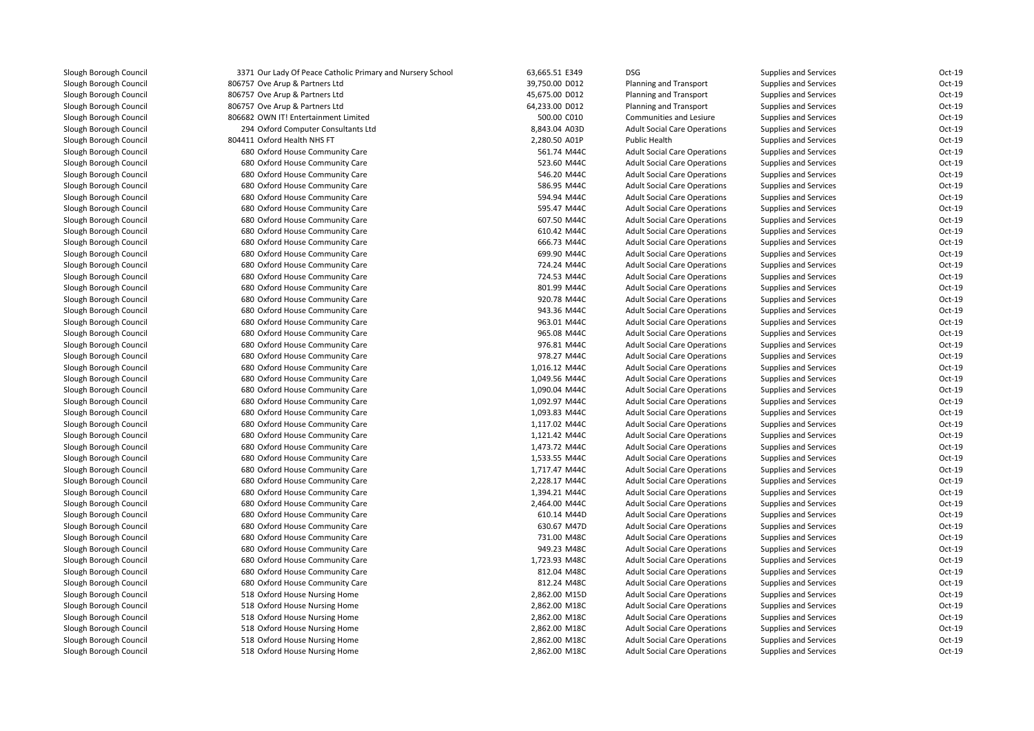| | | | | | | | |
|---|---|---|---|---|---|---|---|
| Slough Borough Council | 3371 Our Lady Of Peace Catholic Primary and Nursery School | 63,665.51 | E349 | DSG | Supplies and Services | Oct-19 |
| Slough Borough Council | 806757 Ove Arup & Partners Ltd | 39,750.00 | D012 | Planning and Transport | Supplies and Services | Oct-19 |
| Slough Borough Council | 806757 Ove Arup & Partners Ltd | 45,675.00 | D012 | Planning and Transport | Supplies and Services | Oct-19 |
| Slough Borough Council | 806757 Ove Arup & Partners Ltd | 64,233.00 | D012 | Planning and Transport | Supplies and Services | Oct-19 |
| Slough Borough Council | 806682 OWN IT! Entertainment Limited | 500.00 | C010 | Communities and Lesiure | Supplies and Services | Oct-19 |
| Slough Borough Council | 294 Oxford Computer Consultants Ltd | 8,843.04 | A03D | Adult Social Care Operations | Supplies and Services | Oct-19 |
| Slough Borough Council | 804411 Oxford Health NHS FT | 2,280.50 | A01P | Public Health | Supplies and Services | Oct-19 |
| Slough Borough Council | 680 Oxford House Community Care | 561.74 | M44C | Adult Social Care Operations | Supplies and Services | Oct-19 |
| Slough Borough Council | 680 Oxford House Community Care | 523.60 | M44C | Adult Social Care Operations | Supplies and Services | Oct-19 |
| Slough Borough Council | 680 Oxford House Community Care | 546.20 | M44C | Adult Social Care Operations | Supplies and Services | Oct-19 |
| Slough Borough Council | 680 Oxford House Community Care | 586.95 | M44C | Adult Social Care Operations | Supplies and Services | Oct-19 |
| Slough Borough Council | 680 Oxford House Community Care | 594.94 | M44C | Adult Social Care Operations | Supplies and Services | Oct-19 |
| Slough Borough Council | 680 Oxford House Community Care | 595.47 | M44C | Adult Social Care Operations | Supplies and Services | Oct-19 |
| Slough Borough Council | 680 Oxford House Community Care | 607.50 | M44C | Adult Social Care Operations | Supplies and Services | Oct-19 |
| Slough Borough Council | 680 Oxford House Community Care | 610.42 | M44C | Adult Social Care Operations | Supplies and Services | Oct-19 |
| Slough Borough Council | 680 Oxford House Community Care | 666.73 | M44C | Adult Social Care Operations | Supplies and Services | Oct-19 |
| Slough Borough Council | 680 Oxford House Community Care | 699.90 | M44C | Adult Social Care Operations | Supplies and Services | Oct-19 |
| Slough Borough Council | 680 Oxford House Community Care | 724.24 | M44C | Adult Social Care Operations | Supplies and Services | Oct-19 |
| Slough Borough Council | 680 Oxford House Community Care | 724.53 | M44C | Adult Social Care Operations | Supplies and Services | Oct-19 |
| Slough Borough Council | 680 Oxford House Community Care | 801.99 | M44C | Adult Social Care Operations | Supplies and Services | Oct-19 |
| Slough Borough Council | 680 Oxford House Community Care | 920.78 | M44C | Adult Social Care Operations | Supplies and Services | Oct-19 |
| Slough Borough Council | 680 Oxford House Community Care | 943.36 | M44C | Adult Social Care Operations | Supplies and Services | Oct-19 |
| Slough Borough Council | 680 Oxford House Community Care | 963.01 | M44C | Adult Social Care Operations | Supplies and Services | Oct-19 |
| Slough Borough Council | 680 Oxford House Community Care | 965.08 | M44C | Adult Social Care Operations | Supplies and Services | Oct-19 |
| Slough Borough Council | 680 Oxford House Community Care | 976.81 | M44C | Adult Social Care Operations | Supplies and Services | Oct-19 |
| Slough Borough Council | 680 Oxford House Community Care | 978.27 | M44C | Adult Social Care Operations | Supplies and Services | Oct-19 |
| Slough Borough Council | 680 Oxford House Community Care | 1,016.12 | M44C | Adult Social Care Operations | Supplies and Services | Oct-19 |
| Slough Borough Council | 680 Oxford House Community Care | 1,049.56 | M44C | Adult Social Care Operations | Supplies and Services | Oct-19 |
| Slough Borough Council | 680 Oxford House Community Care | 1,090.04 | M44C | Adult Social Care Operations | Supplies and Services | Oct-19 |
| Slough Borough Council | 680 Oxford House Community Care | 1,092.97 | M44C | Adult Social Care Operations | Supplies and Services | Oct-19 |
| Slough Borough Council | 680 Oxford House Community Care | 1,093.83 | M44C | Adult Social Care Operations | Supplies and Services | Oct-19 |
| Slough Borough Council | 680 Oxford House Community Care | 1,117.02 | M44C | Adult Social Care Operations | Supplies and Services | Oct-19 |
| Slough Borough Council | 680 Oxford House Community Care | 1,121.42 | M44C | Adult Social Care Operations | Supplies and Services | Oct-19 |
| Slough Borough Council | 680 Oxford House Community Care | 1,473.72 | M44C | Adult Social Care Operations | Supplies and Services | Oct-19 |
| Slough Borough Council | 680 Oxford House Community Care | 1,533.55 | M44C | Adult Social Care Operations | Supplies and Services | Oct-19 |
| Slough Borough Council | 680 Oxford House Community Care | 1,717.47 | M44C | Adult Social Care Operations | Supplies and Services | Oct-19 |
| Slough Borough Council | 680 Oxford House Community Care | 2,228.17 | M44C | Adult Social Care Operations | Supplies and Services | Oct-19 |
| Slough Borough Council | 680 Oxford House Community Care | 1,394.21 | M44C | Adult Social Care Operations | Supplies and Services | Oct-19 |
| Slough Borough Council | 680 Oxford House Community Care | 2,464.00 | M44C | Adult Social Care Operations | Supplies and Services | Oct-19 |
| Slough Borough Council | 680 Oxford House Community Care | 610.14 | M44D | Adult Social Care Operations | Supplies and Services | Oct-19 |
| Slough Borough Council | 680 Oxford House Community Care | 630.67 | M47D | Adult Social Care Operations | Supplies and Services | Oct-19 |
| Slough Borough Council | 680 Oxford House Community Care | 731.00 | M48C | Adult Social Care Operations | Supplies and Services | Oct-19 |
| Slough Borough Council | 680 Oxford House Community Care | 949.23 | M48C | Adult Social Care Operations | Supplies and Services | Oct-19 |
| Slough Borough Council | 680 Oxford House Community Care | 1,723.93 | M48C | Adult Social Care Operations | Supplies and Services | Oct-19 |
| Slough Borough Council | 680 Oxford House Community Care | 812.04 | M48C | Adult Social Care Operations | Supplies and Services | Oct-19 |
| Slough Borough Council | 680 Oxford House Community Care | 812.24 | M48C | Adult Social Care Operations | Supplies and Services | Oct-19 |
| Slough Borough Council | 518 Oxford House Nursing Home | 2,862.00 | M15D | Adult Social Care Operations | Supplies and Services | Oct-19 |
| Slough Borough Council | 518 Oxford House Nursing Home | 2,862.00 | M18C | Adult Social Care Operations | Supplies and Services | Oct-19 |
| Slough Borough Council | 518 Oxford House Nursing Home | 2,862.00 | M18C | Adult Social Care Operations | Supplies and Services | Oct-19 |
| Slough Borough Council | 518 Oxford House Nursing Home | 2,862.00 | M18C | Adult Social Care Operations | Supplies and Services | Oct-19 |
| Slough Borough Council | 518 Oxford House Nursing Home | 2,862.00 | M18C | Adult Social Care Operations | Supplies and Services | Oct-19 |
| Slough Borough Council | 518 Oxford House Nursing Home | 2,862.00 | M18C | Adult Social Care Operations | Supplies and Services | Oct-19 |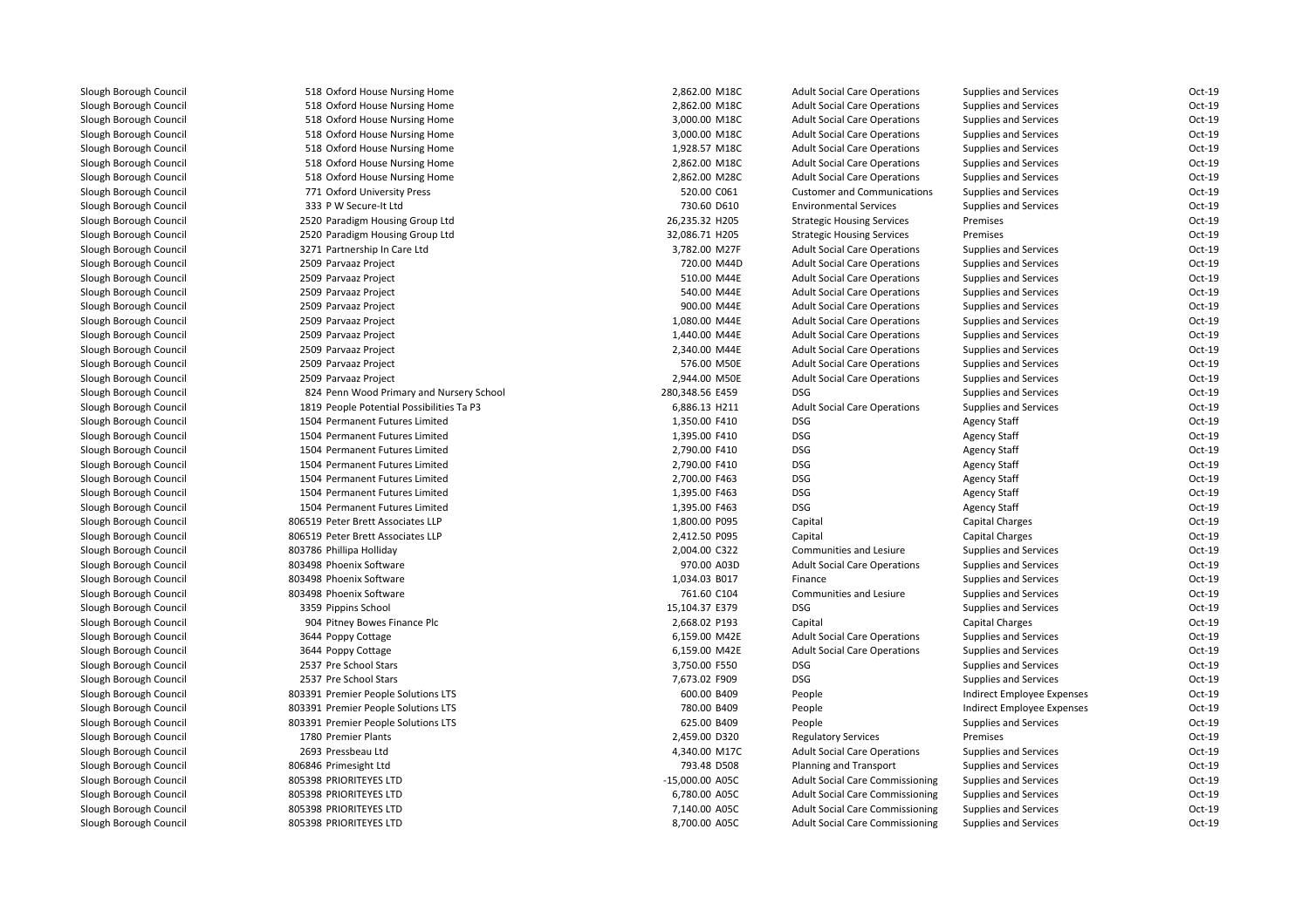| | | | | | | | |
|---|---|---|---|---|---|---|---|
| Slough Borough Council | 518 | Oxford House Nursing Home | 2,862.00 | M18C | Adult Social Care Operations | Supplies and Services | Oct-19 |
| Slough Borough Council | 518 | Oxford House Nursing Home | 2,862.00 | M18C | Adult Social Care Operations | Supplies and Services | Oct-19 |
| Slough Borough Council | 518 | Oxford House Nursing Home | 3,000.00 | M18C | Adult Social Care Operations | Supplies and Services | Oct-19 |
| Slough Borough Council | 518 | Oxford House Nursing Home | 3,000.00 | M18C | Adult Social Care Operations | Supplies and Services | Oct-19 |
| Slough Borough Council | 518 | Oxford House Nursing Home | 1,928.57 | M18C | Adult Social Care Operations | Supplies and Services | Oct-19 |
| Slough Borough Council | 518 | Oxford House Nursing Home | 2,862.00 | M18C | Adult Social Care Operations | Supplies and Services | Oct-19 |
| Slough Borough Council | 518 | Oxford House Nursing Home | 2,862.00 | M28C | Adult Social Care Operations | Supplies and Services | Oct-19 |
| Slough Borough Council | 771 | Oxford University Press | 520.00 | C061 | Customer and Communications | Supplies and Services | Oct-19 |
| Slough Borough Council | 333 | P W Secure-It Ltd | 730.60 | D610 | Environmental Services | Supplies and Services | Oct-19 |
| Slough Borough Council | 2520 | Paradigm Housing Group Ltd | 26,235.32 | H205 | Strategic Housing Services | Premises | Oct-19 |
| Slough Borough Council | 2520 | Paradigm Housing Group Ltd | 32,086.71 | H205 | Strategic Housing Services | Premises | Oct-19 |
| Slough Borough Council | 3271 | Partnership In Care Ltd | 3,782.00 | M27F | Adult Social Care Operations | Supplies and Services | Oct-19 |
| Slough Borough Council | 2509 | Parvaaz Project | 720.00 | M44D | Adult Social Care Operations | Supplies and Services | Oct-19 |
| Slough Borough Council | 2509 | Parvaaz Project | 510.00 | M44E | Adult Social Care Operations | Supplies and Services | Oct-19 |
| Slough Borough Council | 2509 | Parvaaz Project | 540.00 | M44E | Adult Social Care Operations | Supplies and Services | Oct-19 |
| Slough Borough Council | 2509 | Parvaaz Project | 900.00 | M44E | Adult Social Care Operations | Supplies and Services | Oct-19 |
| Slough Borough Council | 2509 | Parvaaz Project | 1,080.00 | M44E | Adult Social Care Operations | Supplies and Services | Oct-19 |
| Slough Borough Council | 2509 | Parvaaz Project | 1,440.00 | M44E | Adult Social Care Operations | Supplies and Services | Oct-19 |
| Slough Borough Council | 2509 | Parvaaz Project | 2,340.00 | M44E | Adult Social Care Operations | Supplies and Services | Oct-19 |
| Slough Borough Council | 2509 | Parvaaz Project | 576.00 | M50E | Adult Social Care Operations | Supplies and Services | Oct-19 |
| Slough Borough Council | 2509 | Parvaaz Project | 2,944.00 | M50E | Adult Social Care Operations | Supplies and Services | Oct-19 |
| Slough Borough Council | 824 | Penn Wood Primary and Nursery School | 280,348.56 | E459 | DSG | Supplies and Services | Oct-19 |
| Slough Borough Council | 1819 | People Potential Possibilities Ta P3 | 6,886.13 | H211 | Adult Social Care Operations | Supplies and Services | Oct-19 |
| Slough Borough Council | 1504 | Permanent Futures Limited | 1,350.00 | F410 | DSG | Agency Staff | Oct-19 |
| Slough Borough Council | 1504 | Permanent Futures Limited | 1,395.00 | F410 | DSG | Agency Staff | Oct-19 |
| Slough Borough Council | 1504 | Permanent Futures Limited | 2,790.00 | F410 | DSG | Agency Staff | Oct-19 |
| Slough Borough Council | 1504 | Permanent Futures Limited | 2,790.00 | F410 | DSG | Agency Staff | Oct-19 |
| Slough Borough Council | 1504 | Permanent Futures Limited | 2,700.00 | F463 | DSG | Agency Staff | Oct-19 |
| Slough Borough Council | 1504 | Permanent Futures Limited | 1,395.00 | F463 | DSG | Agency Staff | Oct-19 |
| Slough Borough Council | 1504 | Permanent Futures Limited | 1,395.00 | F463 | DSG | Agency Staff | Oct-19 |
| Slough Borough Council | 806519 | Peter Brett Associates LLP | 1,800.00 | P095 | Capital | Capital Charges | Oct-19 |
| Slough Borough Council | 806519 | Peter Brett Associates LLP | 2,412.50 | P095 | Capital | Capital Charges | Oct-19 |
| Slough Borough Council | 803786 | Phillipa Holliday | 2,004.00 | C322 | Communities and Lesiure | Supplies and Services | Oct-19 |
| Slough Borough Council | 803498 | Phoenix Software | 970.00 | A03D | Adult Social Care Operations | Supplies and Services | Oct-19 |
| Slough Borough Council | 803498 | Phoenix Software | 1,034.03 | B017 | Finance | Supplies and Services | Oct-19 |
| Slough Borough Council | 803498 | Phoenix Software | 761.60 | C104 | Communities and Lesiure | Supplies and Services | Oct-19 |
| Slough Borough Council | 3359 | Pippins School | 15,104.37 | E379 | DSG | Supplies and Services | Oct-19 |
| Slough Borough Council | 904 | Pitney Bowes Finance Plc | 2,668.02 | P193 | Capital | Capital Charges | Oct-19 |
| Slough Borough Council | 3644 | Poppy Cottage | 6,159.00 | M42E | Adult Social Care Operations | Supplies and Services | Oct-19 |
| Slough Borough Council | 3644 | Poppy Cottage | 6,159.00 | M42E | Adult Social Care Operations | Supplies and Services | Oct-19 |
| Slough Borough Council | 2537 | Pre School Stars | 3,750.00 | F550 | DSG | Supplies and Services | Oct-19 |
| Slough Borough Council | 2537 | Pre School Stars | 7,673.02 | F909 | DSG | Supplies and Services | Oct-19 |
| Slough Borough Council | 803391 | Premier People Solutions LTS | 600.00 | B409 | People | Indirect Employee Expenses | Oct-19 |
| Slough Borough Council | 803391 | Premier People Solutions LTS | 780.00 | B409 | People | Indirect Employee Expenses | Oct-19 |
| Slough Borough Council | 803391 | Premier People Solutions LTS | 625.00 | B409 | People | Supplies and Services | Oct-19 |
| Slough Borough Council | 1780 | Premier Plants | 2,459.00 | D320 | Regulatory Services | Premises | Oct-19 |
| Slough Borough Council | 2693 | Pressbeau Ltd | 4,340.00 | M17C | Adult Social Care Operations | Supplies and Services | Oct-19 |
| Slough Borough Council | 806846 | Primesight Ltd | 793.48 | D508 | Planning and Transport | Supplies and Services | Oct-19 |
| Slough Borough Council | 805398 | PRIORITEYES LTD | -15,000.00 | A05C | Adult Social Care Commissioning | Supplies and Services | Oct-19 |
| Slough Borough Council | 805398 | PRIORITEYES LTD | 6,780.00 | A05C | Adult Social Care Commissioning | Supplies and Services | Oct-19 |
| Slough Borough Council | 805398 | PRIORITEYES LTD | 7,140.00 | A05C | Adult Social Care Commissioning | Supplies and Services | Oct-19 |
| Slough Borough Council | 805398 | PRIORITEYES LTD | 8,700.00 | A05C | Adult Social Care Commissioning | Supplies and Services | Oct-19 |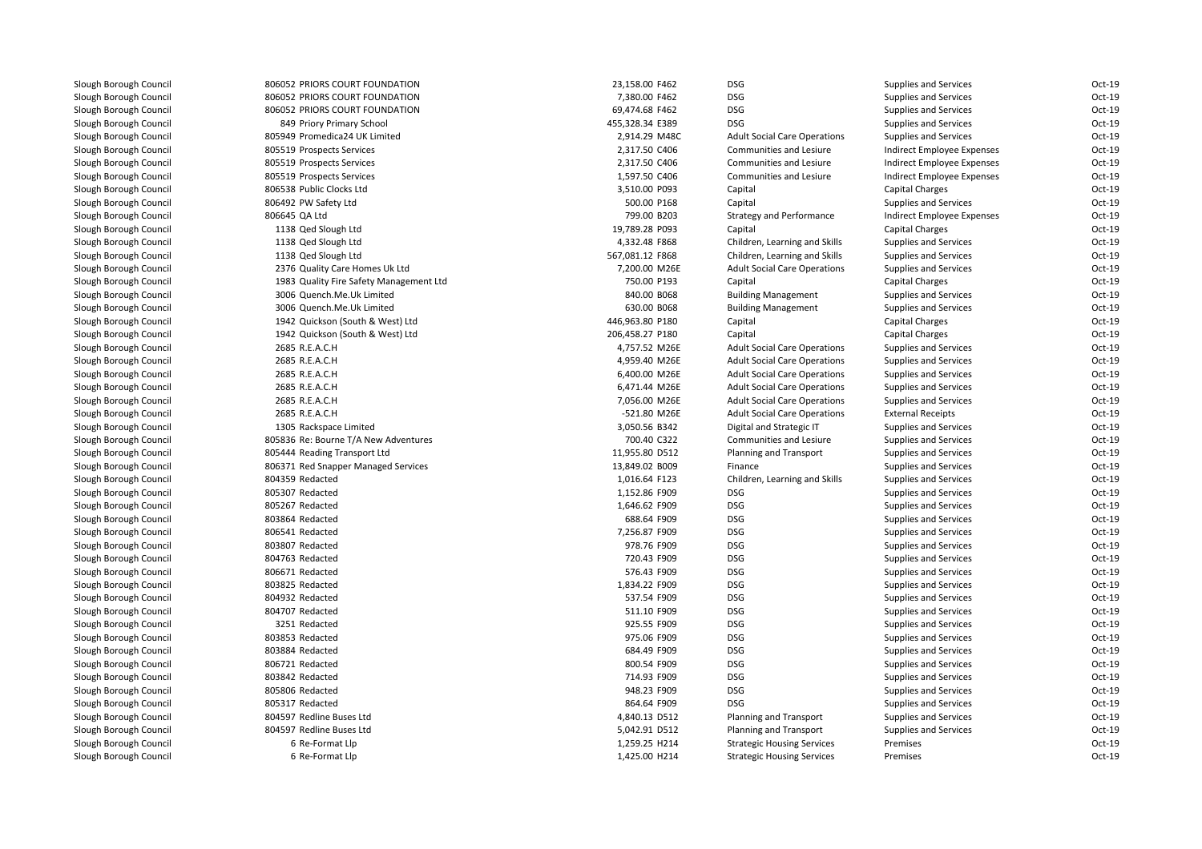| | | | | | | | |
|---|---|---|---|---|---|---|---|
| Slough Borough Council | 806052 PRIORS COURT FOUNDATION | 23,158.00 | F462 | DSG | Supplies and Services | Oct-19 |
| Slough Borough Council | 806052 PRIORS COURT FOUNDATION | 7,380.00 | F462 | DSG | Supplies and Services | Oct-19 |
| Slough Borough Council | 806052 PRIORS COURT FOUNDATION | 69,474.68 | F462 | DSG | Supplies and Services | Oct-19 |
| Slough Borough Council | 849 Priory Primary School | 455,328.34 | E389 | DSG | Supplies and Services | Oct-19 |
| Slough Borough Council | 805949 Promedica24 UK Limited | 2,914.29 | M48C | Adult Social Care Operations | Supplies and Services | Oct-19 |
| Slough Borough Council | 805519 Prospects Services | 2,317.50 | C406 | Communities and Lesiure | Indirect Employee Expenses | Oct-19 |
| Slough Borough Council | 805519 Prospects Services | 2,317.50 | C406 | Communities and Lesiure | Indirect Employee Expenses | Oct-19 |
| Slough Borough Council | 805519 Prospects Services | 1,597.50 | C406 | Communities and Lesiure | Indirect Employee Expenses | Oct-19 |
| Slough Borough Council | 806538 Public Clocks Ltd | 3,510.00 | P093 | Capital | Capital Charges | Oct-19 |
| Slough Borough Council | 806492 PW Safety Ltd | 500.00 | P168 | Capital | Supplies and Services | Oct-19 |
| Slough Borough Council | 806645 QA Ltd | 799.00 | B203 | Strategy and Performance | Indirect Employee Expenses | Oct-19 |
| Slough Borough Council | 1138 Qed Slough Ltd | 19,789.28 | P093 | Capital | Capital Charges | Oct-19 |
| Slough Borough Council | 1138 Qed Slough Ltd | 4,332.48 | F868 | Children, Learning and Skills | Supplies and Services | Oct-19 |
| Slough Borough Council | 1138 Qed Slough Ltd | 567,081.12 | F868 | Children, Learning and Skills | Supplies and Services | Oct-19 |
| Slough Borough Council | 2376 Quality Care Homes Uk Ltd | 7,200.00 | M26E | Adult Social Care Operations | Supplies and Services | Oct-19 |
| Slough Borough Council | 1983 Quality Fire Safety Management Ltd | 750.00 | P193 | Capital | Capital Charges | Oct-19 |
| Slough Borough Council | 3006 Quench.Me.Uk Limited | 840.00 | B068 | Building Management | Supplies and Services | Oct-19 |
| Slough Borough Council | 3006 Quench.Me.Uk Limited | 630.00 | B068 | Building Management | Supplies and Services | Oct-19 |
| Slough Borough Council | 1942 Quickson (South & West) Ltd | 446,963.80 | P180 | Capital | Capital Charges | Oct-19 |
| Slough Borough Council | 1942 Quickson (South & West) Ltd | 206,458.27 | P180 | Capital | Capital Charges | Oct-19 |
| Slough Borough Council | 2685 R.E.A.C.H | 4,757.52 | M26E | Adult Social Care Operations | Supplies and Services | Oct-19 |
| Slough Borough Council | 2685 R.E.A.C.H | 4,959.40 | M26E | Adult Social Care Operations | Supplies and Services | Oct-19 |
| Slough Borough Council | 2685 R.E.A.C.H | 6,400.00 | M26E | Adult Social Care Operations | Supplies and Services | Oct-19 |
| Slough Borough Council | 2685 R.E.A.C.H | 6,471.44 | M26E | Adult Social Care Operations | Supplies and Services | Oct-19 |
| Slough Borough Council | 2685 R.E.A.C.H | 7,056.00 | M26E | Adult Social Care Operations | Supplies and Services | Oct-19 |
| Slough Borough Council | 2685 R.E.A.C.H | -521.80 | M26E | Adult Social Care Operations | External Receipts | Oct-19 |
| Slough Borough Council | 1305 Rackspace Limited | 3,050.56 | B342 | Digital and Strategic IT | Supplies and Services | Oct-19 |
| Slough Borough Council | 805836 Re: Bourne T/A New Adventures | 700.40 | C322 | Communities and Lesiure | Supplies and Services | Oct-19 |
| Slough Borough Council | 805444 Reading Transport Ltd | 11,955.80 | D512 | Planning and Transport | Supplies and Services | Oct-19 |
| Slough Borough Council | 806371 Red Snapper Managed Services | 13,849.02 | B009 | Finance | Supplies and Services | Oct-19 |
| Slough Borough Council | 804359 Redacted | 1,016.64 | F123 | Children, Learning and Skills | Supplies and Services | Oct-19 |
| Slough Borough Council | 805307 Redacted | 1,152.86 | F909 | DSG | Supplies and Services | Oct-19 |
| Slough Borough Council | 805267 Redacted | 1,646.62 | F909 | DSG | Supplies and Services | Oct-19 |
| Slough Borough Council | 803864 Redacted | 688.64 | F909 | DSG | Supplies and Services | Oct-19 |
| Slough Borough Council | 806541 Redacted | 7,256.87 | F909 | DSG | Supplies and Services | Oct-19 |
| Slough Borough Council | 803807 Redacted | 978.76 | F909 | DSG | Supplies and Services | Oct-19 |
| Slough Borough Council | 804763 Redacted | 720.43 | F909 | DSG | Supplies and Services | Oct-19 |
| Slough Borough Council | 806671 Redacted | 576.43 | F909 | DSG | Supplies and Services | Oct-19 |
| Slough Borough Council | 803825 Redacted | 1,834.22 | F909 | DSG | Supplies and Services | Oct-19 |
| Slough Borough Council | 804932 Redacted | 537.54 | F909 | DSG | Supplies and Services | Oct-19 |
| Slough Borough Council | 804707 Redacted | 511.10 | F909 | DSG | Supplies and Services | Oct-19 |
| Slough Borough Council | 3251 Redacted | 925.55 | F909 | DSG | Supplies and Services | Oct-19 |
| Slough Borough Council | 803853 Redacted | 975.06 | F909 | DSG | Supplies and Services | Oct-19 |
| Slough Borough Council | 803884 Redacted | 684.49 | F909 | DSG | Supplies and Services | Oct-19 |
| Slough Borough Council | 806721 Redacted | 800.54 | F909 | DSG | Supplies and Services | Oct-19 |
| Slough Borough Council | 803842 Redacted | 714.93 | F909 | DSG | Supplies and Services | Oct-19 |
| Slough Borough Council | 805806 Redacted | 948.23 | F909 | DSG | Supplies and Services | Oct-19 |
| Slough Borough Council | 805317 Redacted | 864.64 | F909 | DSG | Supplies and Services | Oct-19 |
| Slough Borough Council | 804597 Redline Buses Ltd | 4,840.13 | D512 | Planning and Transport | Supplies and Services | Oct-19 |
| Slough Borough Council | 804597 Redline Buses Ltd | 5,042.91 | D512 | Planning and Transport | Supplies and Services | Oct-19 |
| Slough Borough Council | 6 Re-Format Llp | 1,259.25 | H214 | Strategic Housing Services | Premises | Oct-19 |
| Slough Borough Council | 6 Re-Format Llp | 1,425.00 | H214 | Strategic Housing Services | Premises | Oct-19 |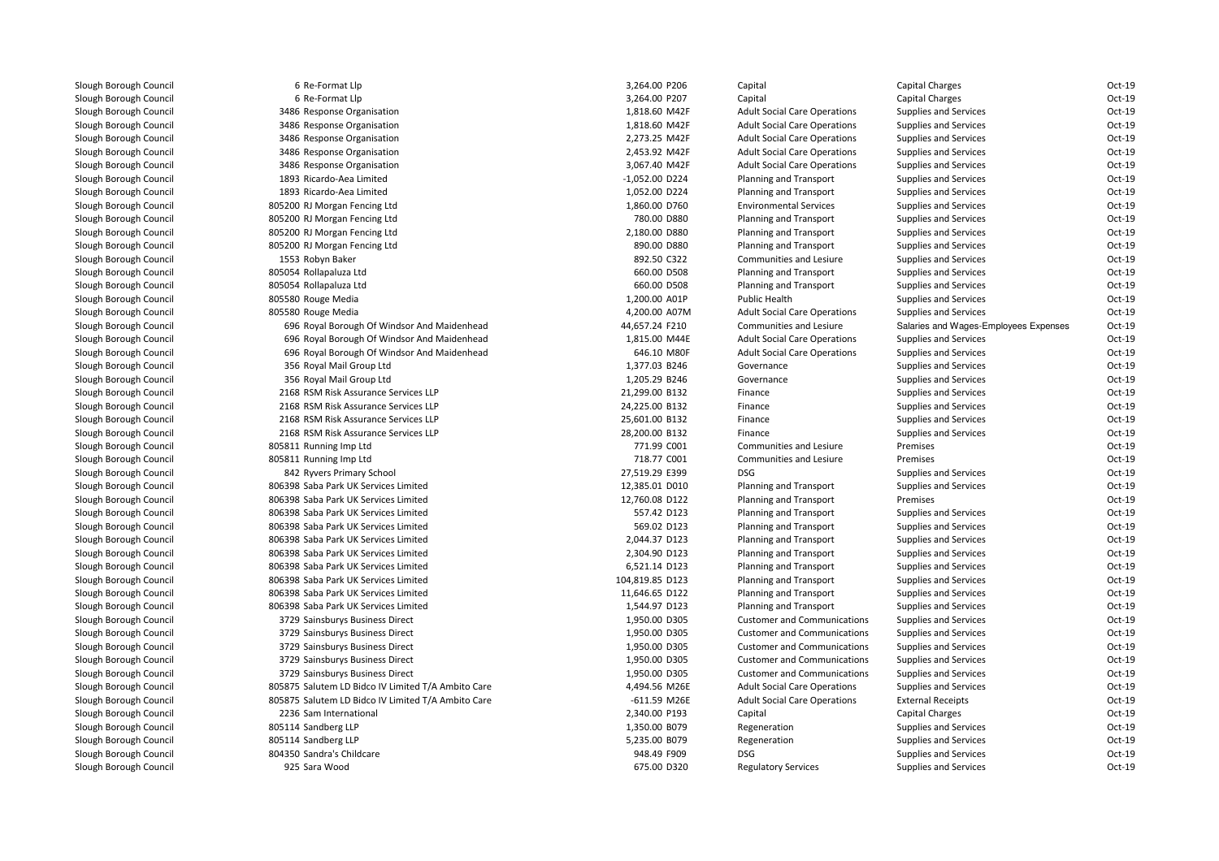| | | | | | | | |
|---|---|---|---|---|---|---|---|
| Slough Borough Council | 6 Re-Format Llp | 3,264.00 | P206 | Capital | Capital Charges | Oct-19 |
| Slough Borough Council | 6 Re-Format Llp | 3,264.00 | P207 | Capital | Capital Charges | Oct-19 |
| Slough Borough Council | 3486 Response Organisation | 1,818.60 | M42F | Adult Social Care Operations | Supplies and Services | Oct-19 |
| Slough Borough Council | 3486 Response Organisation | 1,818.60 | M42F | Adult Social Care Operations | Supplies and Services | Oct-19 |
| Slough Borough Council | 3486 Response Organisation | 2,273.25 | M42F | Adult Social Care Operations | Supplies and Services | Oct-19 |
| Slough Borough Council | 3486 Response Organisation | 2,453.92 | M42F | Adult Social Care Operations | Supplies and Services | Oct-19 |
| Slough Borough Council | 3486 Response Organisation | 3,067.40 | M42F | Adult Social Care Operations | Supplies and Services | Oct-19 |
| Slough Borough Council | 1893 Ricardo-Aea Limited | -1,052.00 | D224 | Planning and Transport | Supplies and Services | Oct-19 |
| Slough Borough Council | 1893 Ricardo-Aea Limited | 1,052.00 | D224 | Planning and Transport | Supplies and Services | Oct-19 |
| Slough Borough Council | 805200 RJ Morgan Fencing Ltd | 1,860.00 | D760 | Environmental Services | Supplies and Services | Oct-19 |
| Slough Borough Council | 805200 RJ Morgan Fencing Ltd | 780.00 | D880 | Planning and Transport | Supplies and Services | Oct-19 |
| Slough Borough Council | 805200 RJ Morgan Fencing Ltd | 2,180.00 | D880 | Planning and Transport | Supplies and Services | Oct-19 |
| Slough Borough Council | 805200 RJ Morgan Fencing Ltd | 890.00 | D880 | Planning and Transport | Supplies and Services | Oct-19 |
| Slough Borough Council | 1553 Robyn Baker | 892.50 | C322 | Communities and Lesiure | Supplies and Services | Oct-19 |
| Slough Borough Council | 805054 Rollapaluza Ltd | 660.00 | D508 | Planning and Transport | Supplies and Services | Oct-19 |
| Slough Borough Council | 805054 Rollapaluza Ltd | 660.00 | D508 | Planning and Transport | Supplies and Services | Oct-19 |
| Slough Borough Council | 805580 Rouge Media | 1,200.00 | A01P | Public Health | Supplies and Services | Oct-19 |
| Slough Borough Council | 805580 Rouge Media | 4,200.00 | A07M | Adult Social Care Operations | Supplies and Services | Oct-19 |
| Slough Borough Council | 696 Royal Borough Of Windsor And Maidenhead | 44,657.24 | F210 | Communities and Lesiure | Salaries and Wages-Employees Expenses | Oct-19 |
| Slough Borough Council | 696 Royal Borough Of Windsor And Maidenhead | 1,815.00 | M44E | Adult Social Care Operations | Supplies and Services | Oct-19 |
| Slough Borough Council | 696 Royal Borough Of Windsor And Maidenhead | 646.10 | M80F | Adult Social Care Operations | Supplies and Services | Oct-19 |
| Slough Borough Council | 356 Royal Mail Group Ltd | 1,377.03 | B246 | Governance | Supplies and Services | Oct-19 |
| Slough Borough Council | 356 Royal Mail Group Ltd | 1,205.29 | B246 | Governance | Supplies and Services | Oct-19 |
| Slough Borough Council | 2168 RSM Risk Assurance Services LLP | 21,299.00 | B132 | Finance | Supplies and Services | Oct-19 |
| Slough Borough Council | 2168 RSM Risk Assurance Services LLP | 24,225.00 | B132 | Finance | Supplies and Services | Oct-19 |
| Slough Borough Council | 2168 RSM Risk Assurance Services LLP | 25,601.00 | B132 | Finance | Supplies and Services | Oct-19 |
| Slough Borough Council | 2168 RSM Risk Assurance Services LLP | 28,200.00 | B132 | Finance | Supplies and Services | Oct-19 |
| Slough Borough Council | 805811 Running Imp Ltd | 771.99 | C001 | Communities and Lesiure | Premises | Oct-19 |
| Slough Borough Council | 805811 Running Imp Ltd | 718.77 | C001 | Communities and Lesiure | Premises | Oct-19 |
| Slough Borough Council | 842 Ryvers Primary School | 27,519.29 | E399 | DSG | Supplies and Services | Oct-19 |
| Slough Borough Council | 806398 Saba Park UK Services Limited | 12,385.01 | D010 | Planning and Transport | Supplies and Services | Oct-19 |
| Slough Borough Council | 806398 Saba Park UK Services Limited | 12,760.08 | D122 | Planning and Transport | Premises | Oct-19 |
| Slough Borough Council | 806398 Saba Park UK Services Limited | 557.42 | D123 | Planning and Transport | Supplies and Services | Oct-19 |
| Slough Borough Council | 806398 Saba Park UK Services Limited | 569.02 | D123 | Planning and Transport | Supplies and Services | Oct-19 |
| Slough Borough Council | 806398 Saba Park UK Services Limited | 2,044.37 | D123 | Planning and Transport | Supplies and Services | Oct-19 |
| Slough Borough Council | 806398 Saba Park UK Services Limited | 2,304.90 | D123 | Planning and Transport | Supplies and Services | Oct-19 |
| Slough Borough Council | 806398 Saba Park UK Services Limited | 6,521.14 | D123 | Planning and Transport | Supplies and Services | Oct-19 |
| Slough Borough Council | 806398 Saba Park UK Services Limited | 104,819.85 | D123 | Planning and Transport | Supplies and Services | Oct-19 |
| Slough Borough Council | 806398 Saba Park UK Services Limited | 11,646.65 | D122 | Planning and Transport | Supplies and Services | Oct-19 |
| Slough Borough Council | 806398 Saba Park UK Services Limited | 1,544.97 | D123 | Planning and Transport | Supplies and Services | Oct-19 |
| Slough Borough Council | 3729 Sainsburys Business Direct | 1,950.00 | D305 | Customer and Communications | Supplies and Services | Oct-19 |
| Slough Borough Council | 3729 Sainsburys Business Direct | 1,950.00 | D305 | Customer and Communications | Supplies and Services | Oct-19 |
| Slough Borough Council | 3729 Sainsburys Business Direct | 1,950.00 | D305 | Customer and Communications | Supplies and Services | Oct-19 |
| Slough Borough Council | 3729 Sainsburys Business Direct | 1,950.00 | D305 | Customer and Communications | Supplies and Services | Oct-19 |
| Slough Borough Council | 3729 Sainsburys Business Direct | 1,950.00 | D305 | Customer and Communications | Supplies and Services | Oct-19 |
| Slough Borough Council | 805875 Salutem LD Bidco IV Limited T/A Ambito Care | 4,494.56 | M26E | Adult Social Care Operations | Supplies and Services | Oct-19 |
| Slough Borough Council | 805875 Salutem LD Bidco IV Limited T/A Ambito Care | -611.59 | M26E | Adult Social Care Operations | External Receipts | Oct-19 |
| Slough Borough Council | 2236 Sam International | 2,340.00 | P193 | Capital | Capital Charges | Oct-19 |
| Slough Borough Council | 805114 Sandberg LLP | 1,350.00 | B079 | Regeneration | Supplies and Services | Oct-19 |
| Slough Borough Council | 805114 Sandberg LLP | 5,235.00 | B079 | Regeneration | Supplies and Services | Oct-19 |
| Slough Borough Council | 804350 Sandra's Childcare | 948.49 | F909 | DSG | Supplies and Services | Oct-19 |
| Slough Borough Council | 925 Sara Wood | 675.00 | D320 | Regulatory Services | Supplies and Services | Oct-19 |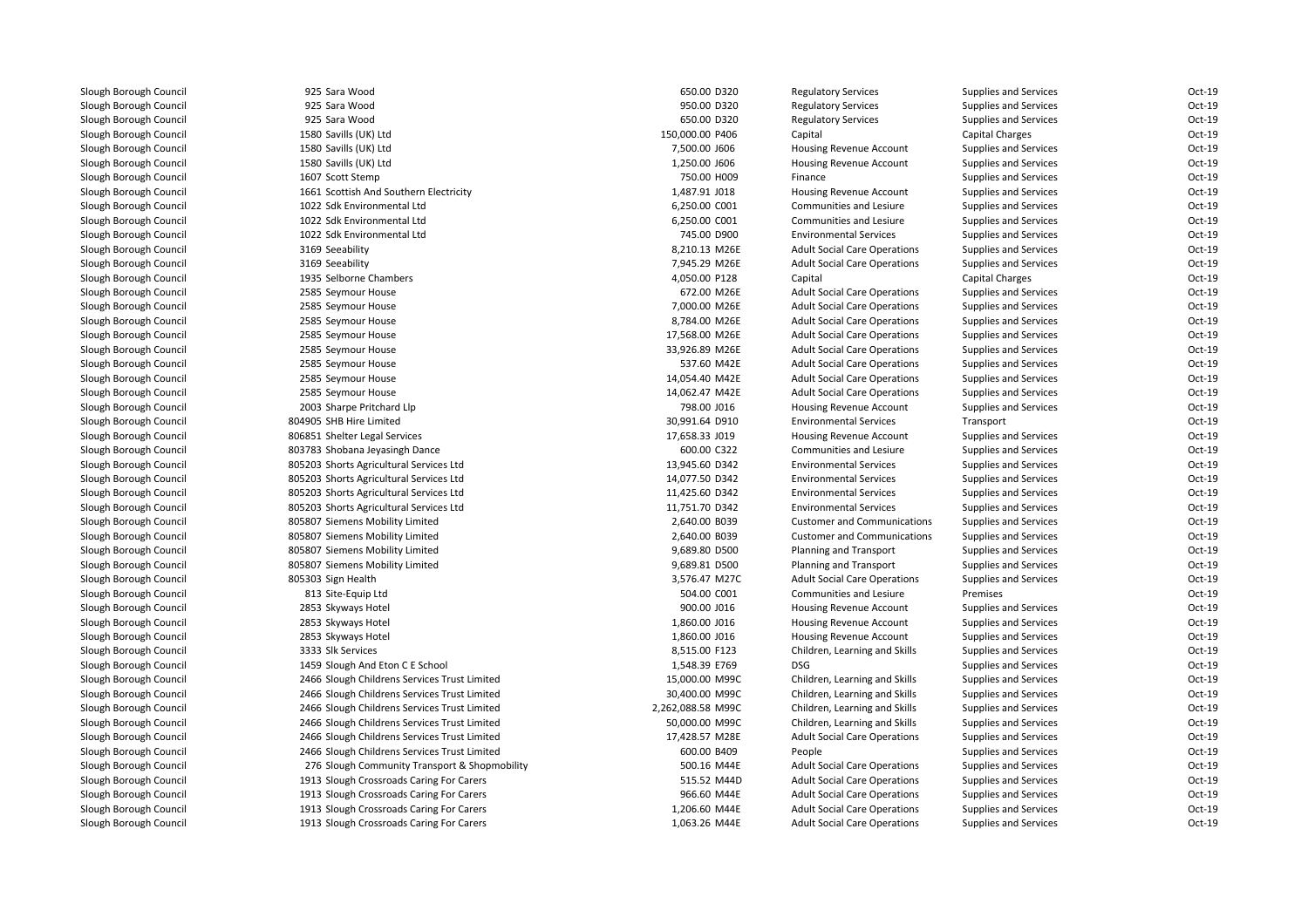| | | | | | | | | |
|---|---|---|---|---|---|---|---|---|
| Slough Borough Council | 925 | Sara Wood | 650.00 | D320 | Regulatory Services | Supplies and Services | Oct-19 |
| Slough Borough Council | 925 | Sara Wood | 950.00 | D320 | Regulatory Services | Supplies and Services | Oct-19 |
| Slough Borough Council | 925 | Sara Wood | 650.00 | D320 | Regulatory Services | Supplies and Services | Oct-19 |
| Slough Borough Council | 1580 | Savills (UK) Ltd | 150,000.00 | P406 | Capital | Capital Charges | Oct-19 |
| Slough Borough Council | 1580 | Savills (UK) Ltd | 7,500.00 | J606 | Housing Revenue Account | Supplies and Services | Oct-19 |
| Slough Borough Council | 1580 | Savills (UK) Ltd | 1,250.00 | J606 | Housing Revenue Account | Supplies and Services | Oct-19 |
| Slough Borough Council | 1607 | Scott Stemp | 750.00 | H009 | Finance | Supplies and Services | Oct-19 |
| Slough Borough Council | 1661 | Scottish And Southern Electricity | 1,487.91 | J018 | Housing Revenue Account | Supplies and Services | Oct-19 |
| Slough Borough Council | 1022 | Sdk Environmental Ltd | 6,250.00 | C001 | Communities and Lesiure | Supplies and Services | Oct-19 |
| Slough Borough Council | 1022 | Sdk Environmental Ltd | 6,250.00 | C001 | Communities and Lesiure | Supplies and Services | Oct-19 |
| Slough Borough Council | 1022 | Sdk Environmental Ltd | 745.00 | D900 | Environmental Services | Supplies and Services | Oct-19 |
| Slough Borough Council | 3169 | Seeability | 8,210.13 | M26E | Adult Social Care Operations | Supplies and Services | Oct-19 |
| Slough Borough Council | 3169 | Seeability | 7,945.29 | M26E | Adult Social Care Operations | Supplies and Services | Oct-19 |
| Slough Borough Council | 1935 | Selborne Chambers | 4,050.00 | P128 | Capital | Capital Charges | Oct-19 |
| Slough Borough Council | 2585 | Seymour House | 672.00 | M26E | Adult Social Care Operations | Supplies and Services | Oct-19 |
| Slough Borough Council | 2585 | Seymour House | 7,000.00 | M26E | Adult Social Care Operations | Supplies and Services | Oct-19 |
| Slough Borough Council | 2585 | Seymour House | 8,784.00 | M26E | Adult Social Care Operations | Supplies and Services | Oct-19 |
| Slough Borough Council | 2585 | Seymour House | 17,568.00 | M26E | Adult Social Care Operations | Supplies and Services | Oct-19 |
| Slough Borough Council | 2585 | Seymour House | 33,926.89 | M26E | Adult Social Care Operations | Supplies and Services | Oct-19 |
| Slough Borough Council | 2585 | Seymour House | 537.60 | M42E | Adult Social Care Operations | Supplies and Services | Oct-19 |
| Slough Borough Council | 2585 | Seymour House | 14,054.40 | M42E | Adult Social Care Operations | Supplies and Services | Oct-19 |
| Slough Borough Council | 2585 | Seymour House | 14,062.47 | M42E | Adult Social Care Operations | Supplies and Services | Oct-19 |
| Slough Borough Council | 2003 | Sharpe Pritchard Llp | 798.00 | J016 | Housing Revenue Account | Supplies and Services | Oct-19 |
| Slough Borough Council | 804905 | SHB Hire Limited | 30,991.64 | D910 | Environmental Services | Transport | Oct-19 |
| Slough Borough Council | 806851 | Shelter Legal Services | 17,658.33 | J019 | Housing Revenue Account | Supplies and Services | Oct-19 |
| Slough Borough Council | 803783 | Shobana Jeyasingh Dance | 600.00 | C322 | Communities and Lesiure | Supplies and Services | Oct-19 |
| Slough Borough Council | 805203 | Shorts Agricultural Services Ltd | 13,945.60 | D342 | Environmental Services | Supplies and Services | Oct-19 |
| Slough Borough Council | 805203 | Shorts Agricultural Services Ltd | 14,077.50 | D342 | Environmental Services | Supplies and Services | Oct-19 |
| Slough Borough Council | 805203 | Shorts Agricultural Services Ltd | 11,425.60 | D342 | Environmental Services | Supplies and Services | Oct-19 |
| Slough Borough Council | 805203 | Shorts Agricultural Services Ltd | 11,751.70 | D342 | Environmental Services | Supplies and Services | Oct-19 |
| Slough Borough Council | 805807 | Siemens Mobility Limited | 2,640.00 | B039 | Customer and Communications | Supplies and Services | Oct-19 |
| Slough Borough Council | 805807 | Siemens Mobility Limited | 2,640.00 | B039 | Customer and Communications | Supplies and Services | Oct-19 |
| Slough Borough Council | 805807 | Siemens Mobility Limited | 9,689.80 | D500 | Planning and Transport | Supplies and Services | Oct-19 |
| Slough Borough Council | 805807 | Siemens Mobility Limited | 9,689.81 | D500 | Planning and Transport | Supplies and Services | Oct-19 |
| Slough Borough Council | 805303 | Sign Health | 3,576.47 | M27C | Adult Social Care Operations | Supplies and Services | Oct-19 |
| Slough Borough Council | 813 | Site-Equip Ltd | 504.00 | C001 | Communities and Lesiure | Premises | Oct-19 |
| Slough Borough Council | 2853 | Skyways Hotel | 900.00 | J016 | Housing Revenue Account | Supplies and Services | Oct-19 |
| Slough Borough Council | 2853 | Skyways Hotel | 1,860.00 | J016 | Housing Revenue Account | Supplies and Services | Oct-19 |
| Slough Borough Council | 2853 | Skyways Hotel | 1,860.00 | J016 | Housing Revenue Account | Supplies and Services | Oct-19 |
| Slough Borough Council | 3333 | Slk Services | 8,515.00 | F123 | Children, Learning and Skills | Supplies and Services | Oct-19 |
| Slough Borough Council | 1459 | Slough And Eton C E School | 1,548.39 | E769 | DSG | Supplies and Services | Oct-19 |
| Slough Borough Council | 2466 | Slough Childrens Services Trust Limited | 15,000.00 | M99C | Children, Learning and Skills | Supplies and Services | Oct-19 |
| Slough Borough Council | 2466 | Slough Childrens Services Trust Limited | 30,400.00 | M99C | Children, Learning and Skills | Supplies and Services | Oct-19 |
| Slough Borough Council | 2466 | Slough Childrens Services Trust Limited | 2,262,088.58 | M99C | Children, Learning and Skills | Supplies and Services | Oct-19 |
| Slough Borough Council | 2466 | Slough Childrens Services Trust Limited | 50,000.00 | M99C | Children, Learning and Skills | Supplies and Services | Oct-19 |
| Slough Borough Council | 2466 | Slough Childrens Services Trust Limited | 17,428.57 | M28E | Adult Social Care Operations | Supplies and Services | Oct-19 |
| Slough Borough Council | 2466 | Slough Childrens Services Trust Limited | 600.00 | B409 | People | Supplies and Services | Oct-19 |
| Slough Borough Council | 276 | Slough Community Transport & Shopmobility | 500.16 | M44E | Adult Social Care Operations | Supplies and Services | Oct-19 |
| Slough Borough Council | 1913 | Slough Crossroads Caring For Carers | 515.52 | M44D | Adult Social Care Operations | Supplies and Services | Oct-19 |
| Slough Borough Council | 1913 | Slough Crossroads Caring For Carers | 966.60 | M44E | Adult Social Care Operations | Supplies and Services | Oct-19 |
| Slough Borough Council | 1913 | Slough Crossroads Caring For Carers | 1,206.60 | M44E | Adult Social Care Operations | Supplies and Services | Oct-19 |
| Slough Borough Council | 1913 | Slough Crossroads Caring For Carers | 1,063.26 | M44E | Adult Social Care Operations | Supplies and Services | Oct-19 |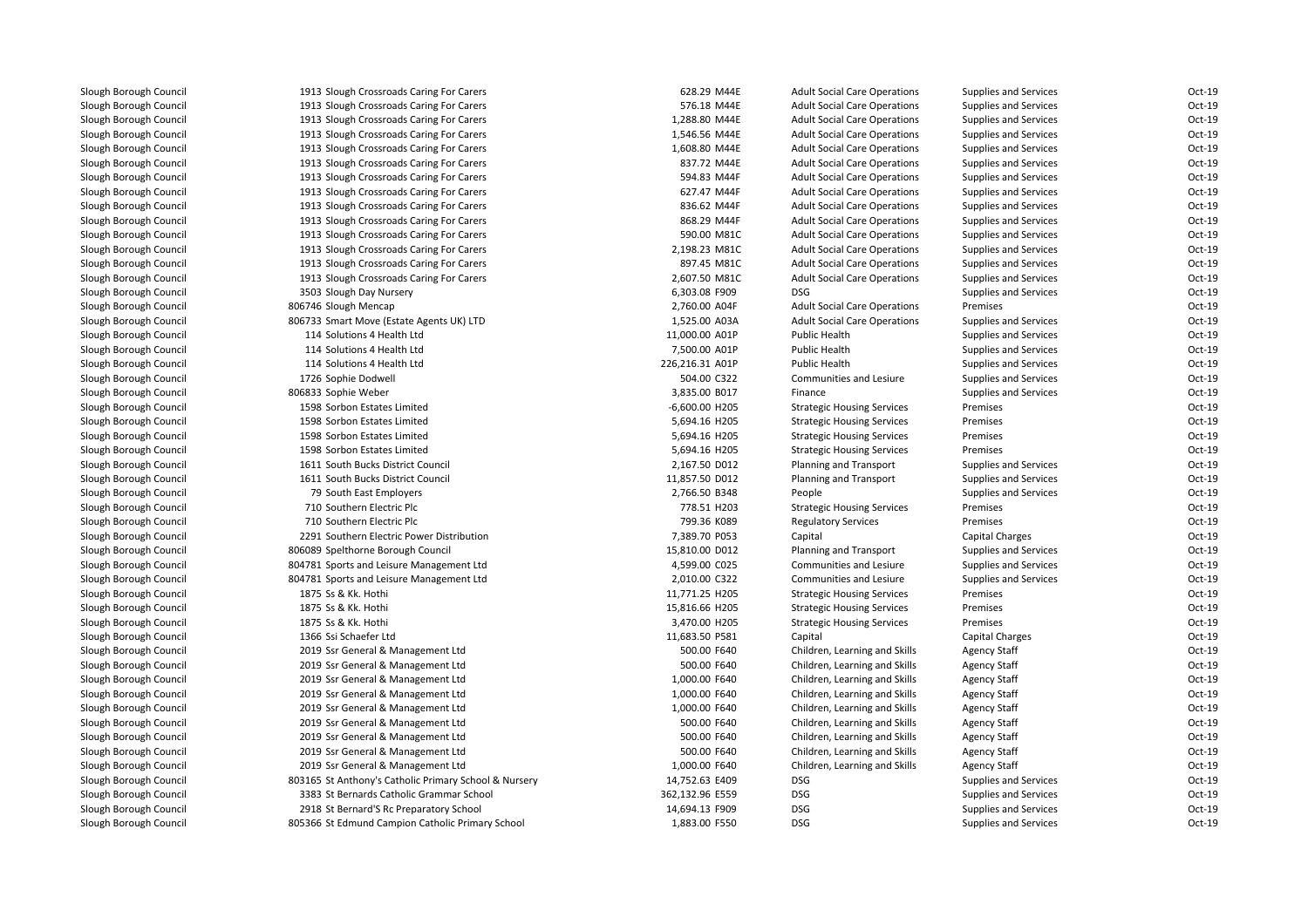| | | | | | | | |
|---|---|---|---|---|---|---|---|
| Slough Borough Council | 1913 | Slough Crossroads Caring For Carers | 628.29 | M44E | Adult Social Care Operations | Supplies and Services | Oct-19 |
| Slough Borough Council | 1913 | Slough Crossroads Caring For Carers | 576.18 | M44E | Adult Social Care Operations | Supplies and Services | Oct-19 |
| Slough Borough Council | 1913 | Slough Crossroads Caring For Carers | 1,288.80 | M44E | Adult Social Care Operations | Supplies and Services | Oct-19 |
| Slough Borough Council | 1913 | Slough Crossroads Caring For Carers | 1,546.56 | M44E | Adult Social Care Operations | Supplies and Services | Oct-19 |
| Slough Borough Council | 1913 | Slough Crossroads Caring For Carers | 1,608.80 | M44E | Adult Social Care Operations | Supplies and Services | Oct-19 |
| Slough Borough Council | 1913 | Slough Crossroads Caring For Carers | 837.72 | M44E | Adult Social Care Operations | Supplies and Services | Oct-19 |
| Slough Borough Council | 1913 | Slough Crossroads Caring For Carers | 594.83 | M44F | Adult Social Care Operations | Supplies and Services | Oct-19 |
| Slough Borough Council | 1913 | Slough Crossroads Caring For Carers | 627.47 | M44F | Adult Social Care Operations | Supplies and Services | Oct-19 |
| Slough Borough Council | 1913 | Slough Crossroads Caring For Carers | 836.62 | M44F | Adult Social Care Operations | Supplies and Services | Oct-19 |
| Slough Borough Council | 1913 | Slough Crossroads Caring For Carers | 868.29 | M44F | Adult Social Care Operations | Supplies and Services | Oct-19 |
| Slough Borough Council | 1913 | Slough Crossroads Caring For Carers | 590.00 | M81C | Adult Social Care Operations | Supplies and Services | Oct-19 |
| Slough Borough Council | 1913 | Slough Crossroads Caring For Carers | 2,198.23 | M81C | Adult Social Care Operations | Supplies and Services | Oct-19 |
| Slough Borough Council | 1913 | Slough Crossroads Caring For Carers | 897.45 | M81C | Adult Social Care Operations | Supplies and Services | Oct-19 |
| Slough Borough Council | 1913 | Slough Crossroads Caring For Carers | 2,607.50 | M81C | Adult Social Care Operations | Supplies and Services | Oct-19 |
| Slough Borough Council | 3503 | Slough Day Nursery | 6,303.08 | F909 | DSG | Supplies and Services | Oct-19 |
| Slough Borough Council | 806746 | Slough Mencap | 2,760.00 | A04F | Adult Social Care Operations | Premises | Oct-19 |
| Slough Borough Council | 806733 | Smart Move (Estate Agents UK) LTD | 1,525.00 | A03A | Adult Social Care Operations | Supplies and Services | Oct-19 |
| Slough Borough Council | 114 | Solutions 4 Health Ltd | 11,000.00 | A01P | Public Health | Supplies and Services | Oct-19 |
| Slough Borough Council | 114 | Solutions 4 Health Ltd | 7,500.00 | A01P | Public Health | Supplies and Services | Oct-19 |
| Slough Borough Council | 114 | Solutions 4 Health Ltd | 226,216.31 | A01P | Public Health | Supplies and Services | Oct-19 |
| Slough Borough Council | 1726 | Sophie Dodwell | 504.00 | C322 | Communities and Lesiure | Supplies and Services | Oct-19 |
| Slough Borough Council | 806833 | Sophie Weber | 3,835.00 | B017 | Finance | Supplies and Services | Oct-19 |
| Slough Borough Council | 1598 | Sorbon Estates Limited | -6,600.00 | H205 | Strategic Housing Services | Premises | Oct-19 |
| Slough Borough Council | 1598 | Sorbon Estates Limited | 5,694.16 | H205 | Strategic Housing Services | Premises | Oct-19 |
| Slough Borough Council | 1598 | Sorbon Estates Limited | 5,694.16 | H205 | Strategic Housing Services | Premises | Oct-19 |
| Slough Borough Council | 1598 | Sorbon Estates Limited | 5,694.16 | H205 | Strategic Housing Services | Premises | Oct-19 |
| Slough Borough Council | 1611 | South Bucks District Council | 2,167.50 | D012 | Planning and Transport | Supplies and Services | Oct-19 |
| Slough Borough Council | 1611 | South Bucks District Council | 11,857.50 | D012 | Planning and Transport | Supplies and Services | Oct-19 |
| Slough Borough Council | 79 | South East Employers | 2,766.50 | B348 | People | Supplies and Services | Oct-19 |
| Slough Borough Council | 710 | Southern Electric Plc | 778.51 | H203 | Strategic Housing Services | Premises | Oct-19 |
| Slough Borough Council | 710 | Southern Electric Plc | 799.36 | K089 | Regulatory Services | Premises | Oct-19 |
| Slough Borough Council | 2291 | Southern Electric Power Distribution | 7,389.70 | P053 | Capital | Capital Charges | Oct-19 |
| Slough Borough Council | 806089 | Spelthorne Borough Council | 15,810.00 | D012 | Planning and Transport | Supplies and Services | Oct-19 |
| Slough Borough Council | 804781 | Sports and Leisure Management Ltd | 4,599.00 | C025 | Communities and Lesiure | Supplies and Services | Oct-19 |
| Slough Borough Council | 804781 | Sports and Leisure Management Ltd | 2,010.00 | C322 | Communities and Lesiure | Supplies and Services | Oct-19 |
| Slough Borough Council | 1875 | Ss & Kk. Hothi | 11,771.25 | H205 | Strategic Housing Services | Premises | Oct-19 |
| Slough Borough Council | 1875 | Ss & Kk. Hothi | 15,816.66 | H205 | Strategic Housing Services | Premises | Oct-19 |
| Slough Borough Council | 1875 | Ss & Kk. Hothi | 3,470.00 | H205 | Strategic Housing Services | Premises | Oct-19 |
| Slough Borough Council | 1366 | Ssi Schaefer Ltd | 11,683.50 | P581 | Capital | Capital Charges | Oct-19 |
| Slough Borough Council | 2019 | Ssr General & Management Ltd | 500.00 | F640 | Children, Learning and Skills | Agency Staff | Oct-19 |
| Slough Borough Council | 2019 | Ssr General & Management Ltd | 500.00 | F640 | Children, Learning and Skills | Agency Staff | Oct-19 |
| Slough Borough Council | 2019 | Ssr General & Management Ltd | 1,000.00 | F640 | Children, Learning and Skills | Agency Staff | Oct-19 |
| Slough Borough Council | 2019 | Ssr General & Management Ltd | 1,000.00 | F640 | Children, Learning and Skills | Agency Staff | Oct-19 |
| Slough Borough Council | 2019 | Ssr General & Management Ltd | 1,000.00 | F640 | Children, Learning and Skills | Agency Staff | Oct-19 |
| Slough Borough Council | 2019 | Ssr General & Management Ltd | 500.00 | F640 | Children, Learning and Skills | Agency Staff | Oct-19 |
| Slough Borough Council | 2019 | Ssr General & Management Ltd | 500.00 | F640 | Children, Learning and Skills | Agency Staff | Oct-19 |
| Slough Borough Council | 2019 | Ssr General & Management Ltd | 500.00 | F640 | Children, Learning and Skills | Agency Staff | Oct-19 |
| Slough Borough Council | 2019 | Ssr General & Management Ltd | 1,000.00 | F640 | Children, Learning and Skills | Agency Staff | Oct-19 |
| Slough Borough Council | 803165 | St Anthony's Catholic Primary School & Nursery | 14,752.63 | E409 | DSG | Supplies and Services | Oct-19 |
| Slough Borough Council | 3383 | St Bernards Catholic Grammar School | 362,132.96 | E559 | DSG | Supplies and Services | Oct-19 |
| Slough Borough Council | 2918 | St Bernard'S Rc Preparatory School | 14,694.13 | F909 | DSG | Supplies and Services | Oct-19 |
| Slough Borough Council | 805366 | St Edmund Campion Catholic Primary School | 1,883.00 | F550 | DSG | Supplies and Services | Oct-19 |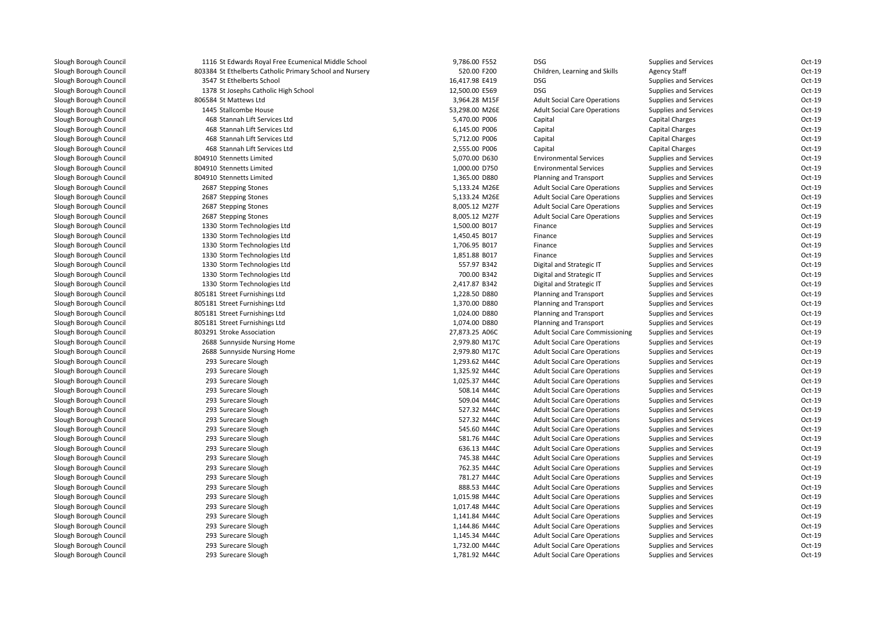| | | | | | | |
|---|---|---|---|---|---|---|
| Slough Borough Council | 1116 St Edwards Royal Free Ecumenical Middle School | 9,786.00 F552 | DSG | Supplies and Services | Oct-19 |
| Slough Borough Council | 803384 St Ethelberts Catholic Primary School and Nursery | 520.00 F200 | Children, Learning and Skills | Agency Staff | Oct-19 |
| Slough Borough Council | 3547 St Ethelberts School | 16,417.98 E419 | DSG | Supplies and Services | Oct-19 |
| Slough Borough Council | 1378 St Josephs Catholic High School | 12,500.00 E569 | DSG | Supplies and Services | Oct-19 |
| Slough Borough Council | 806584 St Mattews Ltd | 3,964.28 M15F | Adult Social Care Operations | Supplies and Services | Oct-19 |
| Slough Borough Council | 1445 Stallcombe House | 53,298.00 M26E | Adult Social Care Operations | Supplies and Services | Oct-19 |
| Slough Borough Council | 468 Stannah Lift Services Ltd | 5,470.00 P006 | Capital | Capital Charges | Oct-19 |
| Slough Borough Council | 468 Stannah Lift Services Ltd | 6,145.00 P006 | Capital | Capital Charges | Oct-19 |
| Slough Borough Council | 468 Stannah Lift Services Ltd | 5,712.00 P006 | Capital | Capital Charges | Oct-19 |
| Slough Borough Council | 468 Stannah Lift Services Ltd | 2,555.00 P006 | Capital | Capital Charges | Oct-19 |
| Slough Borough Council | 804910 Stennetts Limited | 5,070.00 D630 | Environmental Services | Supplies and Services | Oct-19 |
| Slough Borough Council | 804910 Stennetts Limited | 1,000.00 D750 | Environmental Services | Supplies and Services | Oct-19 |
| Slough Borough Council | 804910 Stennetts Limited | 1,365.00 D880 | Planning and Transport | Supplies and Services | Oct-19 |
| Slough Borough Council | 2687 Stepping Stones | 5,133.24 M26E | Adult Social Care Operations | Supplies and Services | Oct-19 |
| Slough Borough Council | 2687 Stepping Stones | 5,133.24 M26E | Adult Social Care Operations | Supplies and Services | Oct-19 |
| Slough Borough Council | 2687 Stepping Stones | 8,005.12 M27F | Adult Social Care Operations | Supplies and Services | Oct-19 |
| Slough Borough Council | 2687 Stepping Stones | 8,005.12 M27F | Adult Social Care Operations | Supplies and Services | Oct-19 |
| Slough Borough Council | 1330 Storm Technologies Ltd | 1,500.00 B017 | Finance | Supplies and Services | Oct-19 |
| Slough Borough Council | 1330 Storm Technologies Ltd | 1,450.45 B017 | Finance | Supplies and Services | Oct-19 |
| Slough Borough Council | 1330 Storm Technologies Ltd | 1,706.95 B017 | Finance | Supplies and Services | Oct-19 |
| Slough Borough Council | 1330 Storm Technologies Ltd | 1,851.88 B017 | Finance | Supplies and Services | Oct-19 |
| Slough Borough Council | 1330 Storm Technologies Ltd | 557.97 B342 | Digital and Strategic IT | Supplies and Services | Oct-19 |
| Slough Borough Council | 1330 Storm Technologies Ltd | 700.00 B342 | Digital and Strategic IT | Supplies and Services | Oct-19 |
| Slough Borough Council | 1330 Storm Technologies Ltd | 2,417.87 B342 | Digital and Strategic IT | Supplies and Services | Oct-19 |
| Slough Borough Council | 805181 Street Furnishings Ltd | 1,228.50 D880 | Planning and Transport | Supplies and Services | Oct-19 |
| Slough Borough Council | 805181 Street Furnishings Ltd | 1,370.00 D880 | Planning and Transport | Supplies and Services | Oct-19 |
| Slough Borough Council | 805181 Street Furnishings Ltd | 1,024.00 D880 | Planning and Transport | Supplies and Services | Oct-19 |
| Slough Borough Council | 805181 Street Furnishings Ltd | 1,074.00 D880 | Planning and Transport | Supplies and Services | Oct-19 |
| Slough Borough Council | 803291 Stroke Association | 27,873.25 A06C | Adult Social Care Commissioning | Supplies and Services | Oct-19 |
| Slough Borough Council | 2688 Sunnyside Nursing Home | 2,979.80 M17C | Adult Social Care Operations | Supplies and Services | Oct-19 |
| Slough Borough Council | 2688 Sunnyside Nursing Home | 2,979.80 M17C | Adult Social Care Operations | Supplies and Services | Oct-19 |
| Slough Borough Council | 293 Surecare Slough | 1,293.62 M44C | Adult Social Care Operations | Supplies and Services | Oct-19 |
| Slough Borough Council | 293 Surecare Slough | 1,325.92 M44C | Adult Social Care Operations | Supplies and Services | Oct-19 |
| Slough Borough Council | 293 Surecare Slough | 1,025.37 M44C | Adult Social Care Operations | Supplies and Services | Oct-19 |
| Slough Borough Council | 293 Surecare Slough | 508.14 M44C | Adult Social Care Operations | Supplies and Services | Oct-19 |
| Slough Borough Council | 293 Surecare Slough | 509.04 M44C | Adult Social Care Operations | Supplies and Services | Oct-19 |
| Slough Borough Council | 293 Surecare Slough | 527.32 M44C | Adult Social Care Operations | Supplies and Services | Oct-19 |
| Slough Borough Council | 293 Surecare Slough | 527.32 M44C | Adult Social Care Operations | Supplies and Services | Oct-19 |
| Slough Borough Council | 293 Surecare Slough | 545.60 M44C | Adult Social Care Operations | Supplies and Services | Oct-19 |
| Slough Borough Council | 293 Surecare Slough | 581.76 M44C | Adult Social Care Operations | Supplies and Services | Oct-19 |
| Slough Borough Council | 293 Surecare Slough | 636.13 M44C | Adult Social Care Operations | Supplies and Services | Oct-19 |
| Slough Borough Council | 293 Surecare Slough | 745.38 M44C | Adult Social Care Operations | Supplies and Services | Oct-19 |
| Slough Borough Council | 293 Surecare Slough | 762.35 M44C | Adult Social Care Operations | Supplies and Services | Oct-19 |
| Slough Borough Council | 293 Surecare Slough | 781.27 M44C | Adult Social Care Operations | Supplies and Services | Oct-19 |
| Slough Borough Council | 293 Surecare Slough | 888.53 M44C | Adult Social Care Operations | Supplies and Services | Oct-19 |
| Slough Borough Council | 293 Surecare Slough | 1,015.98 M44C | Adult Social Care Operations | Supplies and Services | Oct-19 |
| Slough Borough Council | 293 Surecare Slough | 1,017.48 M44C | Adult Social Care Operations | Supplies and Services | Oct-19 |
| Slough Borough Council | 293 Surecare Slough | 1,141.84 M44C | Adult Social Care Operations | Supplies and Services | Oct-19 |
| Slough Borough Council | 293 Surecare Slough | 1,144.86 M44C | Adult Social Care Operations | Supplies and Services | Oct-19 |
| Slough Borough Council | 293 Surecare Slough | 1,145.34 M44C | Adult Social Care Operations | Supplies and Services | Oct-19 |
| Slough Borough Council | 293 Surecare Slough | 1,732.00 M44C | Adult Social Care Operations | Supplies and Services | Oct-19 |
| Slough Borough Council | 293 Surecare Slough | 1,781.92 M44C | Adult Social Care Operations | Supplies and Services | Oct-19 |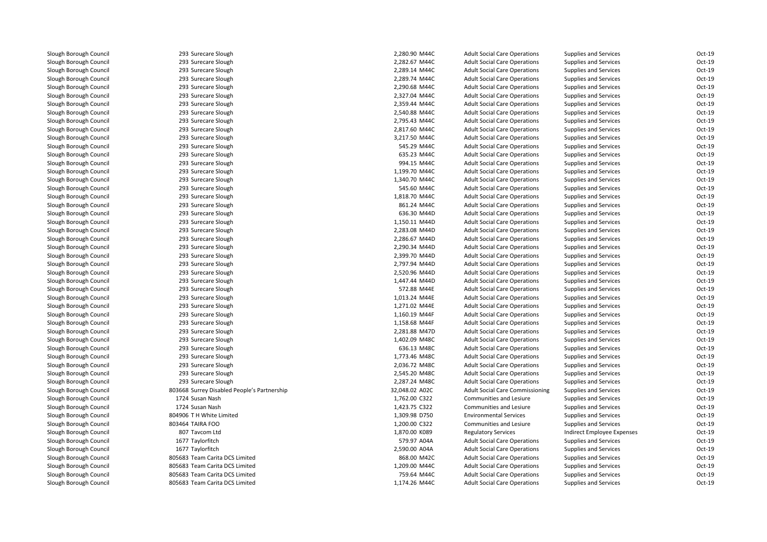| | | | | | | | |
|---|---|---|---|---|---|---|---|
| Slough Borough Council | 293 | Surecare Slough | 2,280.90 | M44C | Adult Social Care Operations | Supplies and Services | Oct-19 |
| Slough Borough Council | 293 | Surecare Slough | 2,282.67 | M44C | Adult Social Care Operations | Supplies and Services | Oct-19 |
| Slough Borough Council | 293 | Surecare Slough | 2,289.14 | M44C | Adult Social Care Operations | Supplies and Services | Oct-19 |
| Slough Borough Council | 293 | Surecare Slough | 2,289.74 | M44C | Adult Social Care Operations | Supplies and Services | Oct-19 |
| Slough Borough Council | 293 | Surecare Slough | 2,290.68 | M44C | Adult Social Care Operations | Supplies and Services | Oct-19 |
| Slough Borough Council | 293 | Surecare Slough | 2,327.04 | M44C | Adult Social Care Operations | Supplies and Services | Oct-19 |
| Slough Borough Council | 293 | Surecare Slough | 2,359.44 | M44C | Adult Social Care Operations | Supplies and Services | Oct-19 |
| Slough Borough Council | 293 | Surecare Slough | 2,540.88 | M44C | Adult Social Care Operations | Supplies and Services | Oct-19 |
| Slough Borough Council | 293 | Surecare Slough | 2,795.43 | M44C | Adult Social Care Operations | Supplies and Services | Oct-19 |
| Slough Borough Council | 293 | Surecare Slough | 2,817.60 | M44C | Adult Social Care Operations | Supplies and Services | Oct-19 |
| Slough Borough Council | 293 | Surecare Slough | 3,217.50 | M44C | Adult Social Care Operations | Supplies and Services | Oct-19 |
| Slough Borough Council | 293 | Surecare Slough | 545.29 | M44C | Adult Social Care Operations | Supplies and Services | Oct-19 |
| Slough Borough Council | 293 | Surecare Slough | 635.23 | M44C | Adult Social Care Operations | Supplies and Services | Oct-19 |
| Slough Borough Council | 293 | Surecare Slough | 994.15 | M44C | Adult Social Care Operations | Supplies and Services | Oct-19 |
| Slough Borough Council | 293 | Surecare Slough | 1,199.70 | M44C | Adult Social Care Operations | Supplies and Services | Oct-19 |
| Slough Borough Council | 293 | Surecare Slough | 1,340.70 | M44C | Adult Social Care Operations | Supplies and Services | Oct-19 |
| Slough Borough Council | 293 | Surecare Slough | 545.60 | M44C | Adult Social Care Operations | Supplies and Services | Oct-19 |
| Slough Borough Council | 293 | Surecare Slough | 1,818.70 | M44C | Adult Social Care Operations | Supplies and Services | Oct-19 |
| Slough Borough Council | 293 | Surecare Slough | 861.24 | M44C | Adult Social Care Operations | Supplies and Services | Oct-19 |
| Slough Borough Council | 293 | Surecare Slough | 636.30 | M44D | Adult Social Care Operations | Supplies and Services | Oct-19 |
| Slough Borough Council | 293 | Surecare Slough | 1,150.11 | M44D | Adult Social Care Operations | Supplies and Services | Oct-19 |
| Slough Borough Council | 293 | Surecare Slough | 2,283.08 | M44D | Adult Social Care Operations | Supplies and Services | Oct-19 |
| Slough Borough Council | 293 | Surecare Slough | 2,286.67 | M44D | Adult Social Care Operations | Supplies and Services | Oct-19 |
| Slough Borough Council | 293 | Surecare Slough | 2,290.34 | M44D | Adult Social Care Operations | Supplies and Services | Oct-19 |
| Slough Borough Council | 293 | Surecare Slough | 2,399.70 | M44D | Adult Social Care Operations | Supplies and Services | Oct-19 |
| Slough Borough Council | 293 | Surecare Slough | 2,797.94 | M44D | Adult Social Care Operations | Supplies and Services | Oct-19 |
| Slough Borough Council | 293 | Surecare Slough | 2,520.96 | M44D | Adult Social Care Operations | Supplies and Services | Oct-19 |
| Slough Borough Council | 293 | Surecare Slough | 1,447.44 | M44D | Adult Social Care Operations | Supplies and Services | Oct-19 |
| Slough Borough Council | 293 | Surecare Slough | 572.88 | M44E | Adult Social Care Operations | Supplies and Services | Oct-19 |
| Slough Borough Council | 293 | Surecare Slough | 1,013.24 | M44E | Adult Social Care Operations | Supplies and Services | Oct-19 |
| Slough Borough Council | 293 | Surecare Slough | 1,271.02 | M44E | Adult Social Care Operations | Supplies and Services | Oct-19 |
| Slough Borough Council | 293 | Surecare Slough | 1,160.19 | M44F | Adult Social Care Operations | Supplies and Services | Oct-19 |
| Slough Borough Council | 293 | Surecare Slough | 1,158.68 | M44F | Adult Social Care Operations | Supplies and Services | Oct-19 |
| Slough Borough Council | 293 | Surecare Slough | 2,281.88 | M47D | Adult Social Care Operations | Supplies and Services | Oct-19 |
| Slough Borough Council | 293 | Surecare Slough | 1,402.09 | M48C | Adult Social Care Operations | Supplies and Services | Oct-19 |
| Slough Borough Council | 293 | Surecare Slough | 636.13 | M48C | Adult Social Care Operations | Supplies and Services | Oct-19 |
| Slough Borough Council | 293 | Surecare Slough | 1,773.46 | M48C | Adult Social Care Operations | Supplies and Services | Oct-19 |
| Slough Borough Council | 293 | Surecare Slough | 2,036.72 | M48C | Adult Social Care Operations | Supplies and Services | Oct-19 |
| Slough Borough Council | 293 | Surecare Slough | 2,545.20 | M48C | Adult Social Care Operations | Supplies and Services | Oct-19 |
| Slough Borough Council | 293 | Surecare Slough | 2,287.24 | M48C | Adult Social Care Operations | Supplies and Services | Oct-19 |
| Slough Borough Council | 803668 | Surrey Disabled People's Partnership | 32,048.02 | A02C | Adult Social Care Commissioning | Supplies and Services | Oct-19 |
| Slough Borough Council | 1724 | Susan Nash | 1,762.00 | C322 | Communities and Lesiure | Supplies and Services | Oct-19 |
| Slough Borough Council | 1724 | Susan Nash | 1,423.75 | C322 | Communities and Lesiure | Supplies and Services | Oct-19 |
| Slough Borough Council | 804906 | T H White Limited | 1,309.98 | D750 | Environmental Services | Supplies and Services | Oct-19 |
| Slough Borough Council | 803464 | TAIRA FOO | 1,200.00 | C322 | Communities and Lesiure | Supplies and Services | Oct-19 |
| Slough Borough Council | 807 | Tavcom Ltd | 1,870.00 | K089 | Regulatory Services | Indirect Employee Expenses | Oct-19 |
| Slough Borough Council | 1677 | Taylorfitch | 579.97 | A04A | Adult Social Care Operations | Supplies and Services | Oct-19 |
| Slough Borough Council | 1677 | Taylorfitch | 2,590.00 | A04A | Adult Social Care Operations | Supplies and Services | Oct-19 |
| Slough Borough Council | 805683 | Team Carita DCS Limited | 868.00 | M42C | Adult Social Care Operations | Supplies and Services | Oct-19 |
| Slough Borough Council | 805683 | Team Carita DCS Limited | 1,209.00 | M44C | Adult Social Care Operations | Supplies and Services | Oct-19 |
| Slough Borough Council | 805683 | Team Carita DCS Limited | 759.64 | M44C | Adult Social Care Operations | Supplies and Services | Oct-19 |
| Slough Borough Council | 805683 | Team Carita DCS Limited | 1,174.26 | M44C | Adult Social Care Operations | Supplies and Services | Oct-19 |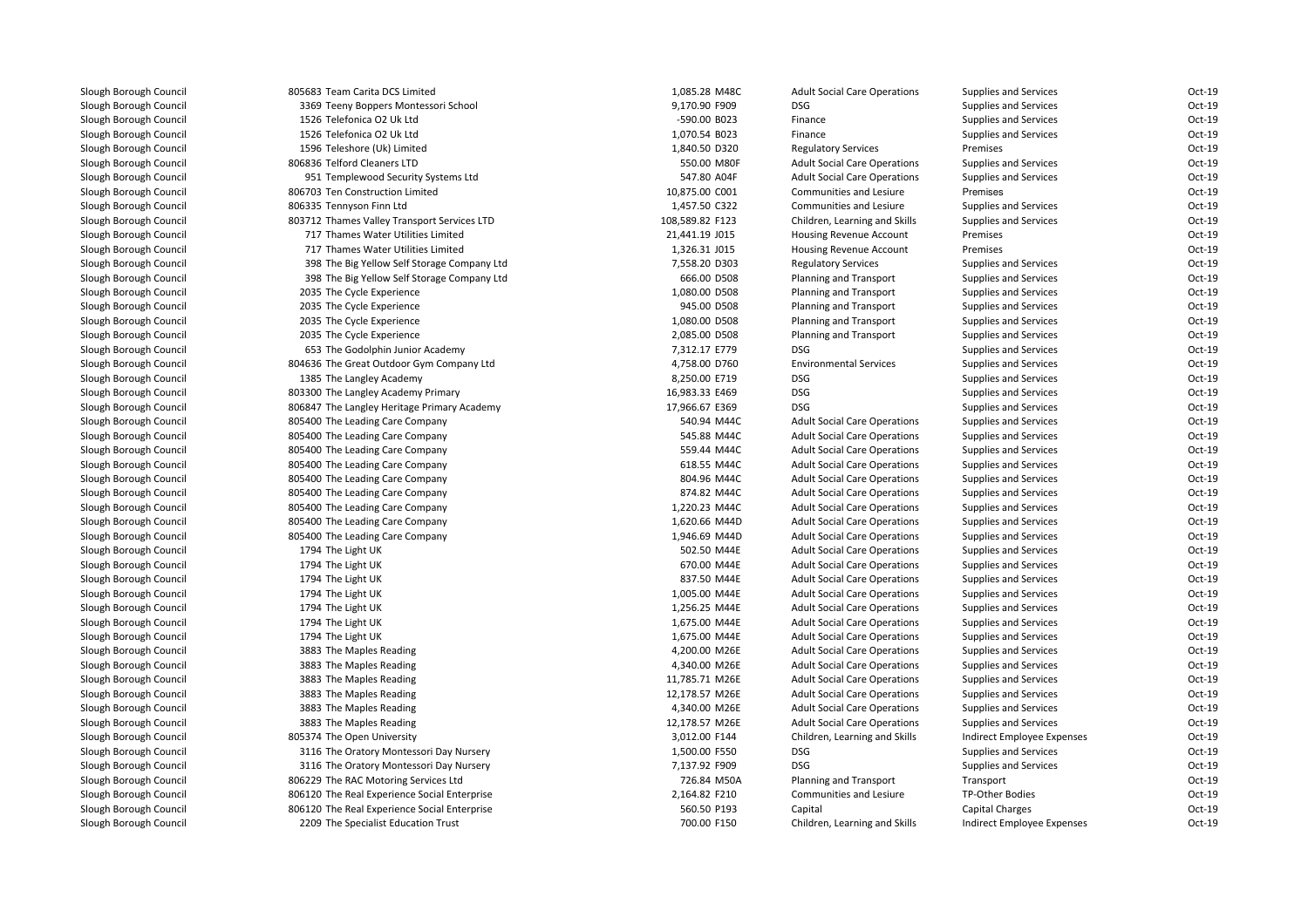| | | | | | | | |
|---|---|---|---|---|---|---|---|
| Slough Borough Council | 805683 | Team Carita DCS Limited | 1,085.28 | M48C | Adult Social Care Operations | Supplies and Services | Oct-19 |
| Slough Borough Council | 3369 | Teeny Boppers Montessori School | 9,170.90 | F909 | DSG | Supplies and Services | Oct-19 |
| Slough Borough Council | 1526 | Telefonica O2 Uk Ltd | -590.00 | B023 | Finance | Supplies and Services | Oct-19 |
| Slough Borough Council | 1526 | Telefonica O2 Uk Ltd | 1,070.54 | B023 | Finance | Supplies and Services | Oct-19 |
| Slough Borough Council | 1596 | Teleshore (Uk) Limited | 1,840.50 | D320 | Regulatory Services | Premises | Oct-19 |
| Slough Borough Council | 806836 | Telford Cleaners LTD | 550.00 | M80F | Adult Social Care Operations | Supplies and Services | Oct-19 |
| Slough Borough Council | 951 | Templewood Security Systems Ltd | 547.80 | A04F | Adult Social Care Operations | Supplies and Services | Oct-19 |
| Slough Borough Council | 806703 | Ten Construction Limited | 10,875.00 | C001 | Communities and Lesiure | Premises | Oct-19 |
| Slough Borough Council | 806335 | Tennyson Finn Ltd | 1,457.50 | C322 | Communities and Lesiure | Supplies and Services | Oct-19 |
| Slough Borough Council | 803712 | Thames Valley Transport Services LTD | 108,589.82 | F123 | Children, Learning and Skills | Supplies and Services | Oct-19 |
| Slough Borough Council | 717 | Thames Water Utilities Limited | 21,441.19 | J015 | Housing Revenue Account | Premises | Oct-19 |
| Slough Borough Council | 717 | Thames Water Utilities Limited | 1,326.31 | J015 | Housing Revenue Account | Premises | Oct-19 |
| Slough Borough Council | 398 | The Big Yellow Self Storage Company Ltd | 7,558.20 | D303 | Regulatory Services | Supplies and Services | Oct-19 |
| Slough Borough Council | 398 | The Big Yellow Self Storage Company Ltd | 666.00 | D508 | Planning and Transport | Supplies and Services | Oct-19 |
| Slough Borough Council | 2035 | The Cycle Experience | 1,080.00 | D508 | Planning and Transport | Supplies and Services | Oct-19 |
| Slough Borough Council | 2035 | The Cycle Experience | 945.00 | D508 | Planning and Transport | Supplies and Services | Oct-19 |
| Slough Borough Council | 2035 | The Cycle Experience | 1,080.00 | D508 | Planning and Transport | Supplies and Services | Oct-19 |
| Slough Borough Council | 2035 | The Cycle Experience | 2,085.00 | D508 | Planning and Transport | Supplies and Services | Oct-19 |
| Slough Borough Council | 653 | The Godolphin Junior Academy | 7,312.17 | E779 | DSG | Supplies and Services | Oct-19 |
| Slough Borough Council | 804636 | The Great Outdoor Gym Company Ltd | 4,758.00 | D760 | Environmental Services | Supplies and Services | Oct-19 |
| Slough Borough Council | 1385 | The Langley Academy | 8,250.00 | E719 | DSG | Supplies and Services | Oct-19 |
| Slough Borough Council | 803300 | The Langley Academy Primary | 16,983.33 | E469 | DSG | Supplies and Services | Oct-19 |
| Slough Borough Council | 806847 | The Langley Heritage Primary Academy | 17,966.67 | E369 | DSG | Supplies and Services | Oct-19 |
| Slough Borough Council | 805400 | The Leading Care Company | 540.94 | M44C | Adult Social Care Operations | Supplies and Services | Oct-19 |
| Slough Borough Council | 805400 | The Leading Care Company | 545.88 | M44C | Adult Social Care Operations | Supplies and Services | Oct-19 |
| Slough Borough Council | 805400 | The Leading Care Company | 559.44 | M44C | Adult Social Care Operations | Supplies and Services | Oct-19 |
| Slough Borough Council | 805400 | The Leading Care Company | 618.55 | M44C | Adult Social Care Operations | Supplies and Services | Oct-19 |
| Slough Borough Council | 805400 | The Leading Care Company | 804.96 | M44C | Adult Social Care Operations | Supplies and Services | Oct-19 |
| Slough Borough Council | 805400 | The Leading Care Company | 874.82 | M44C | Adult Social Care Operations | Supplies and Services | Oct-19 |
| Slough Borough Council | 805400 | The Leading Care Company | 1,220.23 | M44C | Adult Social Care Operations | Supplies and Services | Oct-19 |
| Slough Borough Council | 805400 | The Leading Care Company | 1,620.66 | M44D | Adult Social Care Operations | Supplies and Services | Oct-19 |
| Slough Borough Council | 805400 | The Leading Care Company | 1,946.69 | M44D | Adult Social Care Operations | Supplies and Services | Oct-19 |
| Slough Borough Council | 1794 | The Light UK | 502.50 | M44E | Adult Social Care Operations | Supplies and Services | Oct-19 |
| Slough Borough Council | 1794 | The Light UK | 670.00 | M44E | Adult Social Care Operations | Supplies and Services | Oct-19 |
| Slough Borough Council | 1794 | The Light UK | 837.50 | M44E | Adult Social Care Operations | Supplies and Services | Oct-19 |
| Slough Borough Council | 1794 | The Light UK | 1,005.00 | M44E | Adult Social Care Operations | Supplies and Services | Oct-19 |
| Slough Borough Council | 1794 | The Light UK | 1,256.25 | M44E | Adult Social Care Operations | Supplies and Services | Oct-19 |
| Slough Borough Council | 1794 | The Light UK | 1,675.00 | M44E | Adult Social Care Operations | Supplies and Services | Oct-19 |
| Slough Borough Council | 1794 | The Light UK | 1,675.00 | M44E | Adult Social Care Operations | Supplies and Services | Oct-19 |
| Slough Borough Council | 3883 | The Maples Reading | 4,200.00 | M26E | Adult Social Care Operations | Supplies and Services | Oct-19 |
| Slough Borough Council | 3883 | The Maples Reading | 4,340.00 | M26E | Adult Social Care Operations | Supplies and Services | Oct-19 |
| Slough Borough Council | 3883 | The Maples Reading | 11,785.71 | M26E | Adult Social Care Operations | Supplies and Services | Oct-19 |
| Slough Borough Council | 3883 | The Maples Reading | 12,178.57 | M26E | Adult Social Care Operations | Supplies and Services | Oct-19 |
| Slough Borough Council | 3883 | The Maples Reading | 4,340.00 | M26E | Adult Social Care Operations | Supplies and Services | Oct-19 |
| Slough Borough Council | 3883 | The Maples Reading | 12,178.57 | M26E | Adult Social Care Operations | Supplies and Services | Oct-19 |
| Slough Borough Council | 805374 | The Open University | 3,012.00 | F144 | Children, Learning and Skills | Indirect Employee Expenses | Oct-19 |
| Slough Borough Council | 3116 | The Oratory Montessori Day Nursery | 1,500.00 | F550 | DSG | Supplies and Services | Oct-19 |
| Slough Borough Council | 3116 | The Oratory Montessori Day Nursery | 7,137.92 | F909 | DSG | Supplies and Services | Oct-19 |
| Slough Borough Council | 806229 | The RAC Motoring Services Ltd | 726.84 | M50A | Planning and Transport | Transport | Oct-19 |
| Slough Borough Council | 806120 | The Real Experience Social Enterprise | 2,164.82 | F210 | Communities and Lesiure | TP-Other Bodies | Oct-19 |
| Slough Borough Council | 806120 | The Real Experience Social Enterprise | 560.50 | P193 | Capital | Capital Charges | Oct-19 |
| Slough Borough Council | 2209 | The Specialist Education Trust | 700.00 | F150 | Children, Learning and Skills | Indirect Employee Expenses | Oct-19 |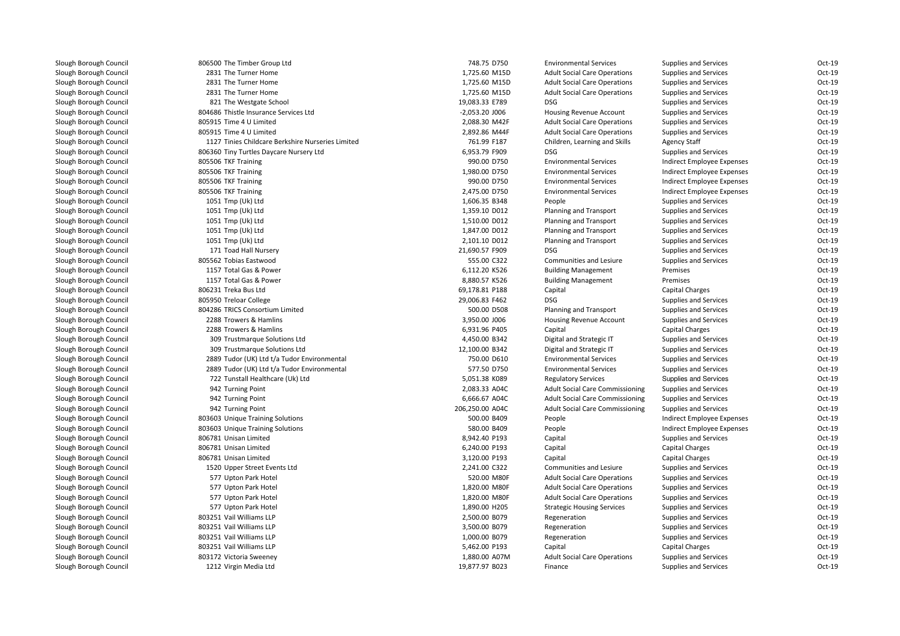| | | | | | | | |
|---|---|---|---|---|---|---|---|
| Slough Borough Council | 806500 The Timber Group Ltd | 748.75 | D750 | Environmental Services | Supplies and Services | Oct-19 |
| Slough Borough Council | 2831 The Turner Home | 1,725.60 | M15D | Adult Social Care Operations | Supplies and Services | Oct-19 |
| Slough Borough Council | 2831 The Turner Home | 1,725.60 | M15D | Adult Social Care Operations | Supplies and Services | Oct-19 |
| Slough Borough Council | 2831 The Turner Home | 1,725.60 | M15D | Adult Social Care Operations | Supplies and Services | Oct-19 |
| Slough Borough Council | 821 The Westgate School | 19,083.33 | E789 | DSG | Supplies and Services | Oct-19 |
| Slough Borough Council | 804686 Thistle Insurance Services Ltd | -2,053.20 | J006 | Housing Revenue Account | Supplies and Services | Oct-19 |
| Slough Borough Council | 805915 Time 4 U Limited | 2,088.30 | M42F | Adult Social Care Operations | Supplies and Services | Oct-19 |
| Slough Borough Council | 805915 Time 4 U Limited | 2,892.86 | M44F | Adult Social Care Operations | Supplies and Services | Oct-19 |
| Slough Borough Council | 1127 Tinies Childcare Berkshire Nurseries Limited | 761.99 | F187 | Children, Learning and Skills | Agency Staff | Oct-19 |
| Slough Borough Council | 806360 Tiny Turtles Daycare Nursery Ltd | 6,953.79 | F909 | DSG | Supplies and Services | Oct-19 |
| Slough Borough Council | 805506 TKF Training | 990.00 | D750 | Environmental Services | Indirect Employee Expenses | Oct-19 |
| Slough Borough Council | 805506 TKF Training | 1,980.00 | D750 | Environmental Services | Indirect Employee Expenses | Oct-19 |
| Slough Borough Council | 805506 TKF Training | 990.00 | D750 | Environmental Services | Indirect Employee Expenses | Oct-19 |
| Slough Borough Council | 805506 TKF Training | 2,475.00 | D750 | Environmental Services | Indirect Employee Expenses | Oct-19 |
| Slough Borough Council | 1051 Tmp (Uk) Ltd | 1,606.35 | B348 | People | Supplies and Services | Oct-19 |
| Slough Borough Council | 1051 Tmp (Uk) Ltd | 1,359.10 | D012 | Planning and Transport | Supplies and Services | Oct-19 |
| Slough Borough Council | 1051 Tmp (Uk) Ltd | 1,510.00 | D012 | Planning and Transport | Supplies and Services | Oct-19 |
| Slough Borough Council | 1051 Tmp (Uk) Ltd | 1,847.00 | D012 | Planning and Transport | Supplies and Services | Oct-19 |
| Slough Borough Council | 1051 Tmp (Uk) Ltd | 2,101.10 | D012 | Planning and Transport | Supplies and Services | Oct-19 |
| Slough Borough Council | 171 Toad Hall Nursery | 21,690.57 | F909 | DSG | Supplies and Services | Oct-19 |
| Slough Borough Council | 805562 Tobias Eastwood | 555.00 | C322 | Communities and Lesiure | Supplies and Services | Oct-19 |
| Slough Borough Council | 1157 Total Gas & Power | 6,112.20 | K526 | Building Management | Premises | Oct-19 |
| Slough Borough Council | 1157 Total Gas & Power | 8,880.57 | K526 | Building Management | Premises | Oct-19 |
| Slough Borough Council | 806231 Treka Bus Ltd | 69,178.81 | P188 | Capital | Capital Charges | Oct-19 |
| Slough Borough Council | 805950 Treloar College | 29,006.83 | F462 | DSG | Supplies and Services | Oct-19 |
| Slough Borough Council | 804286 TRICS Consortium Limited | 500.00 | D508 | Planning and Transport | Supplies and Services | Oct-19 |
| Slough Borough Council | 2288 Trowers & Hamlins | 3,950.00 | J006 | Housing Revenue Account | Supplies and Services | Oct-19 |
| Slough Borough Council | 2288 Trowers & Hamlins | 6,931.96 | P405 | Capital | Capital Charges | Oct-19 |
| Slough Borough Council | 309 Trustmarque Solutions Ltd | 4,450.00 | B342 | Digital and Strategic IT | Supplies and Services | Oct-19 |
| Slough Borough Council | 309 Trustmarque Solutions Ltd | 12,100.00 | B342 | Digital and Strategic IT | Supplies and Services | Oct-19 |
| Slough Borough Council | 2889 Tudor (UK) Ltd t/a Tudor Environmental | 750.00 | D610 | Environmental Services | Supplies and Services | Oct-19 |
| Slough Borough Council | 2889 Tudor (UK) Ltd t/a Tudor Environmental | 577.50 | D750 | Environmental Services | Supplies and Services | Oct-19 |
| Slough Borough Council | 722 Tunstall Healthcare (Uk) Ltd | 5,051.38 | K089 | Regulatory Services | Supplies and Services | Oct-19 |
| Slough Borough Council | 942 Turning Point | 2,083.33 | A04C | Adult Social Care Commissioning | Supplies and Services | Oct-19 |
| Slough Borough Council | 942 Turning Point | 6,666.67 | A04C | Adult Social Care Commissioning | Supplies and Services | Oct-19 |
| Slough Borough Council | 942 Turning Point | 206,250.00 | A04C | Adult Social Care Commissioning | Supplies and Services | Oct-19 |
| Slough Borough Council | 803603 Unique Training Solutions | 500.00 | B409 | People | Indirect Employee Expenses | Oct-19 |
| Slough Borough Council | 803603 Unique Training Solutions | 580.00 | B409 | People | Indirect Employee Expenses | Oct-19 |
| Slough Borough Council | 806781 Unisan Limited | 8,942.40 | P193 | Capital | Supplies and Services | Oct-19 |
| Slough Borough Council | 806781 Unisan Limited | 6,240.00 | P193 | Capital | Capital Charges | Oct-19 |
| Slough Borough Council | 806781 Unisan Limited | 3,120.00 | P193 | Capital | Capital Charges | Oct-19 |
| Slough Borough Council | 1520 Upper Street Events Ltd | 2,241.00 | C322 | Communities and Lesiure | Supplies and Services | Oct-19 |
| Slough Borough Council | 577 Upton Park Hotel | 520.00 | M80F | Adult Social Care Operations | Supplies and Services | Oct-19 |
| Slough Borough Council | 577 Upton Park Hotel | 1,820.00 | M80F | Adult Social Care Operations | Supplies and Services | Oct-19 |
| Slough Borough Council | 577 Upton Park Hotel | 1,820.00 | M80F | Adult Social Care Operations | Supplies and Services | Oct-19 |
| Slough Borough Council | 577 Upton Park Hotel | 1,890.00 | H205 | Strategic Housing Services | Supplies and Services | Oct-19 |
| Slough Borough Council | 803251 Vail Williams LLP | 2,500.00 | B079 | Regeneration | Supplies and Services | Oct-19 |
| Slough Borough Council | 803251 Vail Williams LLP | 3,500.00 | B079 | Regeneration | Supplies and Services | Oct-19 |
| Slough Borough Council | 803251 Vail Williams LLP | 1,000.00 | B079 | Regeneration | Supplies and Services | Oct-19 |
| Slough Borough Council | 803251 Vail Williams LLP | 5,462.00 | P193 | Capital | Capital Charges | Oct-19 |
| Slough Borough Council | 803172 Victoria Sweeney | 1,880.00 | A07M | Adult Social Care Operations | Supplies and Services | Oct-19 |
| Slough Borough Council | 1212 Virgin Media Ltd | 19,877.97 | B023 | Finance | Supplies and Services | Oct-19 |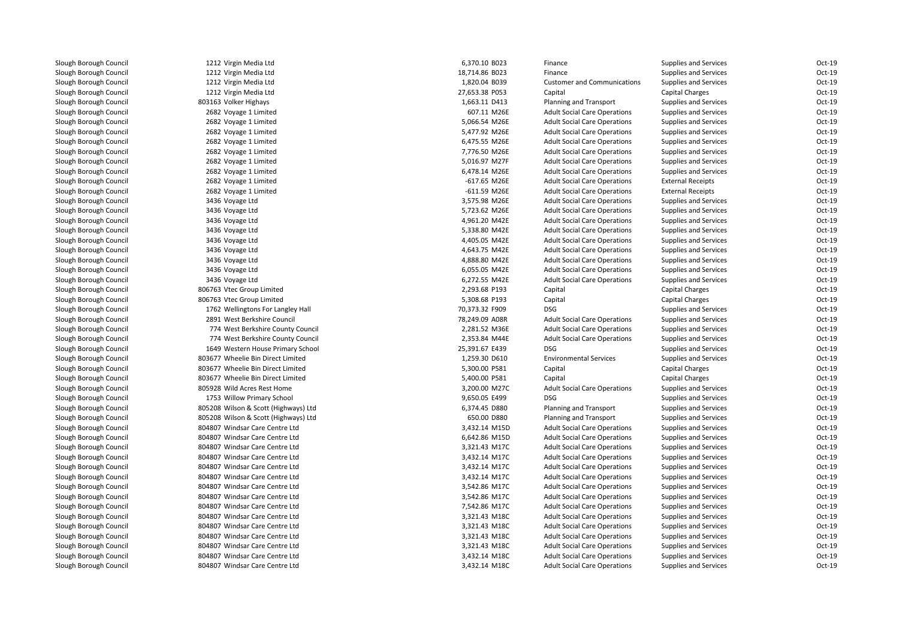| | | | | | | | |
|---|---|---|---|---|---|---|---|
| Slough Borough Council | 1212 Virgin Media Ltd | 6,370.10 | B023 | Finance | Supplies and Services | Oct-19 |
| Slough Borough Council | 1212 Virgin Media Ltd | 18,714.86 | B023 | Finance | Supplies and Services | Oct-19 |
| Slough Borough Council | 1212 Virgin Media Ltd | 1,820.04 | B039 | Customer and Communications | Supplies and Services | Oct-19 |
| Slough Borough Council | 1212 Virgin Media Ltd | 27,653.38 | P053 | Capital | Capital Charges | Oct-19 |
| Slough Borough Council | 803163 Volker Highays | 1,663.11 | D413 | Planning and Transport | Supplies and Services | Oct-19 |
| Slough Borough Council | 2682 Voyage 1 Limited | 607.11 | M26E | Adult Social Care Operations | Supplies and Services | Oct-19 |
| Slough Borough Council | 2682 Voyage 1 Limited | 5,066.54 | M26E | Adult Social Care Operations | Supplies and Services | Oct-19 |
| Slough Borough Council | 2682 Voyage 1 Limited | 5,477.92 | M26E | Adult Social Care Operations | Supplies and Services | Oct-19 |
| Slough Borough Council | 2682 Voyage 1 Limited | 6,475.55 | M26E | Adult Social Care Operations | Supplies and Services | Oct-19 |
| Slough Borough Council | 2682 Voyage 1 Limited | 7,776.50 | M26E | Adult Social Care Operations | Supplies and Services | Oct-19 |
| Slough Borough Council | 2682 Voyage 1 Limited | 5,016.97 | M27F | Adult Social Care Operations | Supplies and Services | Oct-19 |
| Slough Borough Council | 2682 Voyage 1 Limited | 6,478.14 | M26E | Adult Social Care Operations | Supplies and Services | Oct-19 |
| Slough Borough Council | 2682 Voyage 1 Limited | -617.65 | M26E | Adult Social Care Operations | External Receipts | Oct-19 |
| Slough Borough Council | 2682 Voyage 1 Limited | -611.59 | M26E | Adult Social Care Operations | External Receipts | Oct-19 |
| Slough Borough Council | 3436 Voyage Ltd | 3,575.98 | M26E | Adult Social Care Operations | Supplies and Services | Oct-19 |
| Slough Borough Council | 3436 Voyage Ltd | 5,723.62 | M26E | Adult Social Care Operations | Supplies and Services | Oct-19 |
| Slough Borough Council | 3436 Voyage Ltd | 4,961.20 | M42E | Adult Social Care Operations | Supplies and Services | Oct-19 |
| Slough Borough Council | 3436 Voyage Ltd | 5,338.80 | M42E | Adult Social Care Operations | Supplies and Services | Oct-19 |
| Slough Borough Council | 3436 Voyage Ltd | 4,405.05 | M42E | Adult Social Care Operations | Supplies and Services | Oct-19 |
| Slough Borough Council | 3436 Voyage Ltd | 4,643.75 | M42E | Adult Social Care Operations | Supplies and Services | Oct-19 |
| Slough Borough Council | 3436 Voyage Ltd | 4,888.80 | M42E | Adult Social Care Operations | Supplies and Services | Oct-19 |
| Slough Borough Council | 3436 Voyage Ltd | 6,055.05 | M42E | Adult Social Care Operations | Supplies and Services | Oct-19 |
| Slough Borough Council | 3436 Voyage Ltd | 6,272.55 | M42E | Adult Social Care Operations | Supplies and Services | Oct-19 |
| Slough Borough Council | 806763 Vtec Group Limited | 2,293.68 | P193 | Capital | Capital Charges | Oct-19 |
| Slough Borough Council | 806763 Vtec Group Limited | 5,308.68 | P193 | Capital | Capital Charges | Oct-19 |
| Slough Borough Council | 1762 Wellingtons For Langley Hall | 70,373.32 | F909 | DSG | Supplies and Services | Oct-19 |
| Slough Borough Council | 2891 West Berkshire Council | 78,249.09 | A08R | Adult Social Care Operations | Supplies and Services | Oct-19 |
| Slough Borough Council | 774 West Berkshire County Council | 2,281.52 | M36E | Adult Social Care Operations | Supplies and Services | Oct-19 |
| Slough Borough Council | 774 West Berkshire County Council | 2,353.84 | M44E | Adult Social Care Operations | Supplies and Services | Oct-19 |
| Slough Borough Council | 1649 Western House Primary School | 25,391.67 | E439 | DSG | Supplies and Services | Oct-19 |
| Slough Borough Council | 803677 Wheelie Bin Direct Limited | 1,259.30 | D610 | Environmental Services | Supplies and Services | Oct-19 |
| Slough Borough Council | 803677 Wheelie Bin Direct Limited | 5,300.00 | P581 | Capital | Capital Charges | Oct-19 |
| Slough Borough Council | 803677 Wheelie Bin Direct Limited | 5,400.00 | P581 | Capital | Capital Charges | Oct-19 |
| Slough Borough Council | 805928 Wild Acres Rest Home | 3,200.00 | M27C | Adult Social Care Operations | Supplies and Services | Oct-19 |
| Slough Borough Council | 1753 Willow Primary School | 9,650.05 | E499 | DSG | Supplies and Services | Oct-19 |
| Slough Borough Council | 805208 Wilson & Scott (Highways) Ltd | 6,374.45 | D880 | Planning and Transport | Supplies and Services | Oct-19 |
| Slough Borough Council | 805208 Wilson & Scott (Highways) Ltd | 650.00 | D880 | Planning and Transport | Supplies and Services | Oct-19 |
| Slough Borough Council | 804807 Windsar Care Centre Ltd | 3,432.14 | M15D | Adult Social Care Operations | Supplies and Services | Oct-19 |
| Slough Borough Council | 804807 Windsar Care Centre Ltd | 6,642.86 | M15D | Adult Social Care Operations | Supplies and Services | Oct-19 |
| Slough Borough Council | 804807 Windsar Care Centre Ltd | 3,321.43 | M17C | Adult Social Care Operations | Supplies and Services | Oct-19 |
| Slough Borough Council | 804807 Windsar Care Centre Ltd | 3,432.14 | M17C | Adult Social Care Operations | Supplies and Services | Oct-19 |
| Slough Borough Council | 804807 Windsar Care Centre Ltd | 3,432.14 | M17C | Adult Social Care Operations | Supplies and Services | Oct-19 |
| Slough Borough Council | 804807 Windsar Care Centre Ltd | 3,432.14 | M17C | Adult Social Care Operations | Supplies and Services | Oct-19 |
| Slough Borough Council | 804807 Windsar Care Centre Ltd | 3,542.86 | M17C | Adult Social Care Operations | Supplies and Services | Oct-19 |
| Slough Borough Council | 804807 Windsar Care Centre Ltd | 3,542.86 | M17C | Adult Social Care Operations | Supplies and Services | Oct-19 |
| Slough Borough Council | 804807 Windsar Care Centre Ltd | 7,542.86 | M17C | Adult Social Care Operations | Supplies and Services | Oct-19 |
| Slough Borough Council | 804807 Windsar Care Centre Ltd | 3,321.43 | M18C | Adult Social Care Operations | Supplies and Services | Oct-19 |
| Slough Borough Council | 804807 Windsar Care Centre Ltd | 3,321.43 | M18C | Adult Social Care Operations | Supplies and Services | Oct-19 |
| Slough Borough Council | 804807 Windsar Care Centre Ltd | 3,321.43 | M18C | Adult Social Care Operations | Supplies and Services | Oct-19 |
| Slough Borough Council | 804807 Windsar Care Centre Ltd | 3,321.43 | M18C | Adult Social Care Operations | Supplies and Services | Oct-19 |
| Slough Borough Council | 804807 Windsar Care Centre Ltd | 3,432.14 | M18C | Adult Social Care Operations | Supplies and Services | Oct-19 |
| Slough Borough Council | 804807 Windsar Care Centre Ltd | 3,432.14 | M18C | Adult Social Care Operations | Supplies and Services | Oct-19 |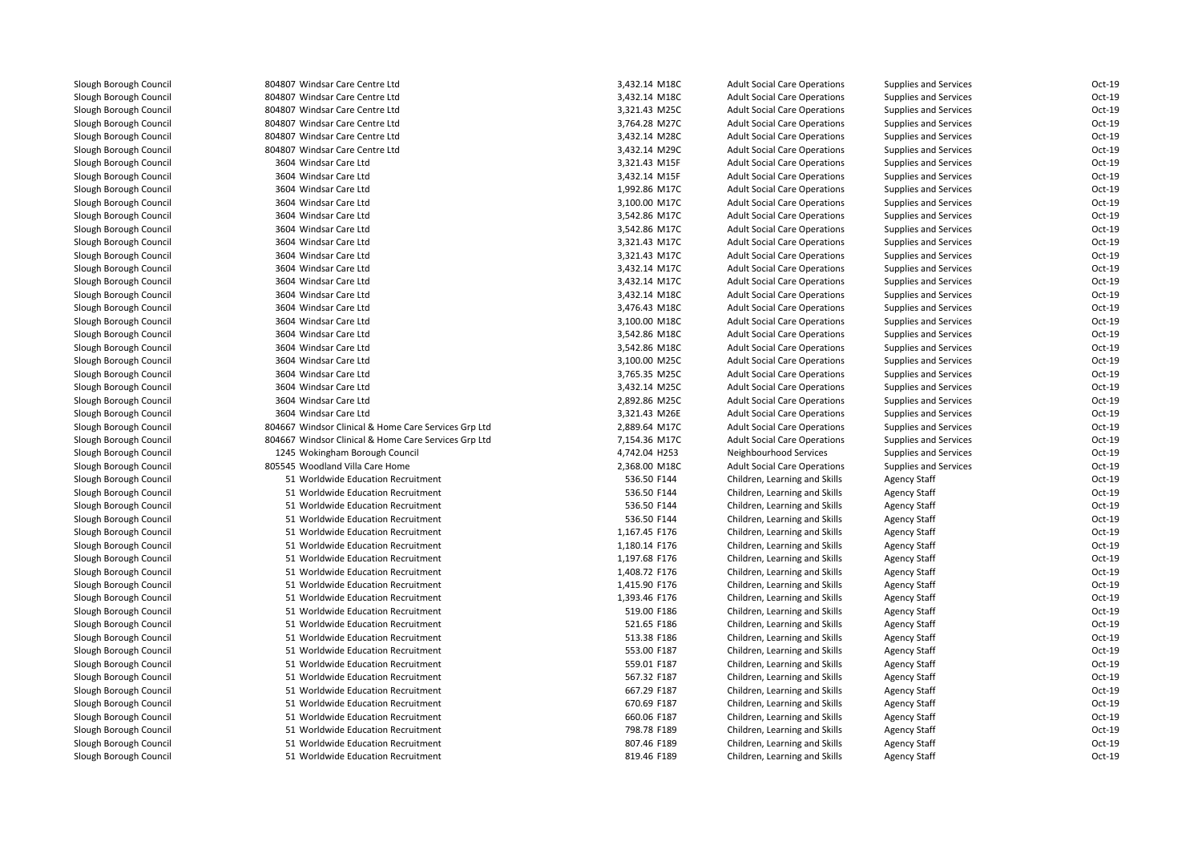| | | | | | | | |
|---|---|---|---|---|---|---|---|
| Slough Borough Council | 804807 | Windsar Care Centre Ltd | 3,432.14 | M18C | Adult Social Care Operations | Supplies and Services | Oct-19 |
| Slough Borough Council | 804807 | Windsar Care Centre Ltd | 3,432.14 | M18C | Adult Social Care Operations | Supplies and Services | Oct-19 |
| Slough Borough Council | 804807 | Windsar Care Centre Ltd | 3,321.43 | M25C | Adult Social Care Operations | Supplies and Services | Oct-19 |
| Slough Borough Council | 804807 | Windsar Care Centre Ltd | 3,764.28 | M27C | Adult Social Care Operations | Supplies and Services | Oct-19 |
| Slough Borough Council | 804807 | Windsar Care Centre Ltd | 3,432.14 | M28C | Adult Social Care Operations | Supplies and Services | Oct-19 |
| Slough Borough Council | 804807 | Windsar Care Centre Ltd | 3,432.14 | M29C | Adult Social Care Operations | Supplies and Services | Oct-19 |
| Slough Borough Council | 3604 | Windsar Care Ltd | 3,321.43 | M15F | Adult Social Care Operations | Supplies and Services | Oct-19 |
| Slough Borough Council | 3604 | Windsar Care Ltd | 3,432.14 | M15F | Adult Social Care Operations | Supplies and Services | Oct-19 |
| Slough Borough Council | 3604 | Windsar Care Ltd | 1,992.86 | M17C | Adult Social Care Operations | Supplies and Services | Oct-19 |
| Slough Borough Council | 3604 | Windsar Care Ltd | 3,100.00 | M17C | Adult Social Care Operations | Supplies and Services | Oct-19 |
| Slough Borough Council | 3604 | Windsar Care Ltd | 3,542.86 | M17C | Adult Social Care Operations | Supplies and Services | Oct-19 |
| Slough Borough Council | 3604 | Windsar Care Ltd | 3,542.86 | M17C | Adult Social Care Operations | Supplies and Services | Oct-19 |
| Slough Borough Council | 3604 | Windsar Care Ltd | 3,321.43 | M17C | Adult Social Care Operations | Supplies and Services | Oct-19 |
| Slough Borough Council | 3604 | Windsar Care Ltd | 3,321.43 | M17C | Adult Social Care Operations | Supplies and Services | Oct-19 |
| Slough Borough Council | 3604 | Windsar Care Ltd | 3,432.14 | M17C | Adult Social Care Operations | Supplies and Services | Oct-19 |
| Slough Borough Council | 3604 | Windsar Care Ltd | 3,432.14 | M17C | Adult Social Care Operations | Supplies and Services | Oct-19 |
| Slough Borough Council | 3604 | Windsar Care Ltd | 3,432.14 | M18C | Adult Social Care Operations | Supplies and Services | Oct-19 |
| Slough Borough Council | 3604 | Windsar Care Ltd | 3,476.43 | M18C | Adult Social Care Operations | Supplies and Services | Oct-19 |
| Slough Borough Council | 3604 | Windsar Care Ltd | 3,100.00 | M18C | Adult Social Care Operations | Supplies and Services | Oct-19 |
| Slough Borough Council | 3604 | Windsar Care Ltd | 3,542.86 | M18C | Adult Social Care Operations | Supplies and Services | Oct-19 |
| Slough Borough Council | 3604 | Windsar Care Ltd | 3,542.86 | M18C | Adult Social Care Operations | Supplies and Services | Oct-19 |
| Slough Borough Council | 3604 | Windsar Care Ltd | 3,100.00 | M25C | Adult Social Care Operations | Supplies and Services | Oct-19 |
| Slough Borough Council | 3604 | Windsar Care Ltd | 3,765.35 | M25C | Adult Social Care Operations | Supplies and Services | Oct-19 |
| Slough Borough Council | 3604 | Windsar Care Ltd | 3,432.14 | M25C | Adult Social Care Operations | Supplies and Services | Oct-19 |
| Slough Borough Council | 3604 | Windsar Care Ltd | 2,892.86 | M25C | Adult Social Care Operations | Supplies and Services | Oct-19 |
| Slough Borough Council | 3604 | Windsar Care Ltd | 3,321.43 | M26E | Adult Social Care Operations | Supplies and Services | Oct-19 |
| Slough Borough Council | 804667 | Windsor Clinical & Home Care Services Grp Ltd | 2,889.64 | M17C | Adult Social Care Operations | Supplies and Services | Oct-19 |
| Slough Borough Council | 804667 | Windsor Clinical & Home Care Services Grp Ltd | 7,154.36 | M17C | Adult Social Care Operations | Supplies and Services | Oct-19 |
| Slough Borough Council | 1245 | Wokingham Borough Council | 4,742.04 | H253 | Neighbourhood Services | Supplies and Services | Oct-19 |
| Slough Borough Council | 805545 | Woodland Villa Care Home | 2,368.00 | M18C | Adult Social Care Operations | Supplies and Services | Oct-19 |
| Slough Borough Council | 51 | Worldwide Education Recruitment | 536.50 | F144 | Children, Learning and Skills | Agency Staff | Oct-19 |
| Slough Borough Council | 51 | Worldwide Education Recruitment | 536.50 | F144 | Children, Learning and Skills | Agency Staff | Oct-19 |
| Slough Borough Council | 51 | Worldwide Education Recruitment | 536.50 | F144 | Children, Learning and Skills | Agency Staff | Oct-19 |
| Slough Borough Council | 51 | Worldwide Education Recruitment | 536.50 | F144 | Children, Learning and Skills | Agency Staff | Oct-19 |
| Slough Borough Council | 51 | Worldwide Education Recruitment | 1,167.45 | F176 | Children, Learning and Skills | Agency Staff | Oct-19 |
| Slough Borough Council | 51 | Worldwide Education Recruitment | 1,180.14 | F176 | Children, Learning and Skills | Agency Staff | Oct-19 |
| Slough Borough Council | 51 | Worldwide Education Recruitment | 1,197.68 | F176 | Children, Learning and Skills | Agency Staff | Oct-19 |
| Slough Borough Council | 51 | Worldwide Education Recruitment | 1,408.72 | F176 | Children, Learning and Skills | Agency Staff | Oct-19 |
| Slough Borough Council | 51 | Worldwide Education Recruitment | 1,415.90 | F176 | Children, Learning and Skills | Agency Staff | Oct-19 |
| Slough Borough Council | 51 | Worldwide Education Recruitment | 1,393.46 | F176 | Children, Learning and Skills | Agency Staff | Oct-19 |
| Slough Borough Council | 51 | Worldwide Education Recruitment | 519.00 | F186 | Children, Learning and Skills | Agency Staff | Oct-19 |
| Slough Borough Council | 51 | Worldwide Education Recruitment | 521.65 | F186 | Children, Learning and Skills | Agency Staff | Oct-19 |
| Slough Borough Council | 51 | Worldwide Education Recruitment | 513.38 | F186 | Children, Learning and Skills | Agency Staff | Oct-19 |
| Slough Borough Council | 51 | Worldwide Education Recruitment | 553.00 | F187 | Children, Learning and Skills | Agency Staff | Oct-19 |
| Slough Borough Council | 51 | Worldwide Education Recruitment | 559.01 | F187 | Children, Learning and Skills | Agency Staff | Oct-19 |
| Slough Borough Council | 51 | Worldwide Education Recruitment | 567.32 | F187 | Children, Learning and Skills | Agency Staff | Oct-19 |
| Slough Borough Council | 51 | Worldwide Education Recruitment | 667.29 | F187 | Children, Learning and Skills | Agency Staff | Oct-19 |
| Slough Borough Council | 51 | Worldwide Education Recruitment | 670.69 | F187 | Children, Learning and Skills | Agency Staff | Oct-19 |
| Slough Borough Council | 51 | Worldwide Education Recruitment | 660.06 | F187 | Children, Learning and Skills | Agency Staff | Oct-19 |
| Slough Borough Council | 51 | Worldwide Education Recruitment | 798.78 | F189 | Children, Learning and Skills | Agency Staff | Oct-19 |
| Slough Borough Council | 51 | Worldwide Education Recruitment | 807.46 | F189 | Children, Learning and Skills | Agency Staff | Oct-19 |
| Slough Borough Council | 51 | Worldwide Education Recruitment | 819.46 | F189 | Children, Learning and Skills | Agency Staff | Oct-19 |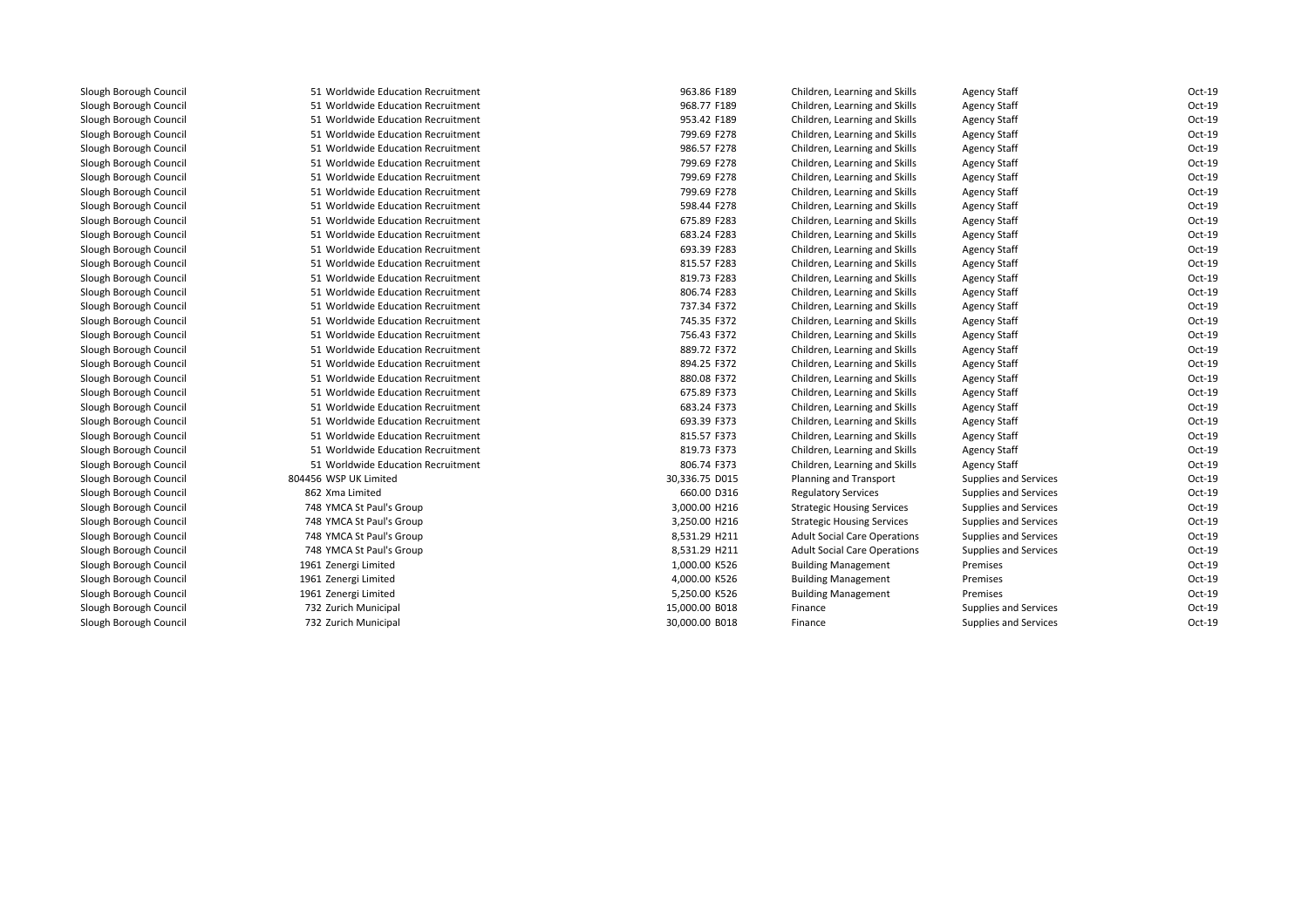| | | | | | | | | |
|---|---|---|---|---|---|---|---|---|
| Slough Borough Council | 51 | Worldwide Education Recruitment | 963.86 | F189 | Children, Learning and Skills | Agency Staff | Oct-19 |
| Slough Borough Council | 51 | Worldwide Education Recruitment | 968.77 | F189 | Children, Learning and Skills | Agency Staff | Oct-19 |
| Slough Borough Council | 51 | Worldwide Education Recruitment | 953.42 | F189 | Children, Learning and Skills | Agency Staff | Oct-19 |
| Slough Borough Council | 51 | Worldwide Education Recruitment | 799.69 | F278 | Children, Learning and Skills | Agency Staff | Oct-19 |
| Slough Borough Council | 51 | Worldwide Education Recruitment | 986.57 | F278 | Children, Learning and Skills | Agency Staff | Oct-19 |
| Slough Borough Council | 51 | Worldwide Education Recruitment | 799.69 | F278 | Children, Learning and Skills | Agency Staff | Oct-19 |
| Slough Borough Council | 51 | Worldwide Education Recruitment | 799.69 | F278 | Children, Learning and Skills | Agency Staff | Oct-19 |
| Slough Borough Council | 51 | Worldwide Education Recruitment | 799.69 | F278 | Children, Learning and Skills | Agency Staff | Oct-19 |
| Slough Borough Council | 51 | Worldwide Education Recruitment | 598.44 | F278 | Children, Learning and Skills | Agency Staff | Oct-19 |
| Slough Borough Council | 51 | Worldwide Education Recruitment | 675.89 | F283 | Children, Learning and Skills | Agency Staff | Oct-19 |
| Slough Borough Council | 51 | Worldwide Education Recruitment | 683.24 | F283 | Children, Learning and Skills | Agency Staff | Oct-19 |
| Slough Borough Council | 51 | Worldwide Education Recruitment | 693.39 | F283 | Children, Learning and Skills | Agency Staff | Oct-19 |
| Slough Borough Council | 51 | Worldwide Education Recruitment | 815.57 | F283 | Children, Learning and Skills | Agency Staff | Oct-19 |
| Slough Borough Council | 51 | Worldwide Education Recruitment | 819.73 | F283 | Children, Learning and Skills | Agency Staff | Oct-19 |
| Slough Borough Council | 51 | Worldwide Education Recruitment | 806.74 | F283 | Children, Learning and Skills | Agency Staff | Oct-19 |
| Slough Borough Council | 51 | Worldwide Education Recruitment | 737.34 | F372 | Children, Learning and Skills | Agency Staff | Oct-19 |
| Slough Borough Council | 51 | Worldwide Education Recruitment | 745.35 | F372 | Children, Learning and Skills | Agency Staff | Oct-19 |
| Slough Borough Council | 51 | Worldwide Education Recruitment | 756.43 | F372 | Children, Learning and Skills | Agency Staff | Oct-19 |
| Slough Borough Council | 51 | Worldwide Education Recruitment | 889.72 | F372 | Children, Learning and Skills | Agency Staff | Oct-19 |
| Slough Borough Council | 51 | Worldwide Education Recruitment | 894.25 | F372 | Children, Learning and Skills | Agency Staff | Oct-19 |
| Slough Borough Council | 51 | Worldwide Education Recruitment | 880.08 | F372 | Children, Learning and Skills | Agency Staff | Oct-19 |
| Slough Borough Council | 51 | Worldwide Education Recruitment | 675.89 | F373 | Children, Learning and Skills | Agency Staff | Oct-19 |
| Slough Borough Council | 51 | Worldwide Education Recruitment | 683.24 | F373 | Children, Learning and Skills | Agency Staff | Oct-19 |
| Slough Borough Council | 51 | Worldwide Education Recruitment | 693.39 | F373 | Children, Learning and Skills | Agency Staff | Oct-19 |
| Slough Borough Council | 51 | Worldwide Education Recruitment | 815.57 | F373 | Children, Learning and Skills | Agency Staff | Oct-19 |
| Slough Borough Council | 51 | Worldwide Education Recruitment | 819.73 | F373 | Children, Learning and Skills | Agency Staff | Oct-19 |
| Slough Borough Council | 51 | Worldwide Education Recruitment | 806.74 | F373 | Children, Learning and Skills | Agency Staff | Oct-19 |
| Slough Borough Council | 804456 | WSP UK Limited | 30,336.75 | D015 | Planning and Transport | Supplies and Services | Oct-19 |
| Slough Borough Council | 862 | Xma Limited | 660.00 | D316 | Regulatory Services | Supplies and Services | Oct-19 |
| Slough Borough Council | 748 | YMCA St Paul's Group | 3,000.00 | H216 | Strategic Housing Services | Supplies and Services | Oct-19 |
| Slough Borough Council | 748 | YMCA St Paul's Group | 3,250.00 | H216 | Strategic Housing Services | Supplies and Services | Oct-19 |
| Slough Borough Council | 748 | YMCA St Paul's Group | 8,531.29 | H211 | Adult Social Care Operations | Supplies and Services | Oct-19 |
| Slough Borough Council | 748 | YMCA St Paul's Group | 8,531.29 | H211 | Adult Social Care Operations | Supplies and Services | Oct-19 |
| Slough Borough Council | 1961 | Zenergi Limited | 1,000.00 | K526 | Building Management | Premises | Oct-19 |
| Slough Borough Council | 1961 | Zenergi Limited | 4,000.00 | K526 | Building Management | Premises | Oct-19 |
| Slough Borough Council | 1961 | Zenergi Limited | 5,250.00 | K526 | Building Management | Premises | Oct-19 |
| Slough Borough Council | 732 | Zurich Municipal | 15,000.00 | B018 | Finance | Supplies and Services | Oct-19 |
| Slough Borough Council | 732 | Zurich Municipal | 30,000.00 | B018 | Finance | Supplies and Services | Oct-19 |